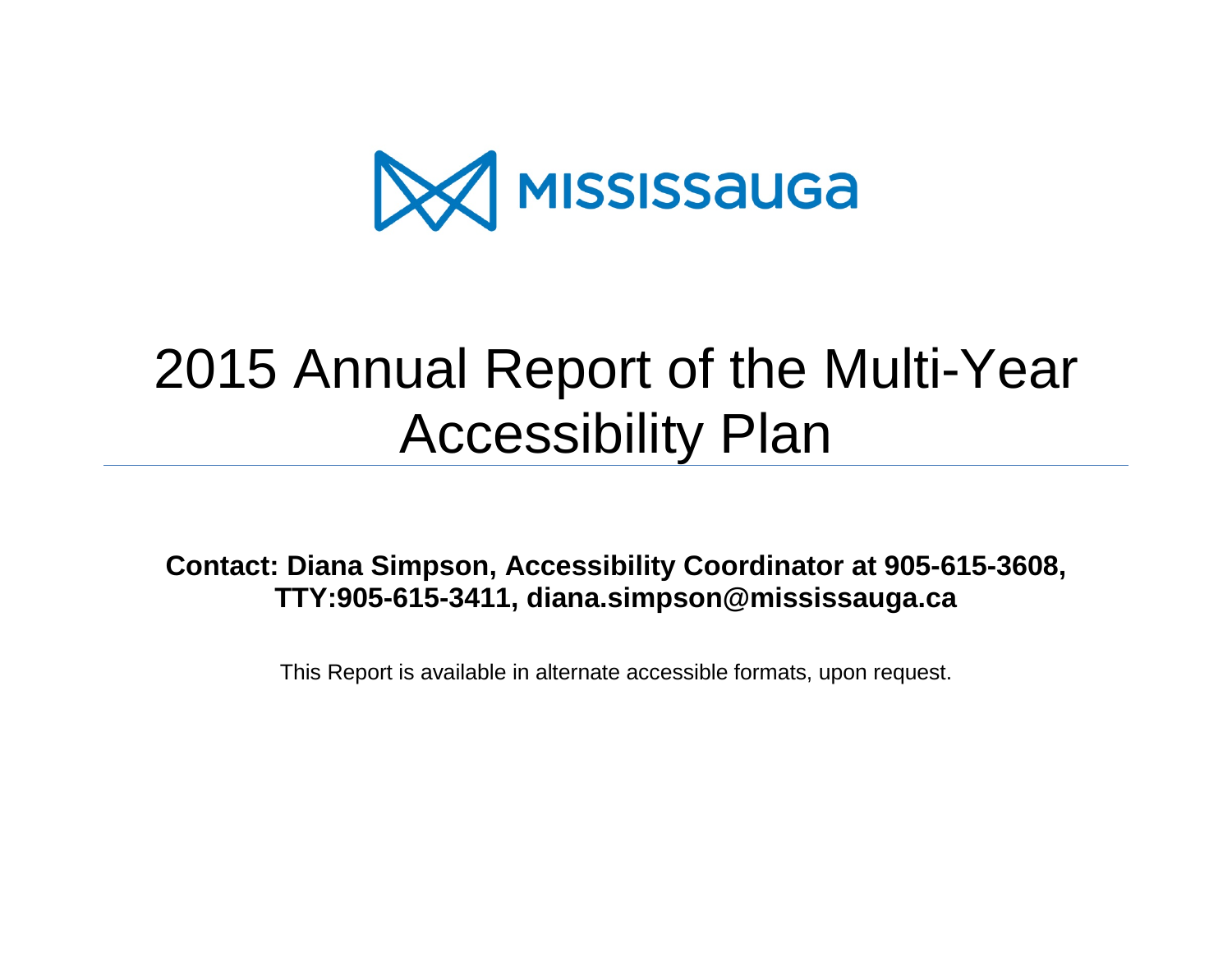MISSISSAUGA

# 2015 Annual Report of the Multi-Year Accessibility Plan

**Contact: Diana Simpson, Accessibility Coordinator at 905-615-3608, TTY:905-615-3411, diana.simpson@mississauga.ca**

This Report is available in alternate accessible formats, upon request.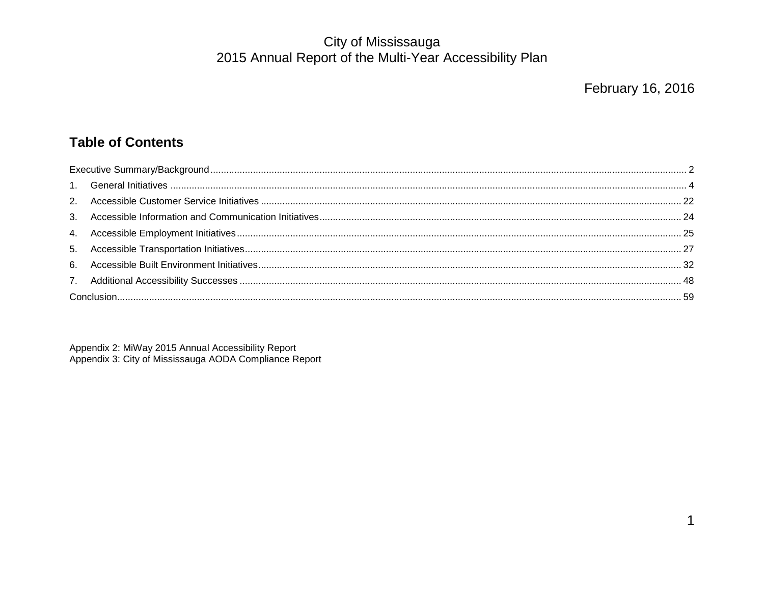# City of Mississauga
# 2015 Annual Report of the Multi-Year Accessibility Plan

February 16, 2016

## Table of Contents

Executive Summary/Background ..... 2

1. General Initiatives ..... 4
2. Accessible Customer Service Initiatives ..... 22
3. Accessible Information and Communication Initiatives ..... 24
4. Accessible Employment Initiatives ..... 25
5. Accessible Transportation Initiatives ..... 27
6. Accessible Built Environment Initiatives ..... 32
7. Additional Accessibility Successes ..... 48

Conclusion ..... 59

Appendix 2: MiWay 2015 Annual Accessibility Report
Appendix 3: City of Mississauga AODA Compliance Report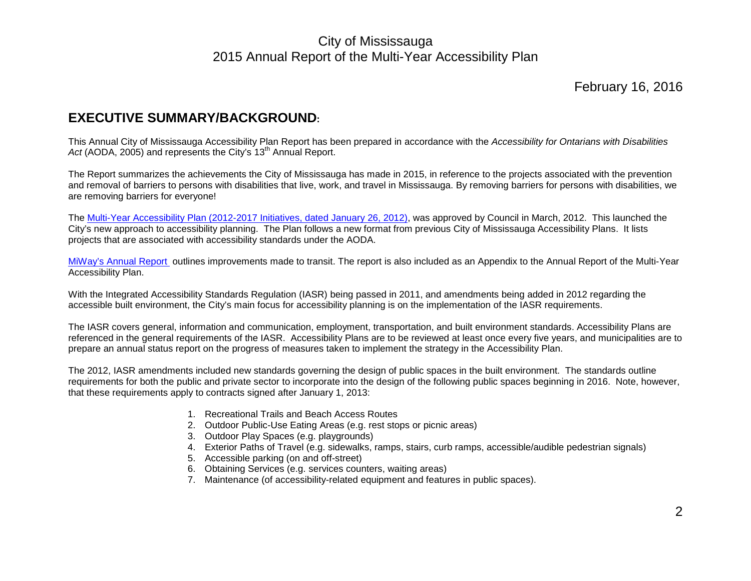City of Mississauga
2015 Annual Report of the Multi-Year Accessibility Plan

February 16, 2016

## EXECUTIVE SUMMARY/BACKGROUND:

This Annual City of Mississauga Accessibility Plan Report has been prepared in accordance with the *Accessibility for Ontarians with Disabilities Act* (AODA, 2005) and represents the City's 13th Annual Report.

The Report summarizes the achievements the City of Mississauga has made in 2015, in reference to the projects associated with the prevention and removal of barriers to persons with disabilities that live, work, and travel in Mississauga. By removing barriers for persons with disabilities, we are removing barriers for everyone!

The Multi-Year Accessibility Plan (2012-2017 Initiatives, dated January 26, 2012), was approved by Council in March, 2012. This launched the City's new approach to accessibility planning. The Plan follows a new format from previous City of Mississauga Accessibility Plans. It lists projects that are associated with accessibility standards under the AODA.

MiWay's Annual Report outlines improvements made to transit. The report is also included as an Appendix to the Annual Report of the Multi-Year Accessibility Plan.

With the Integrated Accessibility Standards Regulation (IASR) being passed in 2011, and amendments being added in 2012 regarding the accessible built environment, the City's main focus for accessibility planning is on the implementation of the IASR requirements.

The IASR covers general, information and communication, employment, transportation, and built environment standards. Accessibility Plans are referenced in the general requirements of the IASR. Accessibility Plans are to be reviewed at least once every five years, and municipalities are to prepare an annual status report on the progress of measures taken to implement the strategy in the Accessibility Plan.

The 2012, IASR amendments included new standards governing the design of public spaces in the built environment. The standards outline requirements for both the public and private sector to incorporate into the design of the following public spaces beginning in 2016. Note, however, that these requirements apply to contracts signed after January 1, 2013:

1. Recreational Trails and Beach Access Routes
2. Outdoor Public-Use Eating Areas (e.g. rest stops or picnic areas)
3. Outdoor Play Spaces (e.g. playgrounds)
4. Exterior Paths of Travel (e.g. sidewalks, ramps, stairs, curb ramps, accessible/audible pedestrian signals)
5. Accessible parking (on and off-street)
6. Obtaining Services (e.g. services counters, waiting areas)
7. Maintenance (of accessibility-related equipment and features in public spaces).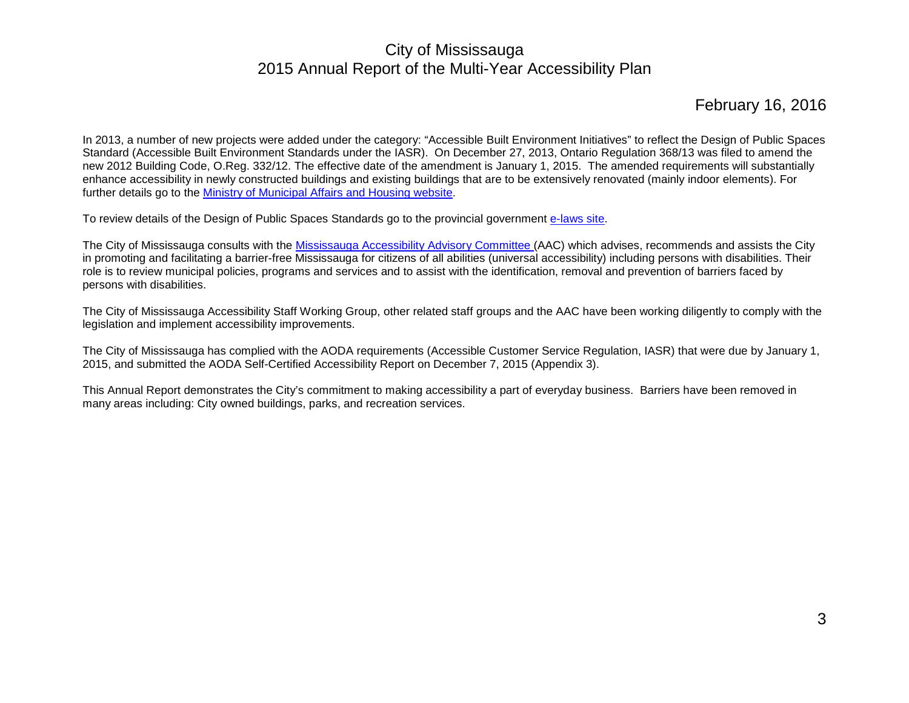City of Mississauga
2015 Annual Report of the Multi-Year Accessibility Plan

February 16, 2016

In 2013, a number of new projects were added under the category: “Accessible Built Environment Initiatives” to reflect the Design of Public Spaces Standard (Accessible Built Environment Standards under the IASR). On December 27, 2013, Ontario Regulation 368/13 was filed to amend the new 2012 Building Code, O.Reg. 332/12. The effective date of the amendment is January 1, 2015. The amended requirements will substantially enhance accessibility in newly constructed buildings and existing buildings that are to be extensively renovated (mainly indoor elements). For further details go to the Ministry of Municipal Affairs and Housing website.

To review details of the Design of Public Spaces Standards go to the provincial government e-laws site.

The City of Mississauga consults with the Mississauga Accessibility Advisory Committee (AAC) which advises, recommends and assists the City in promoting and facilitating a barrier-free Mississauga for citizens of all abilities (universal accessibility) including persons with disabilities. Their role is to review municipal policies, programs and services and to assist with the identification, removal and prevention of barriers faced by persons with disabilities.

The City of Mississauga Accessibility Staff Working Group, other related staff groups and the AAC have been working diligently to comply with the legislation and implement accessibility improvements.

The City of Mississauga has complied with the AODA requirements (Accessible Customer Service Regulation, IASR) that were due by January 1, 2015, and submitted the AODA Self-Certified Accessibility Report on December 7, 2015 (Appendix 3).

This Annual Report demonstrates the City’s commitment to making accessibility a part of everyday business. Barriers have been removed in many areas including: City owned buildings, parks, and recreation services.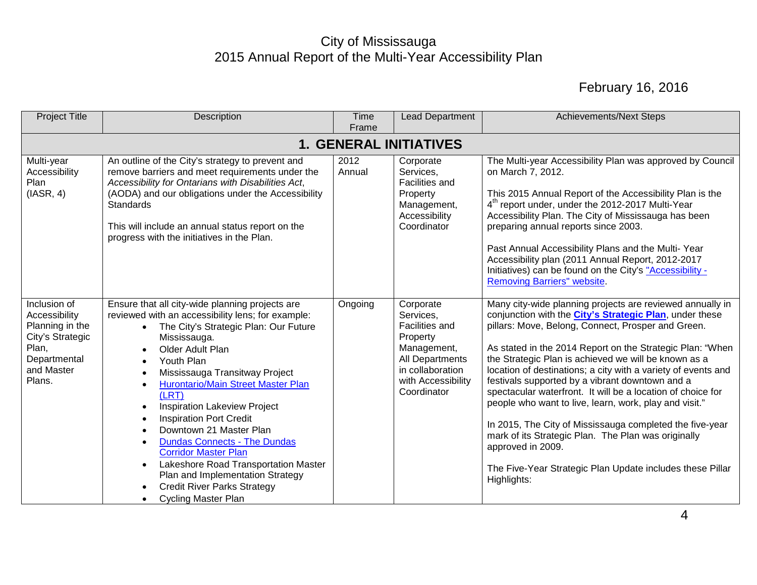# City of Mississauga
## 2015 Annual Report of the Multi-Year Accessibility Plan

February 16, 2016

| Project Title | Description | Time Frame | Lead Department | Achievements/Next Steps |
|---|---|---|---|---|
| **1. GENERAL INITIATIVES** | | | | |
| Multi-year Accessibility Plan (IASR, 4) | An outline of the City's strategy to prevent and remove barriers and meet requirements under the *Accessibility for Ontarians with Disabilities Act*, (AODA) and our obligations under the Accessibility Standards<br><br>This will include an annual status report on the progress with the initiatives in the Plan. | 2012 Annual | Corporate Services, Facilities and Property Management, Accessibility Coordinator | The Multi-year Accessibility Plan was approved by Council on March 7, 2012.<br><br>This 2015 Annual Report of the Accessibility Plan is the 4th report under, under the 2012-2017 Multi-Year Accessibility Plan. The City of Mississauga has been preparing annual reports since 2003.<br><br>Past Annual Accessibility Plans and the Multi- Year Accessibility plan (2011 Annual Report, 2012-2017 Initiatives) can be found on the City's "Accessibility - Removing Barriers" website. |
| Inclusion of Accessibility Planning in the City's Strategic Plan, Departmental and Master Plans. | Ensure that all city-wide planning projects are reviewed with an accessibility lens; for example:<br>• The City's Strategic Plan: Our Future Mississauga.<br>• Older Adult Plan<br>• Youth Plan<br>• Mississauga Transitway Project<br>• Hurontario/Main Street Master Plan (LRT)<br>• Inspiration Lakeview Project<br>• Inspiration Port Credit<br>• Downtown 21 Master Plan<br>• Dundas Connects - The Dundas Corridor Master Plan<br>• Lakeshore Road Transportation Master Plan and Implementation Strategy<br>• Credit River Parks Strategy<br>• Cycling Master Plan | Ongoing | Corporate Services, Facilities and Property Management, All Departments in collaboration with Accessibility Coordinator | Many city-wide planning projects are reviewed annually in conjunction with the **City's Strategic Plan**, under these pillars: Move, Belong, Connect, Prosper and Green.<br><br>As stated in the 2014 Report on the Strategic Plan: "When the Strategic Plan is achieved we will be known as a location of destinations; a city with a variety of events and festivals supported by a vibrant downtown and a spectacular waterfront. It will be a location of choice for people who want to live, learn, work, play and visit."<br><br>In 2015, The City of Mississauga completed the five-year mark of its Strategic Plan. The Plan was originally approved in 2009.<br><br>The Five-Year Strategic Plan Update includes these Pillar Highlights: |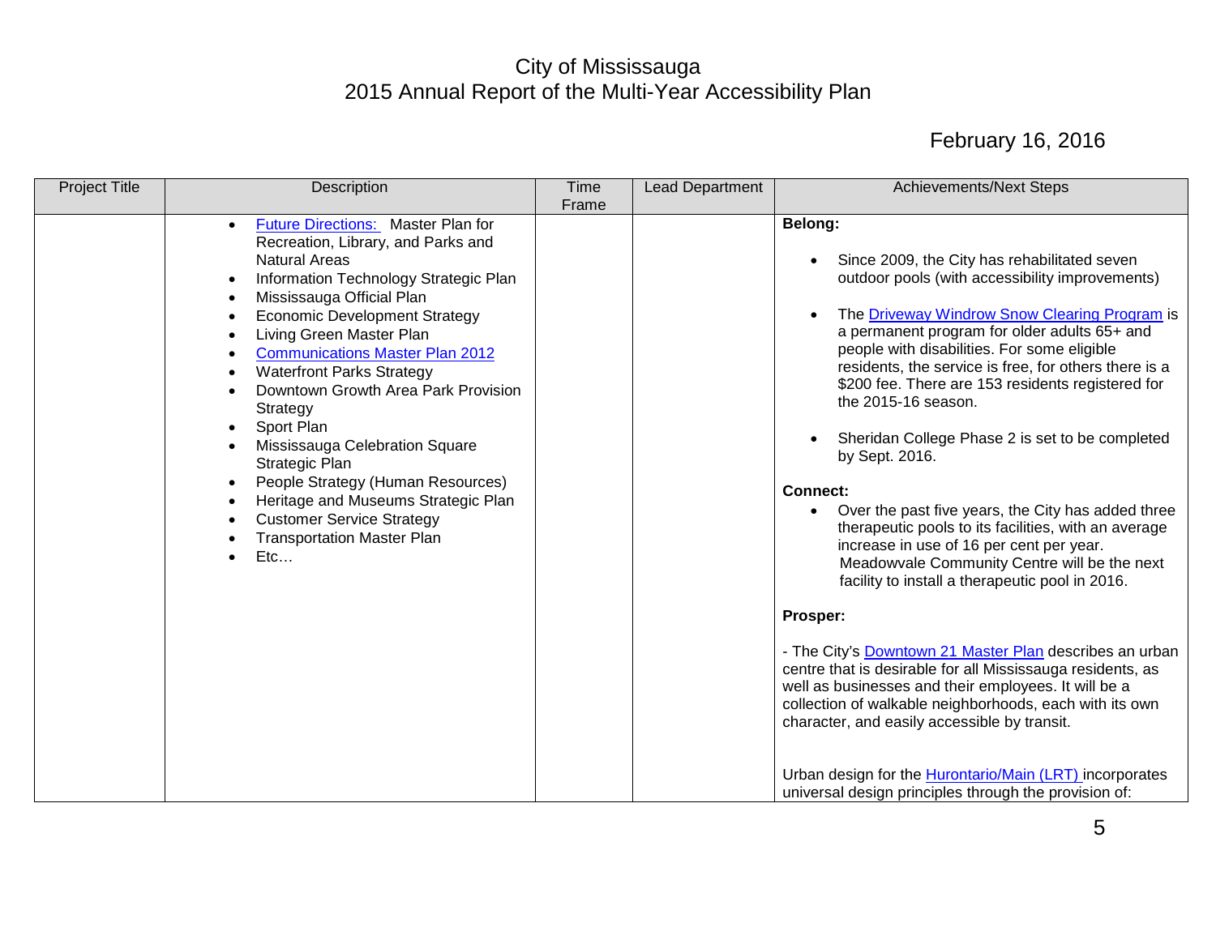# City of Mississauga
# 2015 Annual Report of the Multi-Year Accessibility Plan

February 16, 2016

| Project Title | Description | Time Frame | Lead Department | Achievements/Next Steps |
|---|---|---|---|---|
| | • Future Directions: Master Plan for Recreation, Library, and Parks and Natural Areas<br>• Information Technology Strategic Plan<br>• Mississauga Official Plan<br>• Economic Development Strategy<br>• Living Green Master Plan<br>• Communications Master Plan 2012<br>• Waterfront Parks Strategy<br>• Downtown Growth Area Park Provision Strategy<br>• Sport Plan<br>• Mississauga Celebration Square Strategic Plan<br>• People Strategy (Human Resources)<br>• Heritage and Museums Strategic Plan<br>• Customer Service Strategy<br>• Transportation Master Plan<br>• Etc… | | | **Belong:**<br>• Since 2009, the City has rehabilitated seven outdoor pools (with accessibility improvements)<br>• The Driveway Windrow Snow Clearing Program is a permanent program for older adults 65+ and people with disabilities. For some eligible residents, the service is free, for others there is a $200 fee. There are 153 residents registered for the 2015-16 season.<br>• Sheridan College Phase 2 is set to be completed by Sept. 2016.<br>**Connect:**<br>• Over the past five years, the City has added three therapeutic pools to its facilities, with an average increase in use of 16 per cent per year. Meadowvale Community Centre will be the next facility to install a therapeutic pool in 2016.<br>**Prosper:**<br>- The City's Downtown 21 Master Plan describes an urban centre that is desirable for all Mississauga residents, as well as businesses and their employees. It will be a collection of walkable neighborhoods, each with its own character, and easily accessible by transit.<br>Urban design for the Hurontario/Main (LRT) incorporates universal design principles through the provision of: |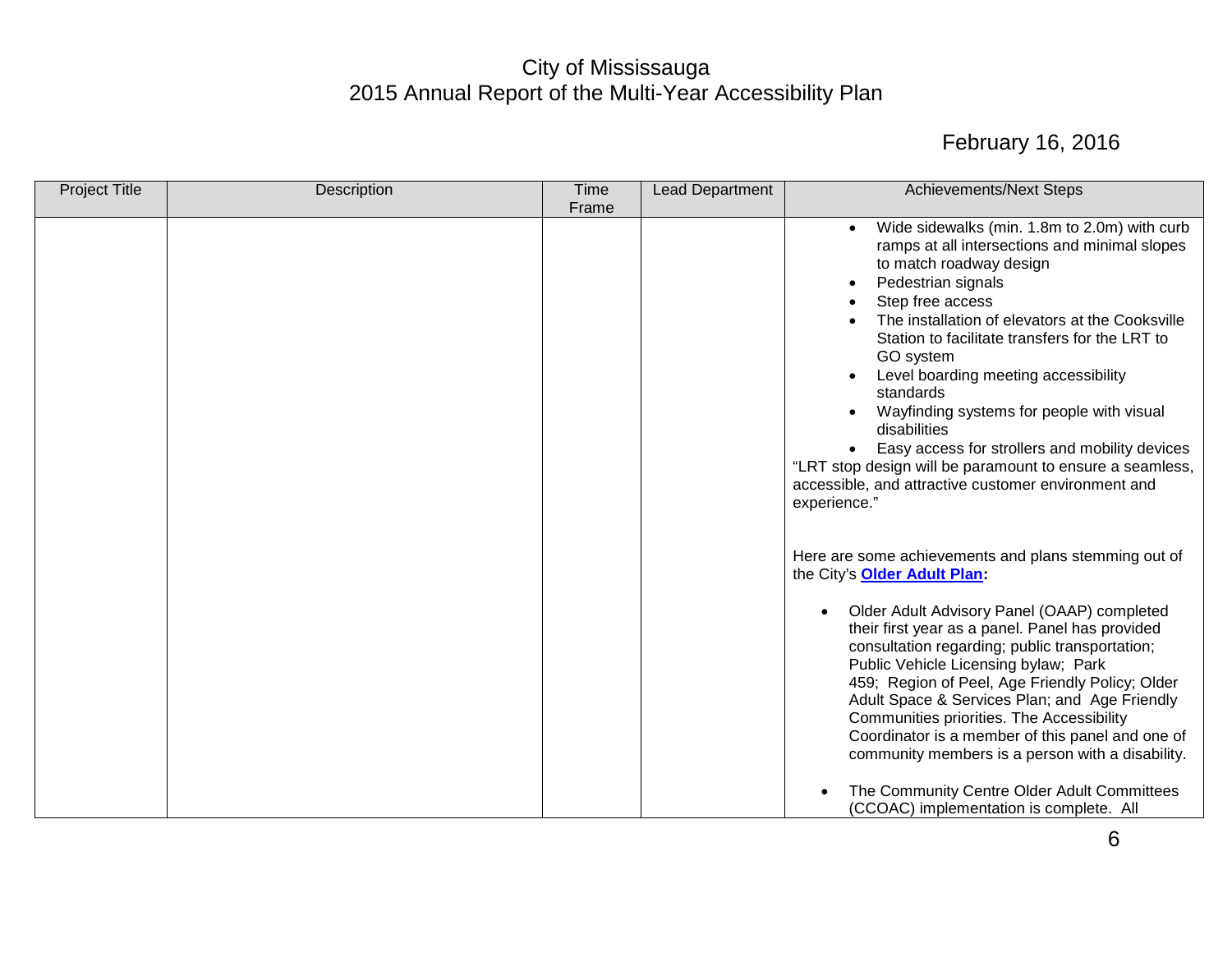# City of Mississauga
# 2015 Annual Report of the Multi-Year Accessibility Plan

February 16, 2016

| Project Title | Description | Time Frame | Lead Department | Achievements/Next Steps |
|---|---|---|---|---|
| | | | | • Wide sidewalks (min. 1.8m to 2.0m) with curb ramps at all intersections and minimal slopes to match roadway design<br>• Pedestrian signals<br>• Step free access<br>• The installation of elevators at the Cooksville Station to facilitate transfers for the LRT to GO system<br>• Level boarding meeting accessibility standards<br>• Wayfinding systems for people with visual disabilities<br>• Easy access for strollers and mobility devices<br>"LRT stop design will be paramount to ensure a seamless, accessible, and attractive customer environment and experience."<br><br>Here are some achievements and plans stemming out of the City's **Older Adult Plan:**<br><br>• Older Adult Advisory Panel (OAAP) completed their first year as a panel. Panel has provided consultation regarding; public transportation; Public Vehicle Licensing bylaw; Park 459; Region of Peel, Age Friendly Policy; Older Adult Space & Services Plan; and Age Friendly Communities priorities. The Accessibility Coordinator is a member of this panel and one of community members is a person with a disability.<br><br>• The Community Centre Older Adult Committees (CCOAC) implementation is complete. All |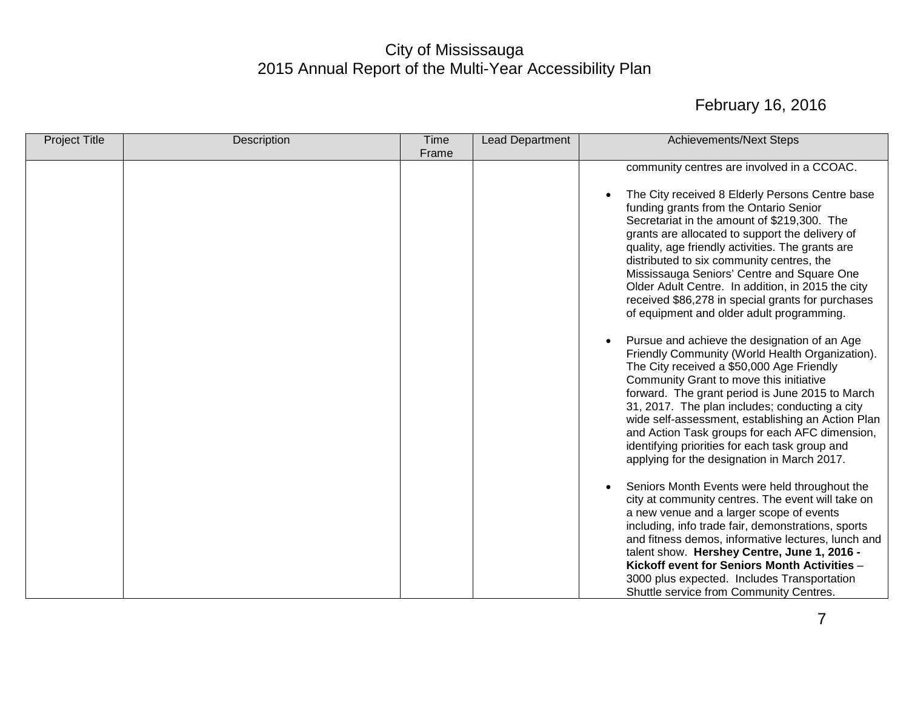City of Mississauga
2015 Annual Report of the Multi-Year Accessibility Plan

February 16, 2016

| Project Title | Description | Time Frame | Lead Department | Achievements/Next Steps |
| --- | --- | --- | --- | --- |
| | | | | community centres are involved in a CCOAC.<br><br>• The City received 8 Elderly Persons Centre base funding grants from the Ontario Senior Secretariat in the amount of $219,300. The grants are allocated to support the delivery of quality, age friendly activities. The grants are distributed to six community centres, the Mississauga Seniors' Centre and Square One Older Adult Centre. In addition, in 2015 the city received $86,278 in special grants for purchases of equipment and older adult programming.<br><br>• Pursue and achieve the designation of an Age Friendly Community (World Health Organization). The City received a $50,000 Age Friendly Community Grant to move this initiative forward. The grant period is June 2015 to March 31, 2017. The plan includes; conducting a city wide self-assessment, establishing an Action Plan and Action Task groups for each AFC dimension, identifying priorities for each task group and applying for the designation in March 2017.<br><br>• Seniors Month Events were held throughout the city at community centres. The event will take on a new venue and a larger scope of events including, info trade fair, demonstrations, sports and fitness demos, informative lectures, lunch and talent show. **Hershey Centre, June 1, 2016 - Kickoff event for Seniors Month Activities** – 3000 plus expected. Includes Transportation Shuttle service from Community Centres. |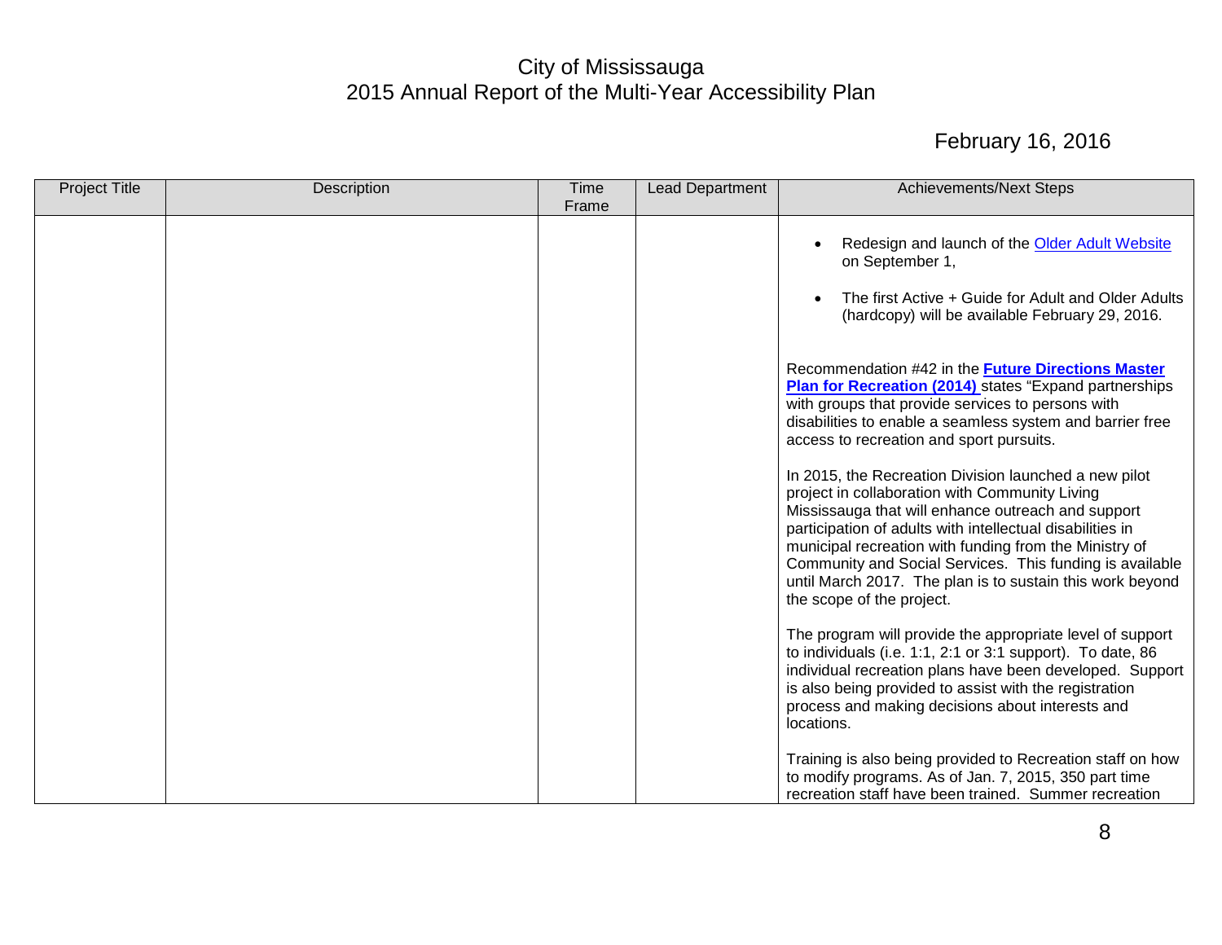| Project Title | Description | Time Frame | Lead Department | Achievements/Next Steps |
|---|---|---|---|---|
| | | | | • Redesign and launch of the Older Adult Website on September 1,<br><br>• The first Active + Guide for Adult and Older Adults (hardcopy) will be available February 29, 2016.<br><br>Recommendation #42 in the **Future Directions Master Plan for Recreation (2014)** states "Expand partnerships with groups that provide services to persons with disabilities to enable a seamless system and barrier free access to recreation and sport pursuits.<br><br>In 2015, the Recreation Division launched a new pilot project in collaboration with Community Living Mississauga that will enhance outreach and support participation of adults with intellectual disabilities in municipal recreation with funding from the Ministry of Community and Social Services. This funding is available until March 2017. The plan is to sustain this work beyond the scope of the project.<br><br>The program will provide the appropriate level of support to individuals (i.e. 1:1, 2:1 or 3:1 support). To date, 86 individual recreation plans have been developed. Support is also being provided to assist with the registration process and making decisions about interests and locations.<br><br>Training is also being provided to Recreation staff on how to modify programs. As of Jan. 7, 2015, 350 part time recreation staff have been trained. Summer recreation |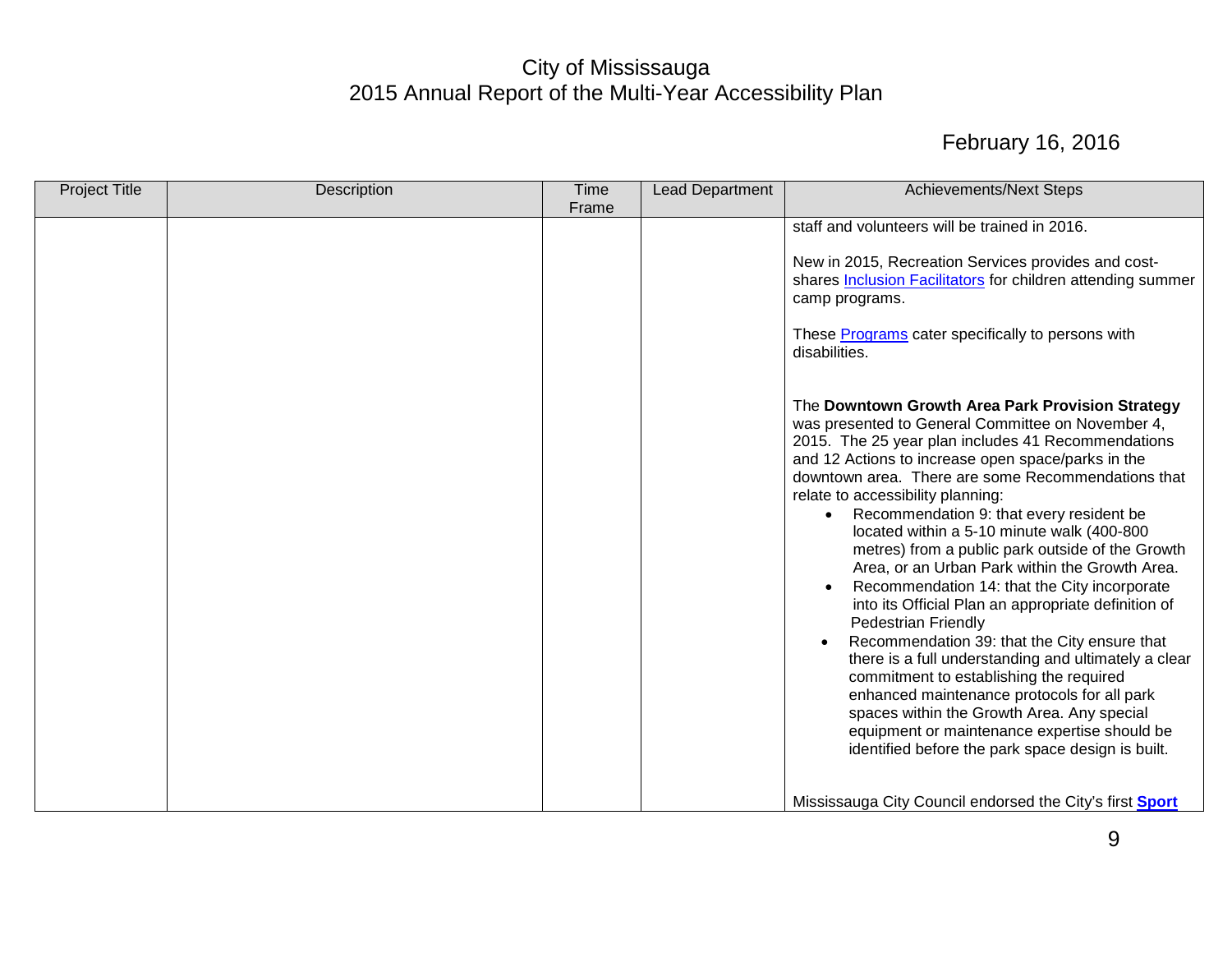# City of Mississauga
## 2015 Annual Report of the Multi-Year Accessibility Plan

February 16, 2016

| Project Title | Description | Time Frame | Lead Department | Achievements/Next Steps |
| --- | --- | --- | --- | --- |
| | | | | staff and volunteers will be trained in 2016.<br><br>New in 2015, Recreation Services provides and cost-shares Inclusion Facilitators for children attending summer camp programs.<br><br>These Programs cater specifically to persons with disabilities.<br><br>The **Downtown Growth Area Park Provision Strategy** was presented to General Committee on November 4, 2015. The 25 year plan includes 41 Recommendations and 12 Actions to increase open space/parks in the downtown area. There are some Recommendations that relate to accessibility planning:<br>• Recommendation 9: that every resident be located within a 5-10 minute walk (400-800 metres) from a public park outside of the Growth Area, or an Urban Park within the Growth Area.<br>• Recommendation 14: that the City incorporate into its Official Plan an appropriate definition of Pedestrian Friendly<br>• Recommendation 39: that the City ensure that there is a full understanding and ultimately a clear commitment to establishing the required enhanced maintenance protocols for all park spaces within the Growth Area. Any special equipment or maintenance expertise should be identified before the park space design is built.<br><br>Mississauga City Council endorsed the City's first **Sport** |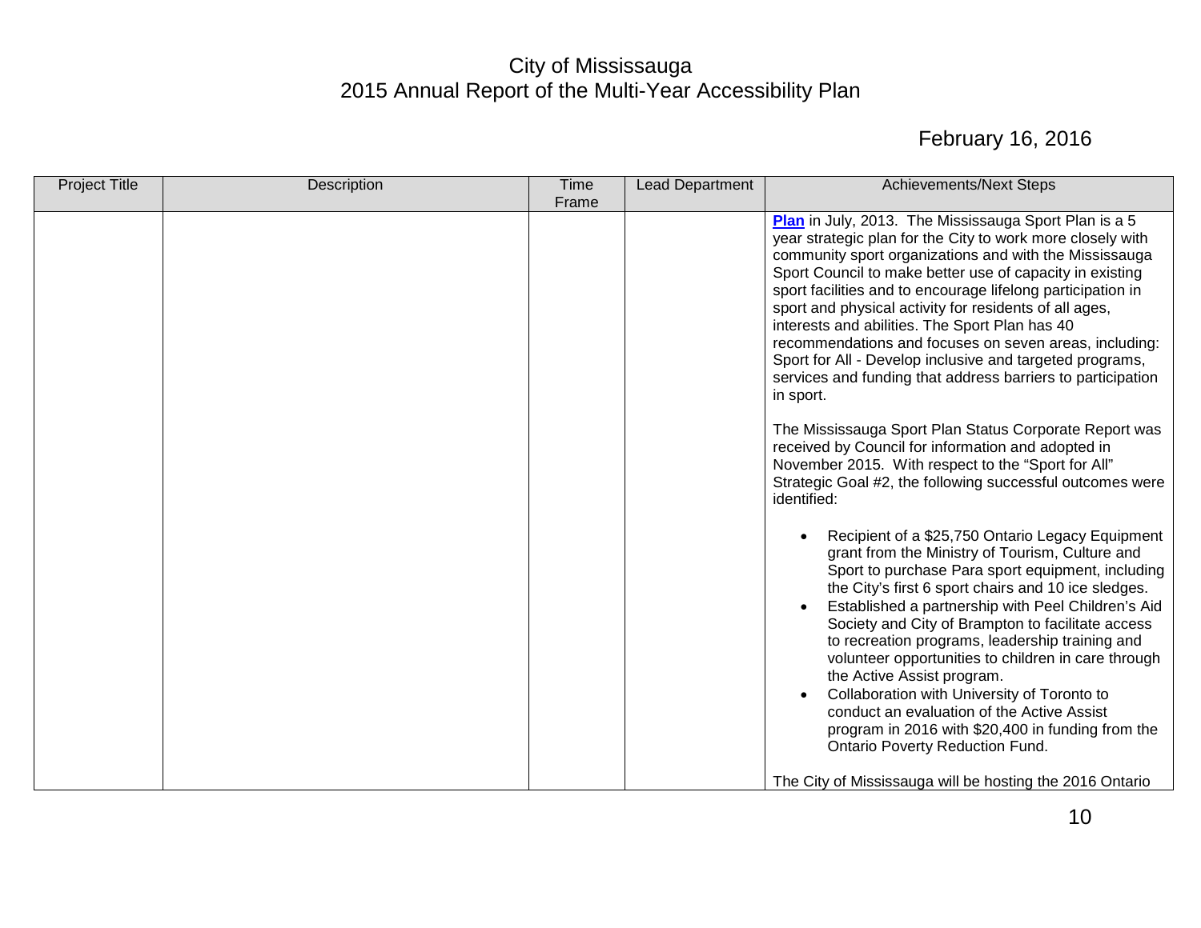| Project Title | Description | Time Frame | Lead Department | Achievements/Next Steps |
| --- | --- | --- | --- | --- |
| | | | | **Plan** in July, 2013. The Mississauga Sport Plan is a 5 year strategic plan for the City to work more closely with community sport organizations and with the Mississauga Sport Council to make better use of capacity in existing sport facilities and to encourage lifelong participation in sport and physical activity for residents of all ages, interests and abilities. The Sport Plan has 40 recommendations and focuses on seven areas, including: Sport for All - Develop inclusive and targeted programs, services and funding that address barriers to participation in sport.<br><br>The Mississauga Sport Plan Status Corporate Report was received by Council for information and adopted in November 2015. With respect to the "Sport for All" Strategic Goal #2, the following successful outcomes were identified:<br><br>• Recipient of a $25,750 Ontario Legacy Equipment grant from the Ministry of Tourism, Culture and Sport to purchase Para sport equipment, including the City's first 6 sport chairs and 10 ice sledges.<br>• Established a partnership with Peel Children's Aid Society and City of Brampton to facilitate access to recreation programs, leadership training and volunteer opportunities to children in care through the Active Assist program.<br>• Collaboration with University of Toronto to conduct an evaluation of the Active Assist program in 2016 with $20,400 in funding from the Ontario Poverty Reduction Fund.<br><br>The City of Mississauga will be hosting the 2016 Ontario |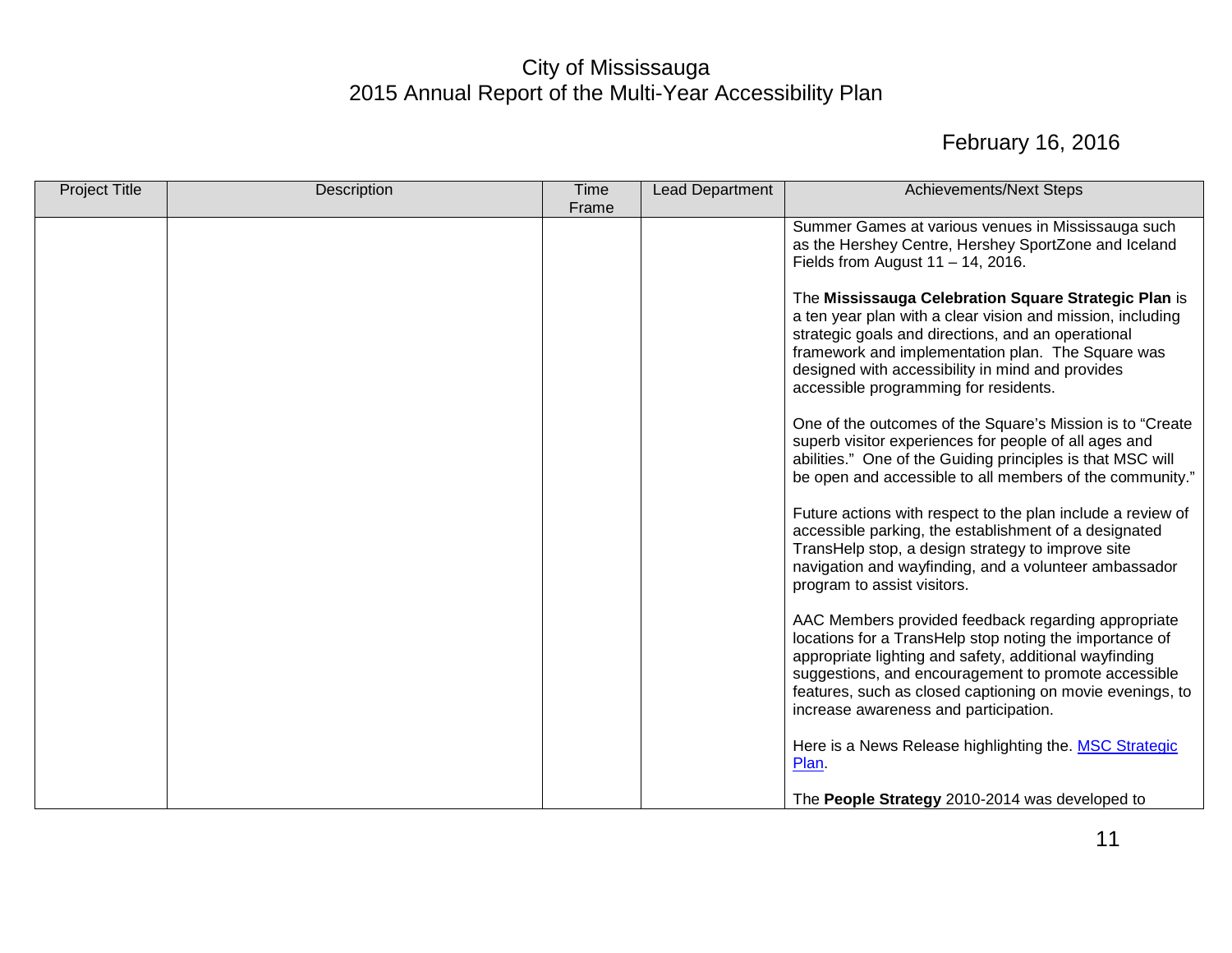| Project Title | Description | Time Frame | Lead Department | Achievements/Next Steps |
|---|---|---|---|---|
| | | | | Summer Games at various venues in Mississauga such as the Hershey Centre, Hershey SportZone and Iceland Fields from August 11 – 14, 2016.<br><br>The **Mississauga Celebration Square Strategic Plan** is a ten year plan with a clear vision and mission, including strategic goals and directions, and an operational framework and implementation plan. The Square was designed with accessibility in mind and provides accessible programming for residents.<br><br>One of the outcomes of the Square's Mission is to "Create superb visitor experiences for people of all ages and abilities." One of the Guiding principles is that MSC will be open and accessible to all members of the community."<br><br>Future actions with respect to the plan include a review of accessible parking, the establishment of a designated TransHelp stop, a design strategy to improve site navigation and wayfinding, and a volunteer ambassador program to assist visitors.<br><br>AAC Members provided feedback regarding appropriate locations for a TransHelp stop noting the importance of appropriate lighting and safety, additional wayfinding suggestions, and encouragement to promote accessible features, such as closed captioning on movie evenings, to increase awareness and participation.<br><br>Here is a News Release highlighting the. MSC Strategic Plan.<br><br>The **People Strategy** 2010-2014 was developed to |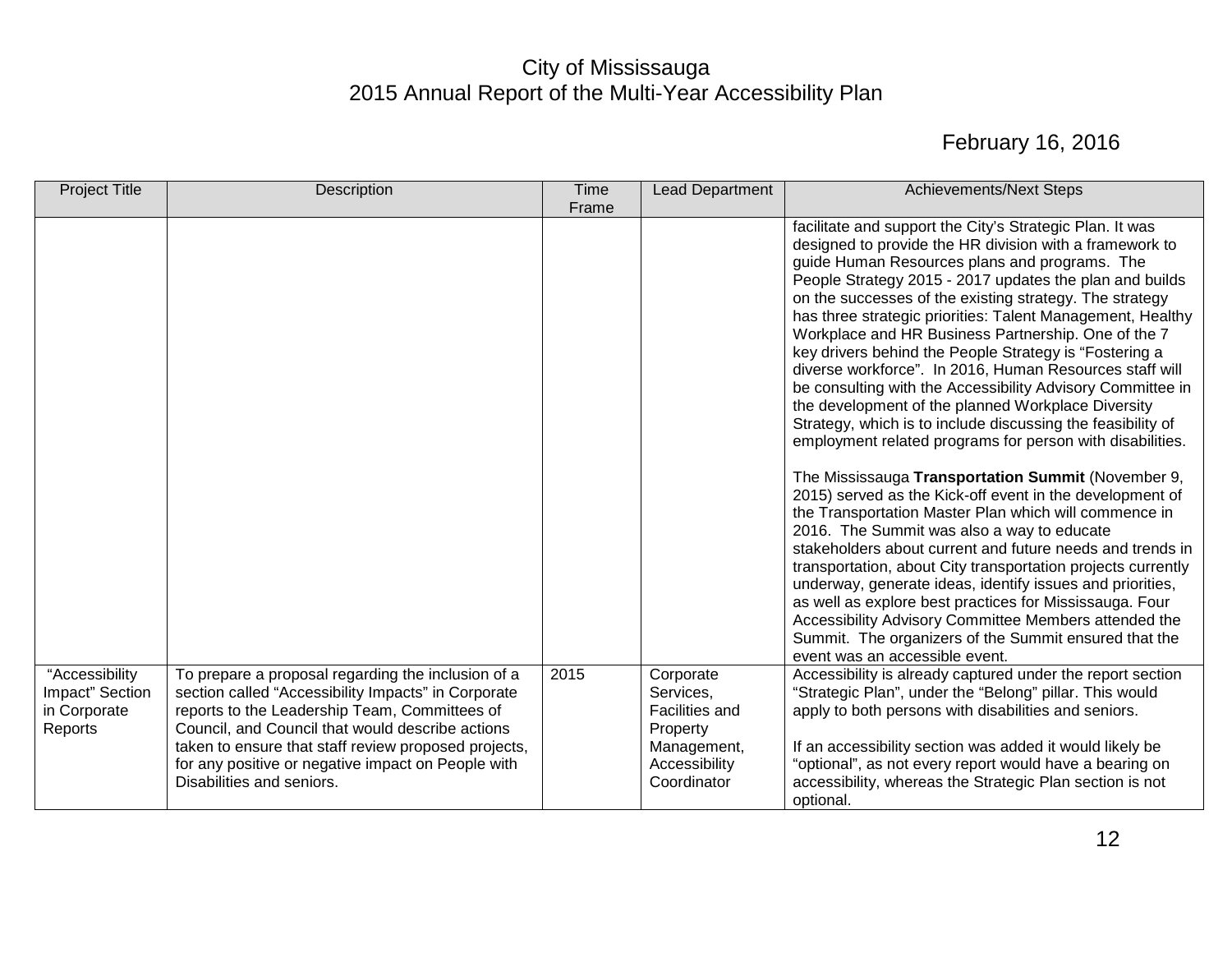City of Mississauga
2015 Annual Report of the Multi-Year Accessibility Plan

February 16, 2016

| Project Title | Description | Time Frame | Lead Department | Achievements/Next Steps |
|---|---|---|---|---|
| | | | | facilitate and support the City's Strategic Plan. It was designed to provide the HR division with a framework to guide Human Resources plans and programs. The People Strategy 2015 - 2017 updates the plan and builds on the successes of the existing strategy. The strategy has three strategic priorities: Talent Management, Healthy Workplace and HR Business Partnership. One of the 7 key drivers behind the People Strategy is "Fostering a diverse workforce". In 2016, Human Resources staff will be consulting with the Accessibility Advisory Committee in the development of the planned Workplace Diversity Strategy, which is to include discussing the feasibility of employment related programs for person with disabilities.<br><br>The Mississauga **Transportation Summit** (November 9, 2015) served as the Kick-off event in the development of the Transportation Master Plan which will commence in 2016. The Summit was also a way to educate stakeholders about current and future needs and trends in transportation, about City transportation projects currently underway, generate ideas, identify issues and priorities, as well as explore best practices for Mississauga. Four Accessibility Advisory Committee Members attended the Summit. The organizers of the Summit ensured that the event was an accessible event. |
| "Accessibility Impact" Section in Corporate Reports | To prepare a proposal regarding the inclusion of a section called "Accessibility Impacts" in Corporate reports to the Leadership Team, Committees of Council, and Council that would describe actions taken to ensure that staff review proposed projects, for any positive or negative impact on People with Disabilities and seniors. | 2015 | Corporate Services, Facilities and Property Management, Accessibility Coordinator | Accessibility is already captured under the report section "Strategic Plan", under the "Belong" pillar. This would apply to both persons with disabilities and seniors.<br><br>If an accessibility section was added it would likely be "optional", as not every report would have a bearing on accessibility, whereas the Strategic Plan section is not optional. |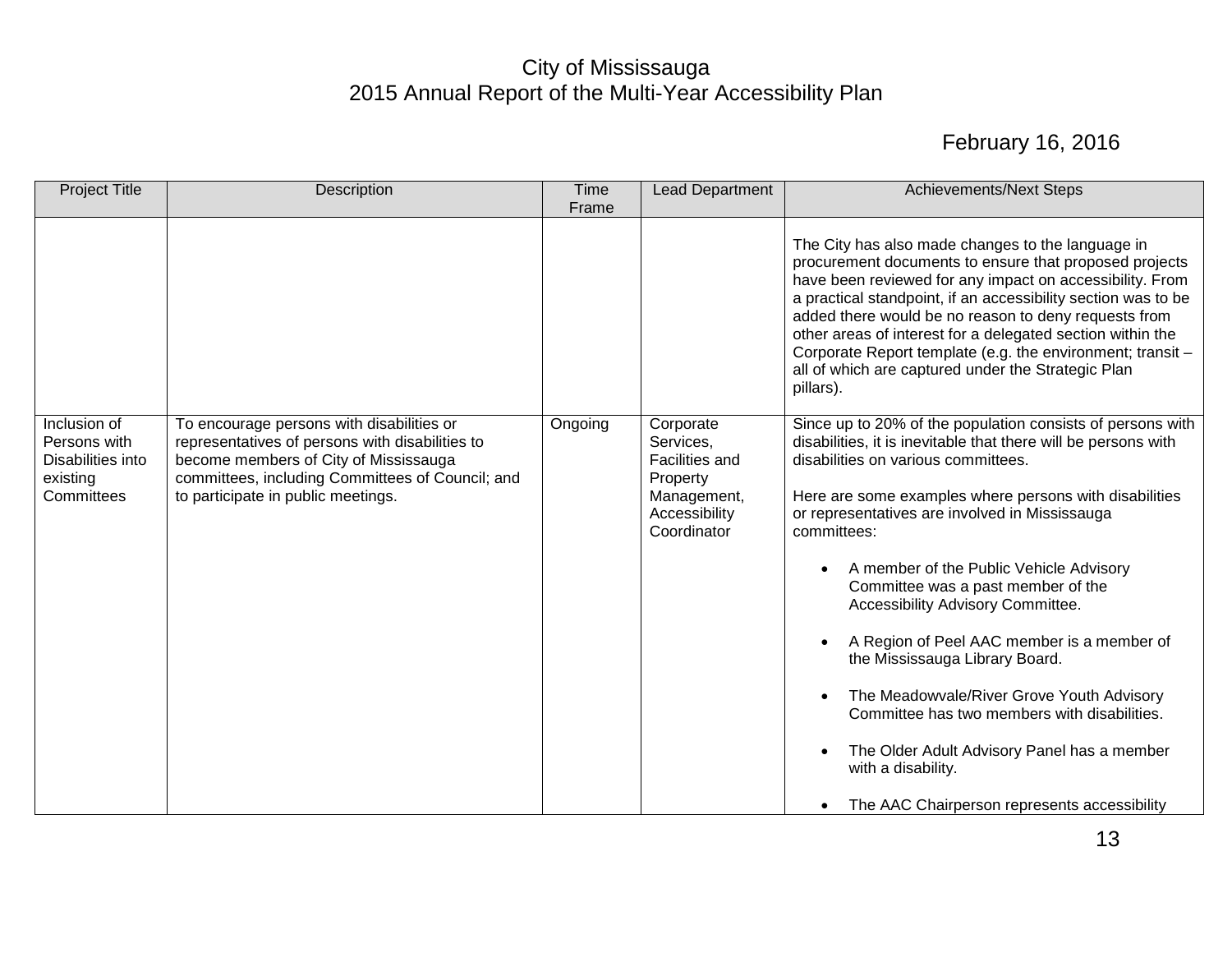City of Mississauga
2015 Annual Report of the Multi-Year Accessibility Plan

February 16, 2016

| Project Title | Description | Time Frame | Lead Department | Achievements/Next Steps |
|---|---|---|---|---|
| | | | | The City has also made changes to the language in procurement documents to ensure that proposed projects have been reviewed for any impact on accessibility. From a practical standpoint, if an accessibility section was to be added there would be no reason to deny requests from other areas of interest for a delegated section within the Corporate Report template (e.g. the environment; transit – all of which are captured under the Strategic Plan pillars). |
| Inclusion of Persons with Disabilities into existing Committees | To encourage persons with disabilities or representatives of persons with disabilities to become members of City of Mississauga committees, including Committees of Council; and to participate in public meetings. | Ongoing | Corporate Services, Facilities and Property Management, Accessibility Coordinator | Since up to 20% of the population consists of persons with disabilities, it is inevitable that there will be persons with disabilities on various committees.<br><br>Here are some examples where persons with disabilities or representatives are involved in Mississauga committees:<br><br>• A member of the Public Vehicle Advisory Committee was a past member of the Accessibility Advisory Committee.<br><br>• A Region of Peel AAC member is a member of the Mississauga Library Board.<br><br>• The Meadowvale/River Grove Youth Advisory Committee has two members with disabilities.<br><br>• The Older Adult Advisory Panel has a member with a disability.<br><br>• The AAC Chairperson represents accessibility |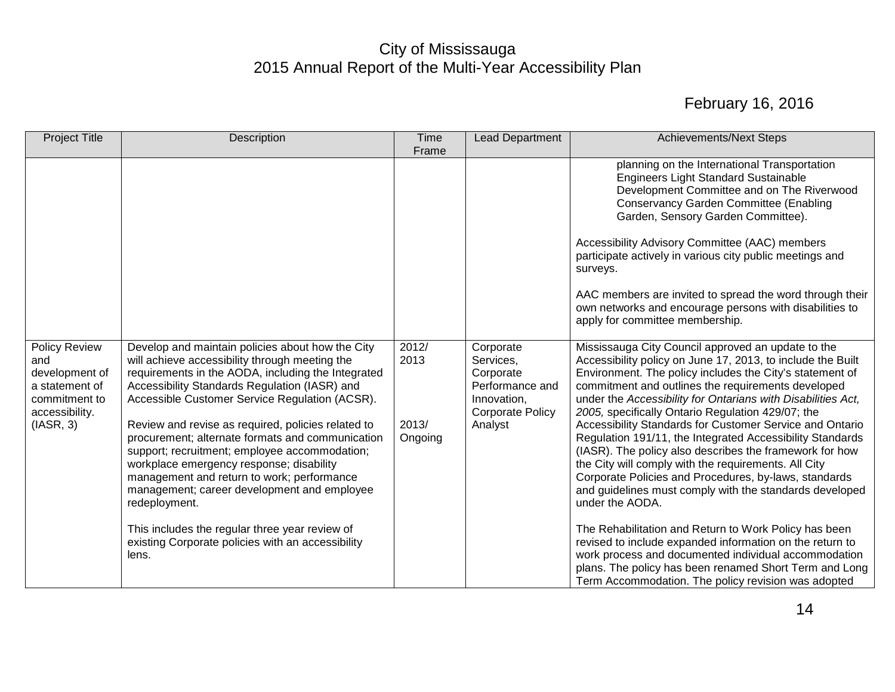City of Mississauga
2015 Annual Report of the Multi-Year Accessibility Plan

February 16, 2016

| Project Title | Description | Time Frame | Lead Department | Achievements/Next Steps |
|---|---|---|---|---|
| | | | | planning on the International Transportation Engineers Light Standard Sustainable Development Committee and on The Riverwood Conservancy Garden Committee (Enabling Garden, Sensory Garden Committee).<br><br>Accessibility Advisory Committee (AAC) members participate actively in various city public meetings and surveys.<br><br>AAC members are invited to spread the word through their own networks and encourage persons with disabilities to apply for committee membership. |
| Policy Review and development of a statement of commitment to accessibility. (IASR, 3) | Develop and maintain policies about how the City will achieve accessibility through meeting the requirements in the AODA, including the Integrated Accessibility Standards Regulation (IASR) and Accessible Customer Service Regulation (ACSR).<br><br>Review and revise as required, policies related to procurement; alternate formats and communication support; recruitment; employee accommodation; workplace emergency response; disability management and return to work; performance management; career development and employee redeployment.<br><br>This includes the regular three year review of existing Corporate policies with an accessibility lens. | 2012/ 2013<br><br>2013/ Ongoing | Corporate Services, Corporate Performance and Innovation, Corporate Policy Analyst | Mississauga City Council approved an update to the Accessibility policy on June 17, 2013, to include the Built Environment. The policy includes the City's statement of commitment and outlines the requirements developed under the *Accessibility for Ontarians with Disabilities Act, 2005,* specifically Ontario Regulation 429/07; the Accessibility Standards for Customer Service and Ontario Regulation 191/11, the Integrated Accessibility Standards (IASR). The policy also describes the framework for how the City will comply with the requirements. All City Corporate Policies and Procedures, by-laws, standards and guidelines must comply with the standards developed under the AODA.<br><br>The Rehabilitation and Return to Work Policy has been revised to include expanded information on the return to work process and documented individual accommodation plans. The policy has been renamed Short Term and Long Term Accommodation. The policy revision was adopted |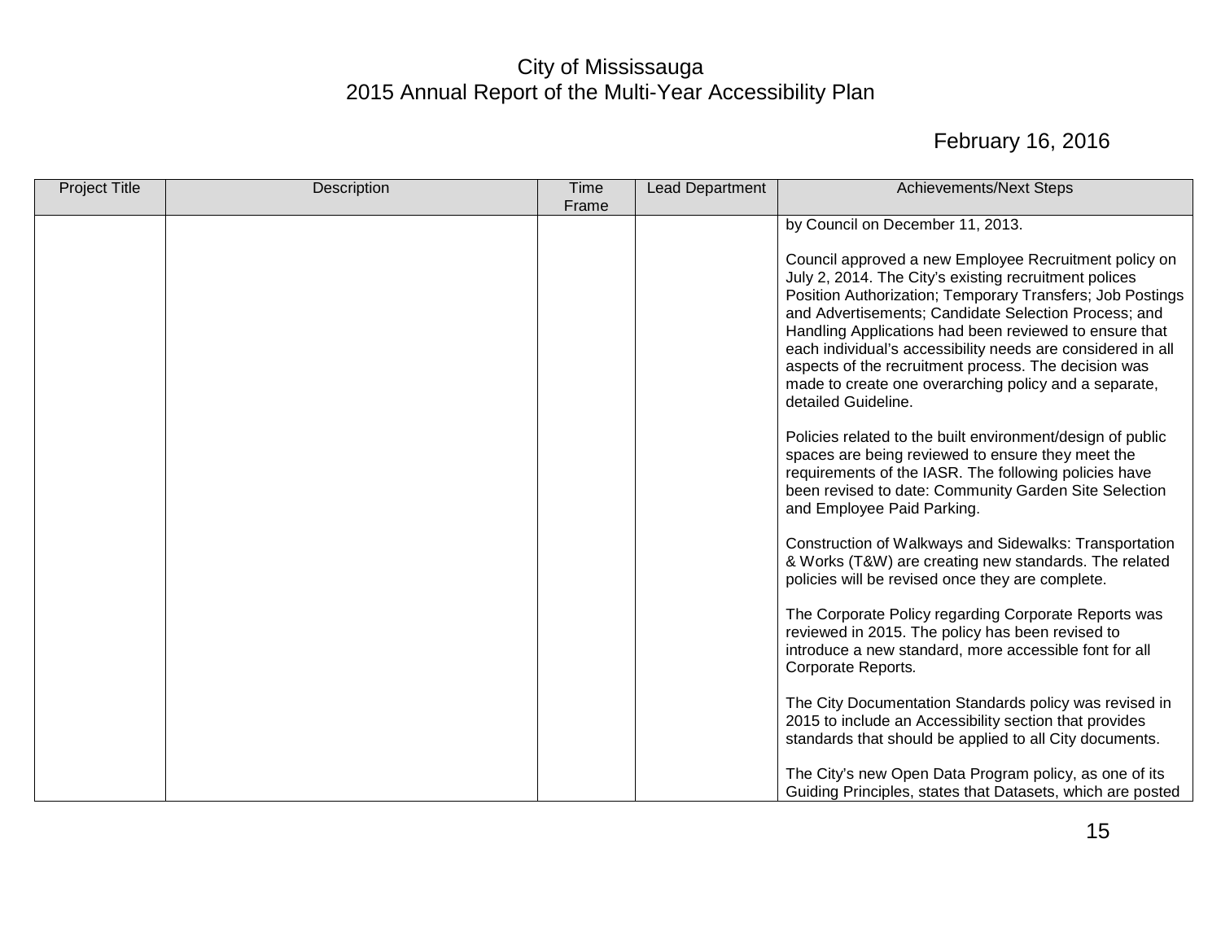| Project Title | Description | Time Frame | Lead Department | Achievements/Next Steps |
|---|---|---|---|---|
| | | | | by Council on December 11, 2013.<br><br>Council approved a new Employee Recruitment policy on July 2, 2014. The City's existing recruitment polices Position Authorization; Temporary Transfers; Job Postings and Advertisements; Candidate Selection Process; and Handling Applications had been reviewed to ensure that each individual's accessibility needs are considered in all aspects of the recruitment process. The decision was made to create one overarching policy and a separate, detailed Guideline.<br><br>Policies related to the built environment/design of public spaces are being reviewed to ensure they meet the requirements of the IASR. The following policies have been revised to date: Community Garden Site Selection and Employee Paid Parking.<br><br>Construction of Walkways and Sidewalks: Transportation & Works (T&W) are creating new standards. The related policies will be revised once they are complete.<br><br>The Corporate Policy regarding Corporate Reports was reviewed in 2015. The policy has been revised to introduce a new standard, more accessible font for all Corporate Reports.<br><br>The City Documentation Standards policy was revised in 2015 to include an Accessibility section that provides standards that should be applied to all City documents.<br><br>The City's new Open Data Program policy, as one of its Guiding Principles, states that Datasets, which are posted |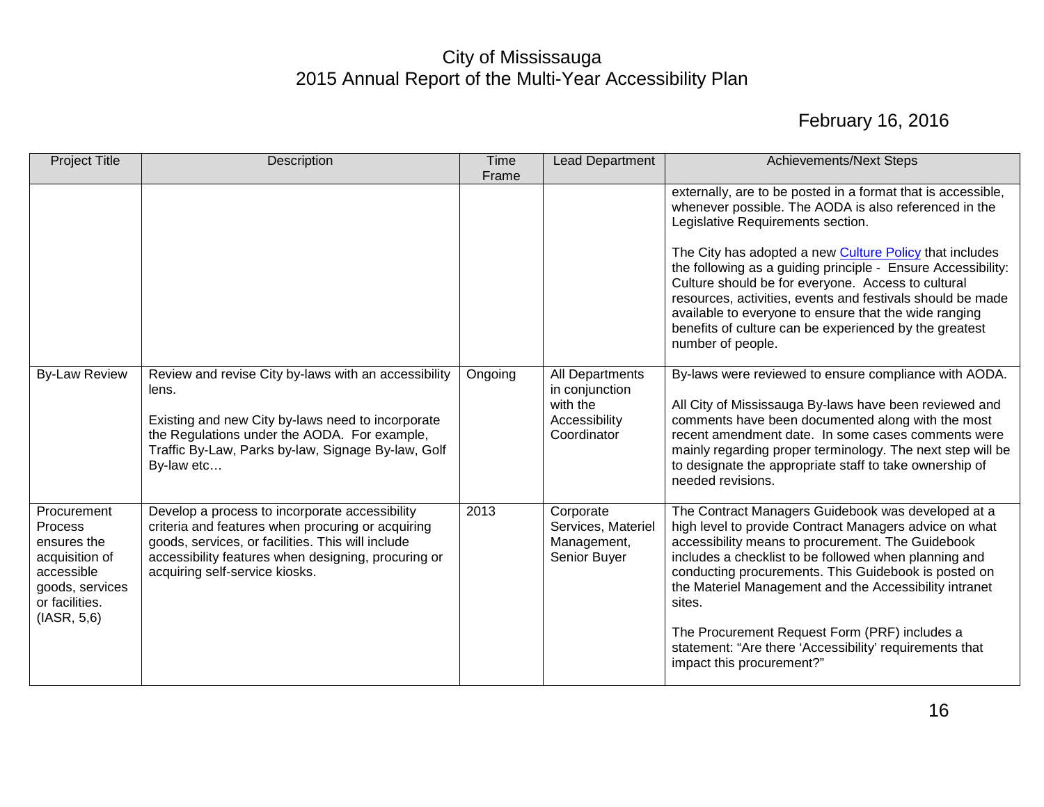# City of Mississauga
## 2015 Annual Report of the Multi-Year Accessibility Plan

February 16, 2016

| Project Title | Description | Time Frame | Lead Department | Achievements/Next Steps |
|---|---|---|---|---|
| | | | | externally, are to be posted in a format that is accessible, whenever possible. The AODA is also referenced in the Legislative Requirements section.<br><br>The City has adopted a new Culture Policy that includes the following as a guiding principle - Ensure Accessibility: Culture should be for everyone. Access to cultural resources, activities, events and festivals should be made available to everyone to ensure that the wide ranging benefits of culture can be experienced by the greatest number of people. |
| By-Law Review | Review and revise City by-laws with an accessibility lens.<br><br>Existing and new City by-laws need to incorporate the Regulations under the AODA. For example, Traffic By-Law, Parks by-law, Signage By-law, Golf By-law etc… | Ongoing | All Departments in conjunction with the Accessibility Coordinator | By-laws were reviewed to ensure compliance with AODA.<br><br>All City of Mississauga By-laws have been reviewed and comments have been documented along with the most recent amendment date. In some cases comments were mainly regarding proper terminology. The next step will be to designate the appropriate staff to take ownership of needed revisions. |
| Procurement Process ensures the acquisition of accessible goods, services or facilities. (IASR, 5,6) | Develop a process to incorporate accessibility criteria and features when procuring or acquiring goods, services, or facilities. This will include accessibility features when designing, procuring or acquiring self-service kiosks. | 2013 | Corporate Services, Materiel Management, Senior Buyer | The Contract Managers Guidebook was developed at a high level to provide Contract Managers advice on what accessibility means to procurement. The Guidebook includes a checklist to be followed when planning and conducting procurements. This Guidebook is posted on the Materiel Management and the Accessibility intranet sites.<br><br>The Procurement Request Form (PRF) includes a statement: "Are there 'Accessibility' requirements that impact this procurement?" |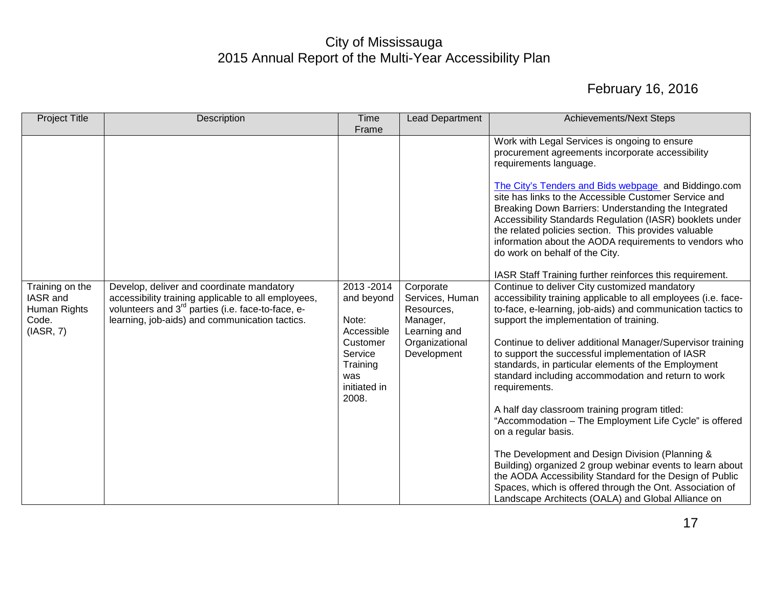# City of Mississauga
# 2015 Annual Report of the Multi-Year Accessibility Plan

February 16, 2016

| Project Title | Description | Time Frame | Lead Department | Achievements/Next Steps |
|---|---|---|---|---|
| | | | | Work with Legal Services is ongoing to ensure procurement agreements incorporate accessibility requirements language.<br><br>[The City's Tenders and Bids webpage](#) and Biddingo.com site has links to the Accessible Customer Service and Breaking Down Barriers: Understanding the Integrated Accessibility Standards Regulation (IASR) booklets under the related policies section. This provides valuable information about the AODA requirements to vendors who do work on behalf of the City.<br><br>IASR Staff Training further reinforces this requirement. |
| Training on the IASR and Human Rights Code. (IASR, 7) | Develop, deliver and coordinate mandatory accessibility training applicable to all employees, volunteers and 3rd parties (i.e. face-to-face, e-learning, job-aids) and communication tactics. | 2013 -2014 and beyond<br><br>Note: Accessible Customer Service Training was initiated in 2008. | Corporate Services, Human Resources, Manager, Learning and Organizational Development | Continue to deliver City customized mandatory accessibility training applicable to all employees (i.e. face-to-face, e-learning, job-aids) and communication tactics to support the implementation of training.<br><br>Continue to deliver additional Manager/Supervisor training to support the successful implementation of IASR standards, in particular elements of the Employment standard including accommodation and return to work requirements.<br><br>A half day classroom training program titled: "Accommodation – The Employment Life Cycle" is offered on a regular basis.<br><br>The Development and Design Division (Planning & Building) organized 2 group webinar events to learn about the AODA Accessibility Standard for the Design of Public Spaces, which is offered through the Ont. Association of Landscape Architects (OALA) and Global Alliance on |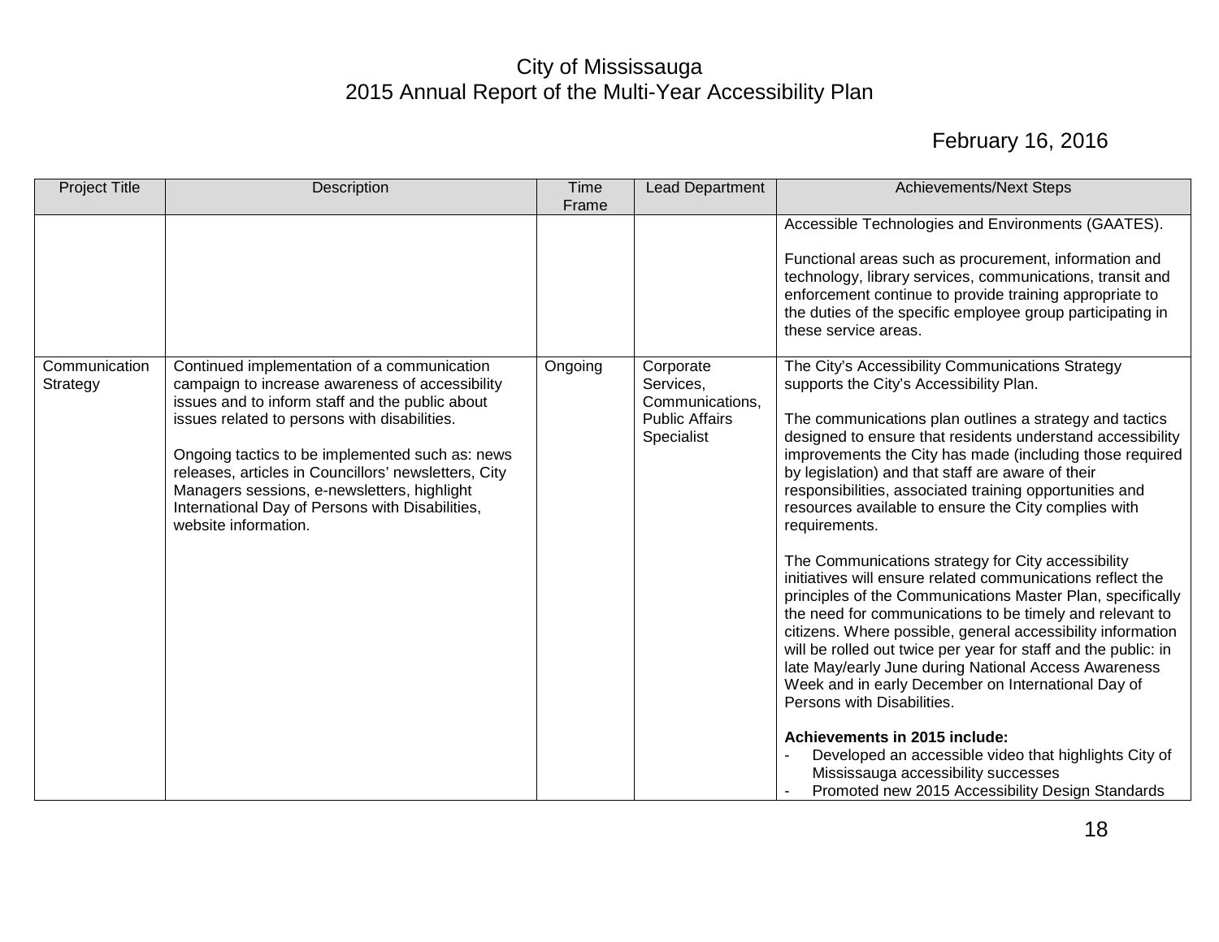# City of Mississauga
## 2015 Annual Report of the Multi-Year Accessibility Plan

February 16, 2016

| Project Title | Description | Time Frame | Lead Department | Achievements/Next Steps |
|---|---|---|---|---|
| | | | | Accessible Technologies and Environments (GAATES).<br><br>Functional areas such as procurement, information and technology, library services, communications, transit and enforcement continue to provide training appropriate to the duties of the specific employee group participating in these service areas. |
| Communication Strategy | Continued implementation of a communication campaign to increase awareness of accessibility issues and to inform staff and the public about issues related to persons with disabilities.<br><br>Ongoing tactics to be implemented such as: news releases, articles in Councillors' newsletters, City Managers sessions, e-newsletters, highlight International Day of Persons with Disabilities, website information. | Ongoing | Corporate Services, Communications, Public Affairs Specialist | The City's Accessibility Communications Strategy supports the City's Accessibility Plan.<br><br>The communications plan outlines a strategy and tactics designed to ensure that residents understand accessibility improvements the City has made (including those required by legislation) and that staff are aware of their responsibilities, associated training opportunities and resources available to ensure the City complies with requirements.<br><br>The Communications strategy for City accessibility initiatives will ensure related communications reflect the principles of the Communications Master Plan, specifically the need for communications to be timely and relevant to citizens. Where possible, general accessibility information will be rolled out twice per year for staff and the public: in late May/early June during National Access Awareness Week and in early December on International Day of Persons with Disabilities.<br><br>**Achievements in 2015 include:**<br>- Developed an accessible video that highlights City of Mississauga accessibility successes<br>- Promoted new 2015 Accessibility Design Standards |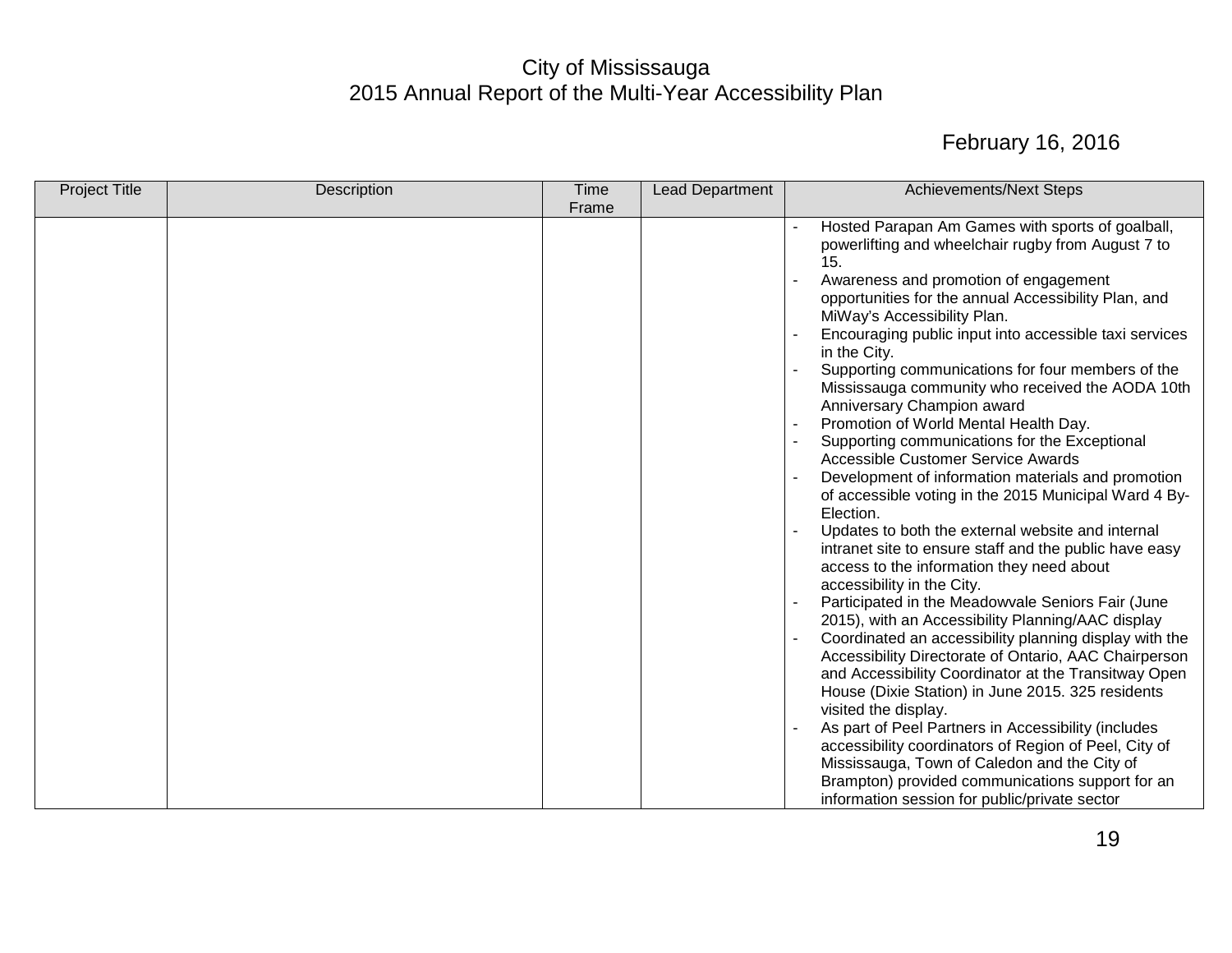City of Mississauga
2015 Annual Report of the Multi-Year Accessibility Plan

February 16, 2016

| Project Title | Description | Time Frame | Lead Department | Achievements/Next Steps |
|---|---|---|---|---|
| | | | | - Hosted Parapan Am Games with sports of goalball, powerlifting and wheelchair rugby from August 7 to 15.<br>- Awareness and promotion of engagement opportunities for the annual Accessibility Plan, and MiWay's Accessibility Plan.<br>- Encouraging public input into accessible taxi services in the City.<br>- Supporting communications for four members of the Mississauga community who received the AODA 10th Anniversary Champion award<br>- Promotion of World Mental Health Day.<br>- Supporting communications for the Exceptional Accessible Customer Service Awards<br>- Development of information materials and promotion of accessible voting in the 2015 Municipal Ward 4 By-Election.<br>- Updates to both the external website and internal intranet site to ensure staff and the public have easy access to the information they need about accessibility in the City.<br>- Participated in the Meadowvale Seniors Fair (June 2015), with an Accessibility Planning/AAC display<br>- Coordinated an accessibility planning display with the Accessibility Directorate of Ontario, AAC Chairperson and Accessibility Coordinator at the Transitway Open House (Dixie Station) in June 2015. 325 residents visited the display.<br>- As part of Peel Partners in Accessibility (includes accessibility coordinators of Region of Peel, City of Mississauga, Town of Caledon and the City of Brampton) provided communications support for an information session for public/private sector |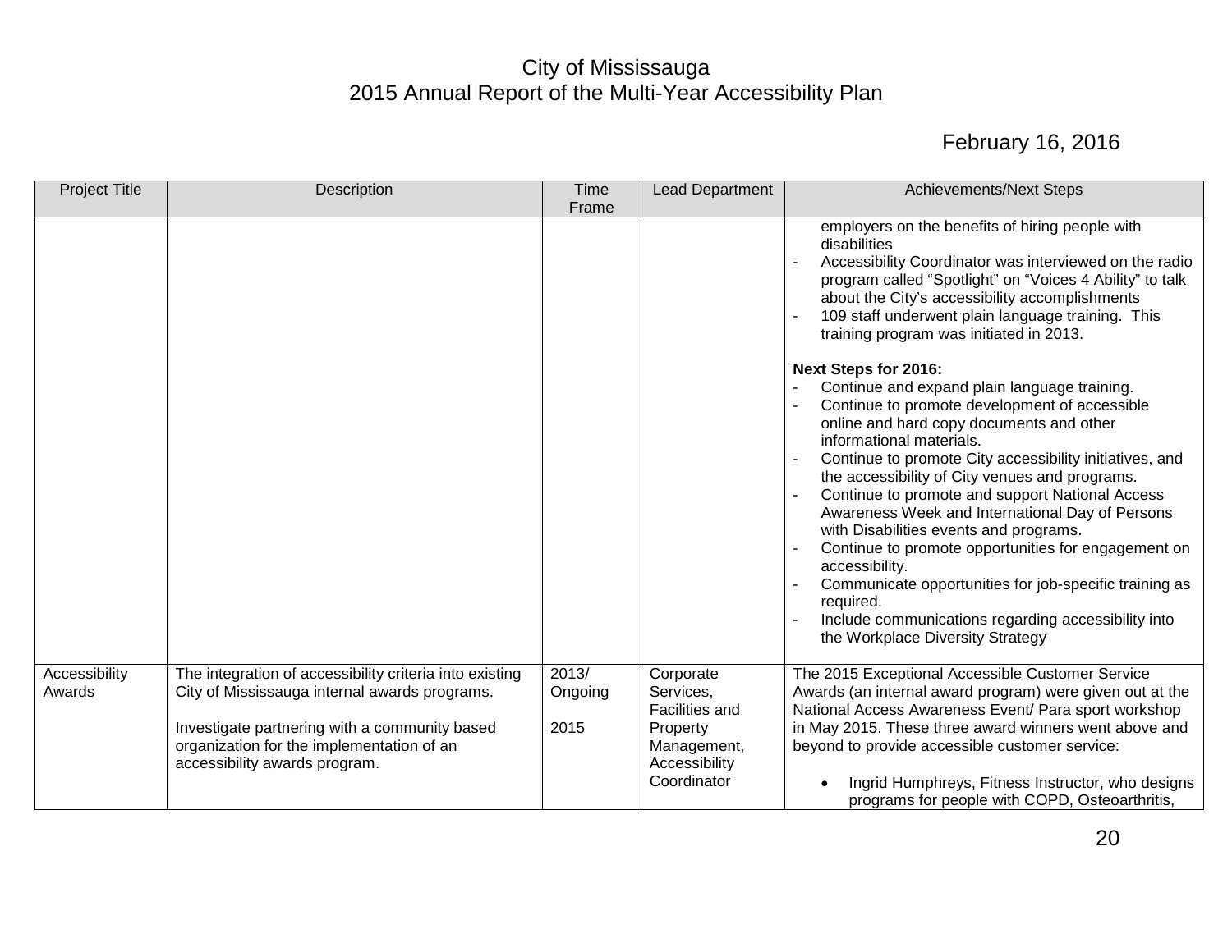City of Mississauga
2015 Annual Report of the Multi-Year Accessibility Plan

February 16, 2016

| Project Title | Description | Time Frame | Lead Department | Achievements/Next Steps |
|---|---|---|---|---|
| | | | | employers on the benefits of hiring people with disabilities<br>- Accessibility Coordinator was interviewed on the radio program called "Spotlight" on "Voices 4 Ability" to talk about the City's accessibility accomplishments<br>- 109 staff underwent plain language training. This training program was initiated in 2013.<br><br>**Next Steps for 2016:**<br>- Continue and expand plain language training.<br>- Continue to promote development of accessible online and hard copy documents and other informational materials.<br>- Continue to promote City accessibility initiatives, and the accessibility of City venues and programs.<br>- Continue to promote and support National Access Awareness Week and International Day of Persons with Disabilities events and programs.<br>- Continue to promote opportunities for engagement on accessibility.<br>- Communicate opportunities for job-specific training as required.<br>- Include communications regarding accessibility into the Workplace Diversity Strategy |
| Accessibility Awards | The integration of accessibility criteria into existing City of Mississauga internal awards programs.<br><br>Investigate partnering with a community based organization for the implementation of an accessibility awards program. | 2013/ Ongoing<br><br>2015 | Corporate Services, Facilities and Property Management, Accessibility Coordinator | The 2015 Exceptional Accessible Customer Service Awards (an internal award program) were given out at the National Access Awareness Event/ Para sport workshop in May 2015. These three award winners went above and beyond to provide accessible customer service:<br><br>• Ingrid Humphreys, Fitness Instructor, who designs programs for people with COPD, Osteoarthritis, |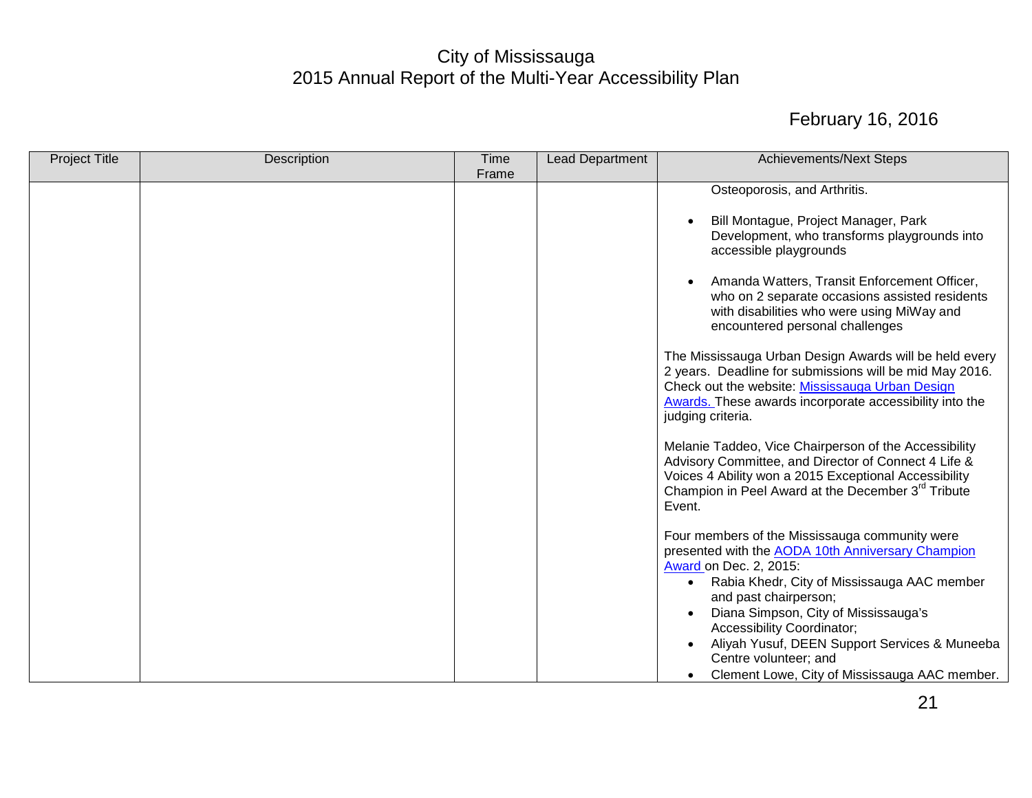| Project Title | Description | Time Frame | Lead Department | Achievements/Next Steps |
|---|---|---|---|---|
| | | | | Osteoporosis, and Arthritis.<br><br>• Bill Montague, Project Manager, Park Development, who transforms playgrounds into accessible playgrounds<br><br>• Amanda Watters, Transit Enforcement Officer, who on 2 separate occasions assisted residents with disabilities who were using MiWay and encountered personal challenges<br><br>The Mississauga Urban Design Awards will be held every 2 years. Deadline for submissions will be mid May 2016. Check out the website: Mississauga Urban Design Awards. These awards incorporate accessibility into the judging criteria.<br><br>Melanie Taddeo, Vice Chairperson of the Accessibility Advisory Committee, and Director of Connect 4 Life & Voices 4 Ability won a 2015 Exceptional Accessibility Champion in Peel Award at the December 3rd Tribute Event.<br><br>Four members of the Mississauga community were presented with the AODA 10th Anniversary Champion Award on Dec. 2, 2015:<br>• Rabia Khedr, City of Mississauga AAC member and past chairperson;<br>• Diana Simpson, City of Mississauga's Accessibility Coordinator;<br>• Aliyah Yusuf, DEEN Support Services & Muneeba Centre volunteer; and<br>• Clement Lowe, City of Mississauga AAC member. |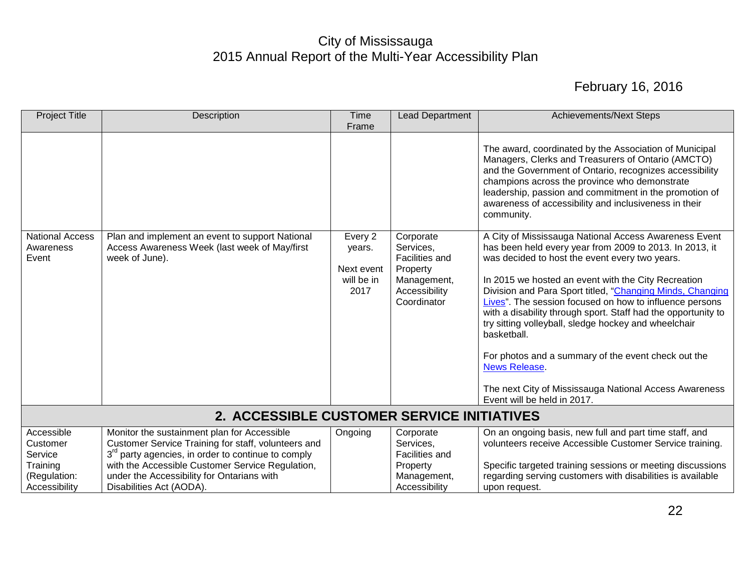| Project Title | Description | Time Frame | Lead Department | Achievements/Next Steps |
|---|---|---|---|---|
| | | | | The award, coordinated by the Association of Municipal Managers, Clerks and Treasurers of Ontario (AMCTO) and the Government of Ontario, recognizes accessibility champions across the province who demonstrate leadership, passion and commitment in the promotion of awareness of accessibility and inclusiveness in their community. |
| National Access Awareness Event | Plan and implement an event to support National Access Awareness Week (last week of May/first week of June). | Every 2 years.<br><br>Next event will be in 2017 | Corporate Services, Facilities and Property Management, Accessibility Coordinator | A City of Mississauga National Access Awareness Event has been held every year from 2009 to 2013. In 2013, it was decided to host the event every two years.<br><br>In 2015 we hosted an event with the City Recreation Division and Para Sport titled, "Changing Minds, Changing Lives". The session focused on how to influence persons with a disability through sport. Staff had the opportunity to try sitting volleyball, sledge hockey and wheelchair basketball.<br><br>For photos and a summary of the event check out the News Release.<br><br>The next City of Mississauga National Access Awareness Event will be held in 2017. |
| **2. ACCESSIBLE CUSTOMER SERVICE INITIATIVES** | | | | |
| Accessible Customer Service Training (Regulation: Accessibility | Monitor the sustainment plan for Accessible Customer Service Training for staff, volunteers and 3rd party agencies, in order to continue to comply with the Accessible Customer Service Regulation, under the Accessibility for Ontarians with Disabilities Act (AODA). | Ongoing | Corporate Services, Facilities and Property Management, Accessibility | On an ongoing basis, new full and part time staff, and volunteers receive Accessible Customer Service training.<br><br>Specific targeted training sessions or meeting discussions regarding serving customers with disabilities is available upon request. |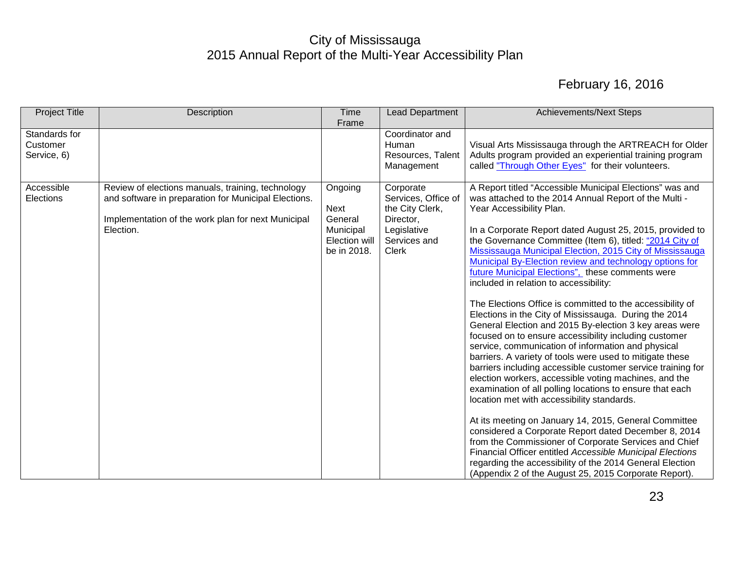City of Mississauga
2015 Annual Report of the Multi-Year Accessibility Plan

February 16, 2016

| Project Title | Description | Time Frame | Lead Department | Achievements/Next Steps |
|---|---|---|---|---|
| Standards for Customer Service, 6) | | | Coordinator and Human Resources, Talent Management | Visual Arts Mississauga through the ARTREACH for Older Adults program provided an experiential training program called "Through Other Eyes" for their volunteers. |
| Accessible Elections | Review of elections manuals, training, technology and software in preparation for Municipal Elections.<br><br>Implementation of the work plan for next Municipal Election. | Ongoing<br><br>Next General Municipal Election will be in 2018. | Corporate Services, Office of the City Clerk, Director, Legislative Services and Clerk | A Report titled “Accessible Municipal Elections” was and was attached to the 2014 Annual Report of the Multi - Year Accessibility Plan.<br><br>In a Corporate Report dated August 25, 2015, provided to the Governance Committee (Item 6), titled: “2014 City of Mississauga Municipal Election, 2015 City of Mississauga Municipal By-Election review and technology options for future Municipal Elections”, these comments were included in relation to accessibility:<br><br>The Elections Office is committed to the accessibility of Elections in the City of Mississauga. During the 2014 General Election and 2015 By-election 3 key areas were focused on to ensure accessibility including customer service, communication of information and physical barriers. A variety of tools were used to mitigate these barriers including accessible customer service training for election workers, accessible voting machines, and the examination of all polling locations to ensure that each location met with accessibility standards.<br><br>At its meeting on January 14, 2015, General Committee considered a Corporate Report dated December 8, 2014 from the Commissioner of Corporate Services and Chief Financial Officer entitled *Accessible Municipal Elections* regarding the accessibility of the 2014 General Election (Appendix 2 of the August 25, 2015 Corporate Report). |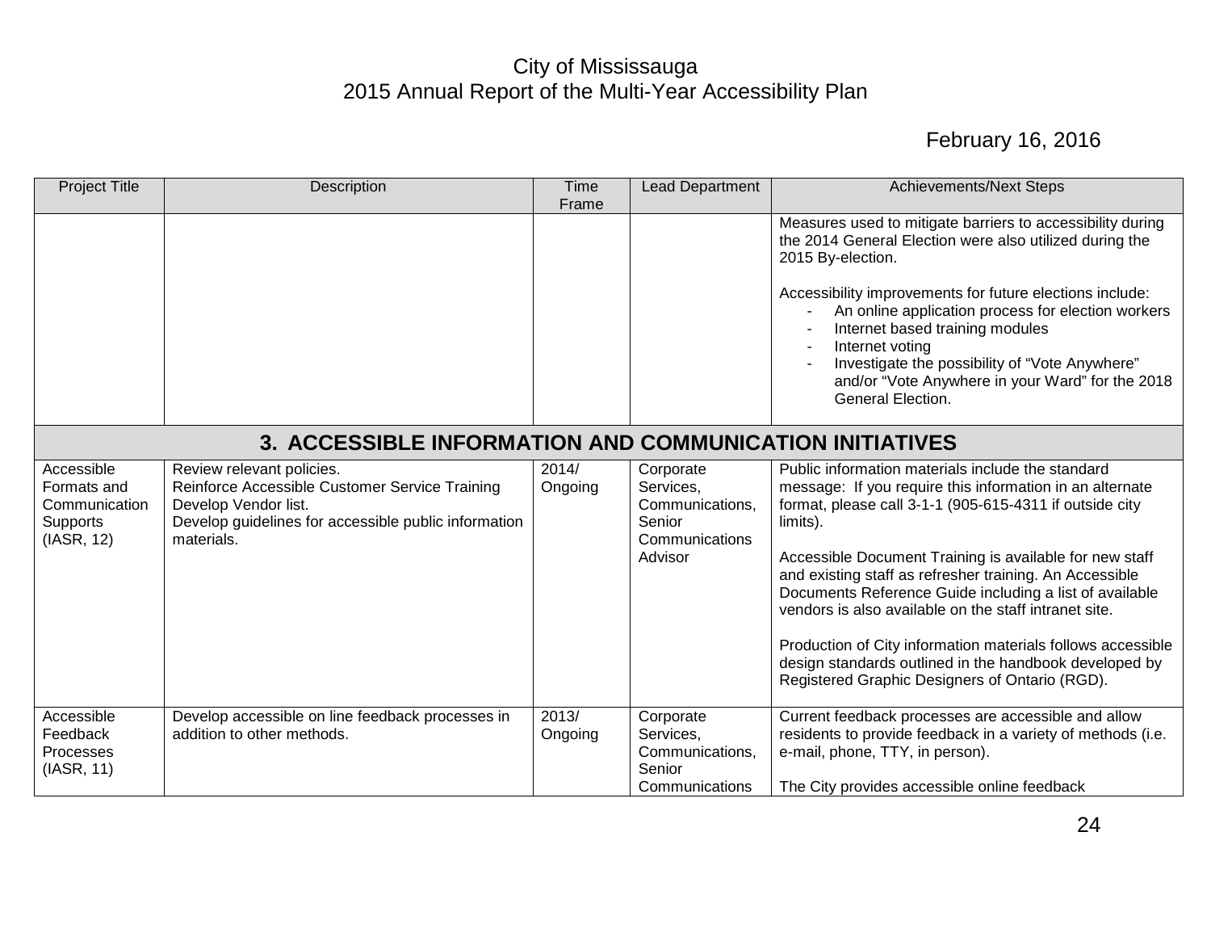City of Mississauga
2015 Annual Report of the Multi-Year Accessibility Plan

February 16, 2016

| Project Title | Description | Time Frame | Lead Department | Achievements/Next Steps |
|---|---|---|---|---|
| | | | | Measures used to mitigate barriers to accessibility during the 2014 General Election were also utilized during the 2015 By-election.<br><br>Accessibility improvements for future elections include:<br>- An online application process for election workers<br>- Internet based training modules<br>- Internet voting<br>- Investigate the possibility of "Vote Anywhere" and/or "Vote Anywhere in your Ward" for the 2018 General Election. |
| **3. ACCESSIBLE INFORMATION AND COMMUNICATION INITIATIVES** | | | | |
| Accessible Formats and Communication Supports (IASR, 12) | Review relevant policies.<br>Reinforce Accessible Customer Service Training<br>Develop Vendor list.<br>Develop guidelines for accessible public information materials. | 2014/ Ongoing | Corporate Services, Communications, Senior Communications Advisor | Public information materials include the standard message: If you require this information in an alternate format, please call 3-1-1 (905-615-4311 if outside city limits).<br><br>Accessible Document Training is available for new staff and existing staff as refresher training. An Accessible Documents Reference Guide including a list of available vendors is also available on the staff intranet site.<br><br>Production of City information materials follows accessible design standards outlined in the handbook developed by Registered Graphic Designers of Ontario (RGD). |
| Accessible Feedback Processes (IASR, 11) | Develop accessible on line feedback processes in addition to other methods. | 2013/ Ongoing | Corporate Services, Communications, Senior Communications | Current feedback processes are accessible and allow residents to provide feedback in a variety of methods (i.e. e-mail, phone, TTY, in person).<br><br>The City provides accessible online feedback |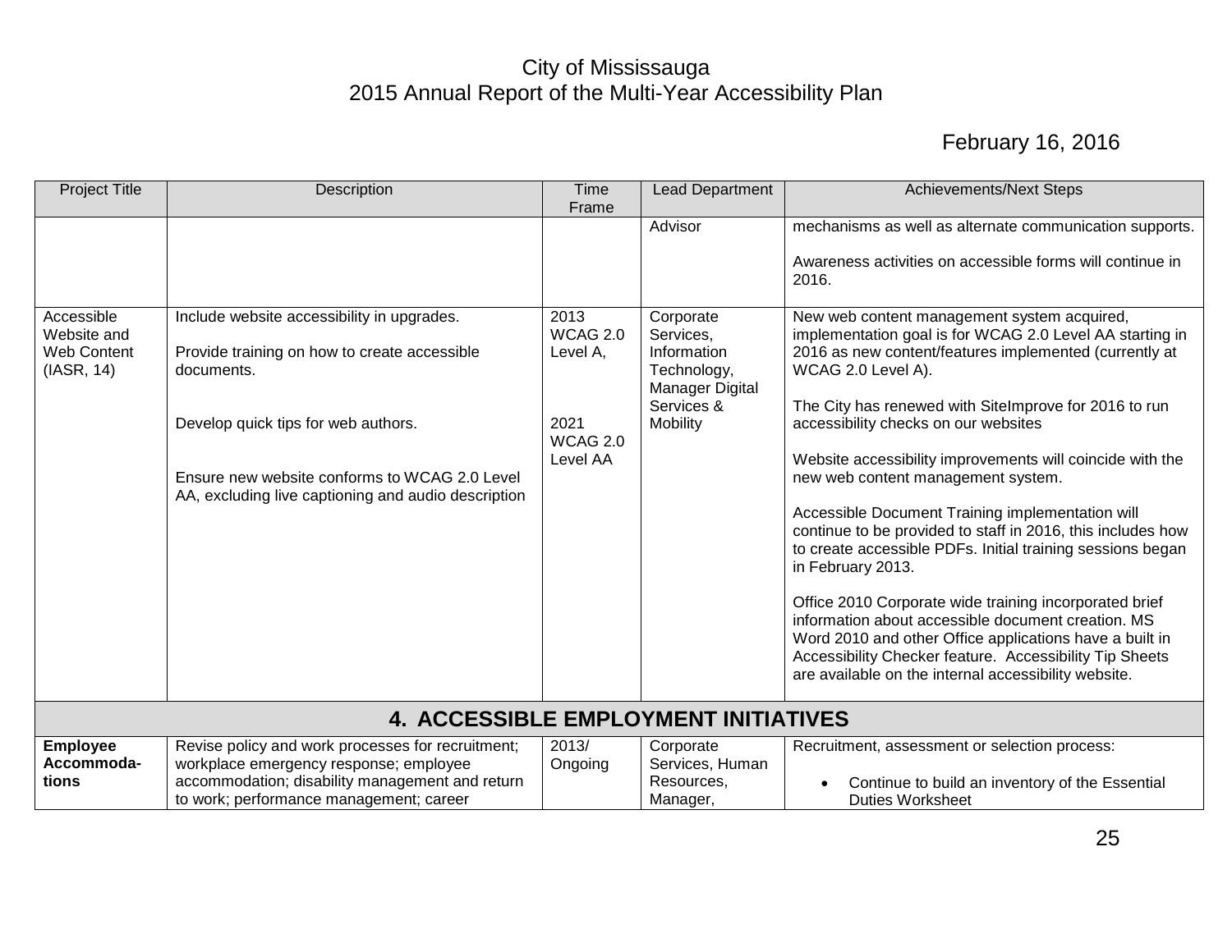| Project Title | Description | Time Frame | Lead Department | Achievements/Next Steps |
|---|---|---|---|---|
| | | | Advisor | mechanisms as well as alternate communication supports.<br><br>Awareness activities on accessible forms will continue in 2016. |
| Accessible Website and Web Content (IASR, 14) | Include website accessibility in upgrades.<br><br>Provide training on how to create accessible documents.<br><br>Develop quick tips for web authors.<br><br>Ensure new website conforms to WCAG 2.0 Level AA, excluding live captioning and audio description | 2013 WCAG 2.0 Level A,<br><br>2021 WCAG 2.0 Level AA | Corporate Services, Information Technology, Manager Digital Services & Mobility | New web content management system acquired, implementation goal is for WCAG 2.0 Level AA starting in 2016 as new content/features implemented (currently at WCAG 2.0 Level A).<br><br>The City has renewed with SiteImprove for 2016 to run accessibility checks on our websites<br><br>Website accessibility improvements will coincide with the new web content management system.<br><br>Accessible Document Training implementation will continue to be provided to staff in 2016, this includes how to create accessible PDFs. Initial training sessions began in February 2013.<br><br>Office 2010 Corporate wide training incorporated brief information about accessible document creation. MS Word 2010 and other Office applications have a built in Accessibility Checker feature. Accessibility Tip Sheets are available on the internal accessibility website. |
| **4. ACCESSIBLE EMPLOYMENT INITIATIVES** | | | | |
| **Employee Accommoda-tions** | Revise policy and work processes for recruitment; workplace emergency response; employee accommodation; disability management and return to work; performance management; career | 2013/ Ongoing | Corporate Services, Human Resources, Manager, | Recruitment, assessment or selection process:<br><br>• Continue to build an inventory of the Essential Duties Worksheet |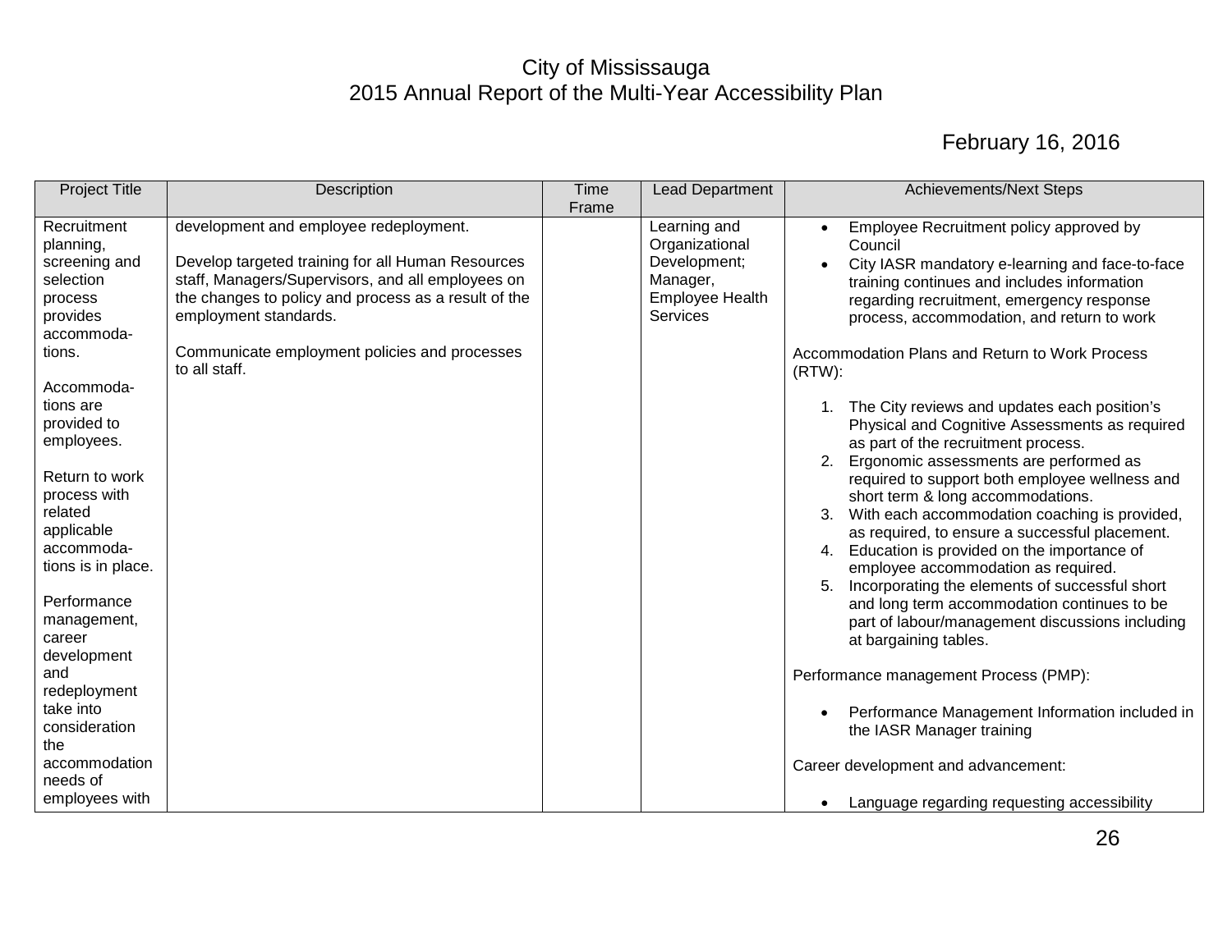# City of Mississauga
## 2015 Annual Report of the Multi-Year Accessibility Plan

February 16, 2016

| Project Title | Description | Time Frame | Lead Department | Achievements/Next Steps |
|---|---|---|---|---|
| Recruitment planning, screening and selection process provides accommodations.<br><br>Accommodations are provided to employees.<br><br>Return to work process with related applicable accommodations is in place.<br><br>Performance management, career development and redeployment take into consideration the accommodation needs of employees with | development and employee redeployment.<br><br>Develop targeted training for all Human Resources staff, Managers/Supervisors, and all employees on the changes to policy and process as a result of the employment standards.<br><br>Communicate employment policies and processes to all staff. | | Learning and Organizational Development; Manager, Employee Health Services | • Employee Recruitment policy approved by Council<br>• City IASR mandatory e-learning and face-to-face training continues and includes information regarding recruitment, emergency response process, accommodation, and return to work<br><br>Accommodation Plans and Return to Work Process (RTW):<br><br>1. The City reviews and updates each position's Physical and Cognitive Assessments as required as part of the recruitment process.<br>2. Ergonomic assessments are performed as required to support both employee wellness and short term & long accommodations.<br>3. With each accommodation coaching is provided, as required, to ensure a successful placement.<br>4. Education is provided on the importance of employee accommodation as required.<br>5. Incorporating the elements of successful short and long term accommodation continues to be part of labour/management discussions including at bargaining tables.<br><br>Performance management Process (PMP):<br><br>• Performance Management Information included in the IASR Manager training<br><br>Career development and advancement:<br><br>• Language regarding requesting accessibility |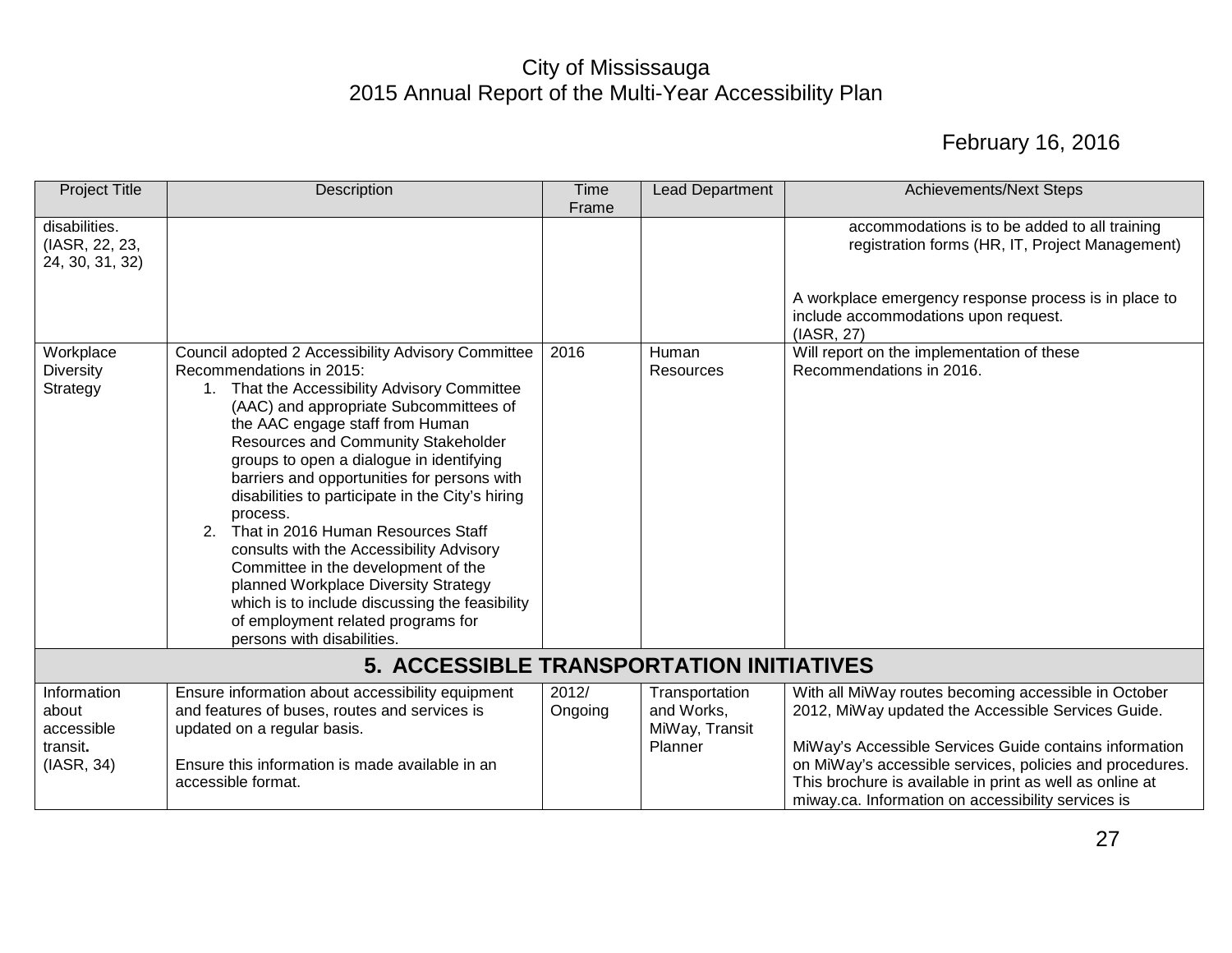| Project Title | Description | Time Frame | Lead Department | Achievements/Next Steps |
|---|---|---|---|---|
| disabilities. (IASR, 22, 23, 24, 30, 31, 32) | | | | accommodations is to be added to all training registration forms (HR, IT, Project Management)<br><br>A workplace emergency response process is in place to include accommodations upon request. (IASR, 27) |
| Workplace Diversity Strategy | Council adopted 2 Accessibility Advisory Committee Recommendations in 2015:<br>1. That the Accessibility Advisory Committee (AAC) and appropriate Subcommittees of the AAC engage staff from Human Resources and Community Stakeholder groups to open a dialogue in identifying barriers and opportunities for persons with disabilities to participate in the City's hiring process.<br>2. That in 2016 Human Resources Staff consults with the Accessibility Advisory Committee in the development of the planned Workplace Diversity Strategy which is to include discussing the feasibility of employment related programs for persons with disabilities. | 2016 | Human Resources | Will report on the implementation of these Recommendations in 2016. |
| **5. ACCESSIBLE TRANSPORTATION INITIATIVES** | | | | |
| Information about accessible transit**.** (IASR, 34) | Ensure information about accessibility equipment and features of buses, routes and services is updated on a regular basis.<br><br>Ensure this information is made available in an accessible format. | 2012/ Ongoing | Transportation and Works, MiWay, Transit Planner | With all MiWay routes becoming accessible in October 2012, MiWay updated the Accessible Services Guide.<br><br>MiWay's Accessible Services Guide contains information on MiWay's accessible services, policies and procedures. This brochure is available in print as well as online at miway.ca. Information on accessibility services is |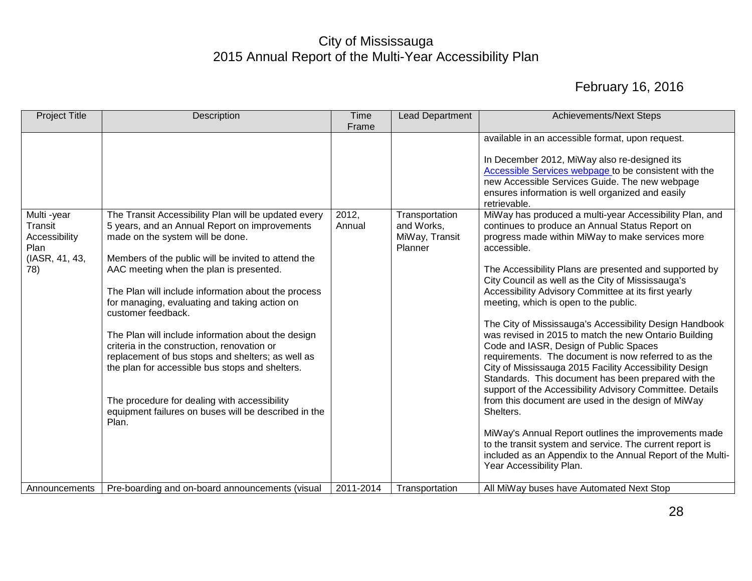| Project Title | Description | Time Frame | Lead Department | Achievements/Next Steps |
|---|---|---|---|---|
| | | | | available in an accessible format, upon request.<br><br>In December 2012, MiWay also re-designed its Accessible Services webpage to be consistent with the new Accessible Services Guide. The new webpage ensures information is well organized and easily retrievable. |
| Multi -year Transit Accessibility Plan (IASR, 41, 43, 78) | The Transit Accessibility Plan will be updated every 5 years, and an Annual Report on improvements made on the system will be done.<br><br>Members of the public will be invited to attend the AAC meeting when the plan is presented.<br><br>The Plan will include information about the process for managing, evaluating and taking action on customer feedback.<br><br>The Plan will include information about the design criteria in the construction, renovation or replacement of bus stops and shelters; as well as the plan for accessible bus stops and shelters.<br><br>The procedure for dealing with accessibility equipment failures on buses will be described in the Plan. | 2012, Annual | Transportation and Works, MiWay, Transit Planner | MiWay has produced a multi-year Accessibility Plan, and continues to produce an Annual Status Report on progress made within MiWay to make services more accessible.<br><br>The Accessibility Plans are presented and supported by City Council as well as the City of Mississauga's Accessibility Advisory Committee at its first yearly meeting, which is open to the public.<br><br>The City of Mississauga's Accessibility Design Handbook was revised in 2015 to match the new Ontario Building Code and IASR, Design of Public Spaces requirements. The document is now referred to as the City of Mississauga 2015 Facility Accessibility Design Standards. This document has been prepared with the support of the Accessibility Advisory Committee. Details from this document are used in the design of MiWay Shelters.<br><br>MiWay's Annual Report outlines the improvements made to the transit system and service. The current report is included as an Appendix to the Annual Report of the Multi-Year Accessibility Plan. |
| Announcements | Pre-boarding and on-board announcements (visual | 2011-2014 | Transportation | All MiWay buses have Automated Next Stop |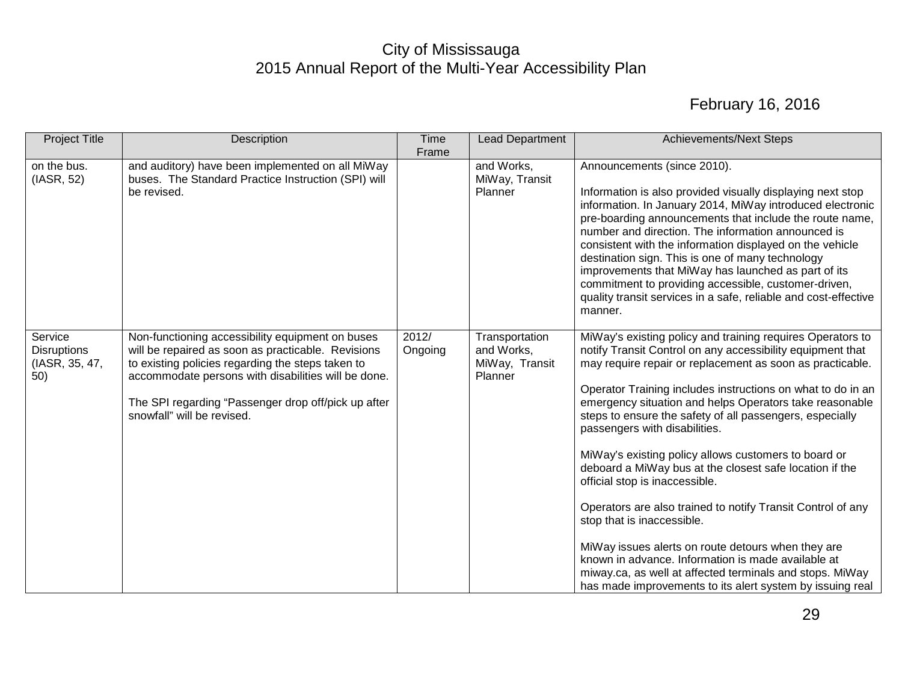# City of Mississauga
## 2015 Annual Report of the Multi-Year Accessibility Plan

February 16, 2016

| Project Title | Description | Time Frame | Lead Department | Achievements/Next Steps |
|---|---|---|---|---|
| on the bus. (IASR, 52) | and auditory) have been implemented on all MiWay buses. The Standard Practice Instruction (SPI) will be revised. | | and Works, MiWay, Transit Planner | Announcements (since 2010).<br><br>Information is also provided visually displaying next stop information. In January 2014, MiWay introduced electronic pre-boarding announcements that include the route name, number and direction. The information announced is consistent with the information displayed on the vehicle destination sign. This is one of many technology improvements that MiWay has launched as part of its commitment to providing accessible, customer-driven, quality transit services in a safe, reliable and cost-effective manner. |
| Service Disruptions (IASR, 35, 47, 50) | Non-functioning accessibility equipment on buses will be repaired as soon as practicable. Revisions to existing policies regarding the steps taken to accommodate persons with disabilities will be done.<br><br>The SPI regarding "Passenger drop off/pick up after snowfall" will be revised. | 2012/ Ongoing | Transportation and Works, MiWay, Transit Planner | MiWay's existing policy and training requires Operators to notify Transit Control on any accessibility equipment that may require repair or replacement as soon as practicable.<br><br>Operator Training includes instructions on what to do in an emergency situation and helps Operators take reasonable steps to ensure the safety of all passengers, especially passengers with disabilities.<br><br>MiWay's existing policy allows customers to board or deboard a MiWay bus at the closest safe location if the official stop is inaccessible.<br><br>Operators are also trained to notify Transit Control of any stop that is inaccessible.<br><br>MiWay issues alerts on route detours when they are known in advance. Information is made available at miway.ca, as well at affected terminals and stops. MiWay has made improvements to its alert system by issuing real |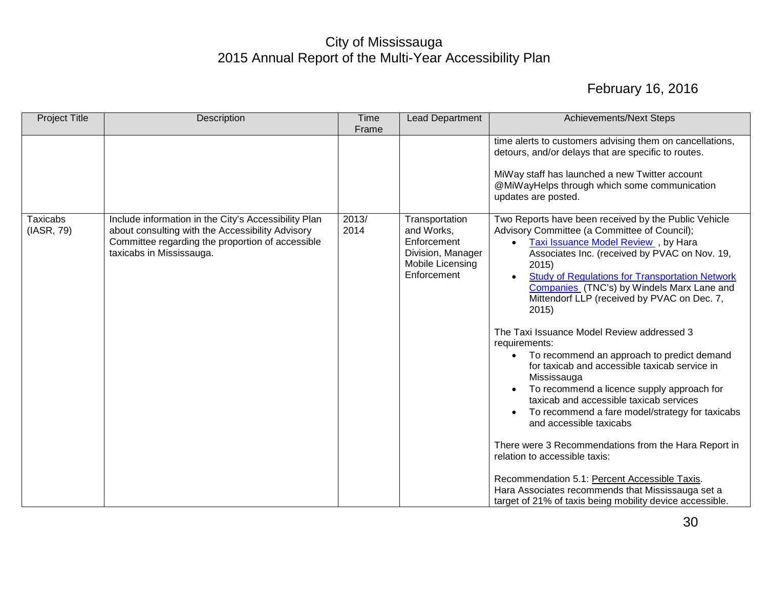# City of Mississauga
# 2015 Annual Report of the Multi-Year Accessibility Plan

February 16, 2016

| Project Title | Description | Time Frame | Lead Department | Achievements/Next Steps |
|---|---|---|---|---|
| | | | | time alerts to customers advising them on cancellations, detours, and/or delays that are specific to routes.<br><br>MiWay staff has launched a new Twitter account @MiWayHelps through which some communication updates are posted. |
| Taxicabs (IASR, 79) | Include information in the City's Accessibility Plan about consulting with the Accessibility Advisory Committee regarding the proportion of accessible taxicabs in Mississauga. | 2013/ 2014 | Transportation and Works, Enforcement Division, Manager Mobile Licensing Enforcement | Two Reports have been received by the Public Vehicle Advisory Committee (a Committee of Council);<br>• Taxi Issuance Model Review , by Hara Associates Inc. (received by PVAC on Nov. 19, 2015)<br>• Study of Regulations for Transportation Network Companies (TNC's) by Windels Marx Lane and Mittendorf LLP (received by PVAC on Dec. 7, 2015)<br><br>The Taxi Issuance Model Review addressed 3 requirements:<br>• To recommend an approach to predict demand for taxicab and accessible taxicab service in Mississauga<br>• To recommend a licence supply approach for taxicab and accessible taxicab services<br>• To recommend a fare model/strategy for taxicabs and accessible taxicabs<br><br>There were 3 Recommendations from the Hara Report in relation to accessible taxis:<br><br>Recommendation 5.1: Percent Accessible Taxis. Hara Associates recommends that Mississauga set a target of 21% of taxis being mobility device accessible. |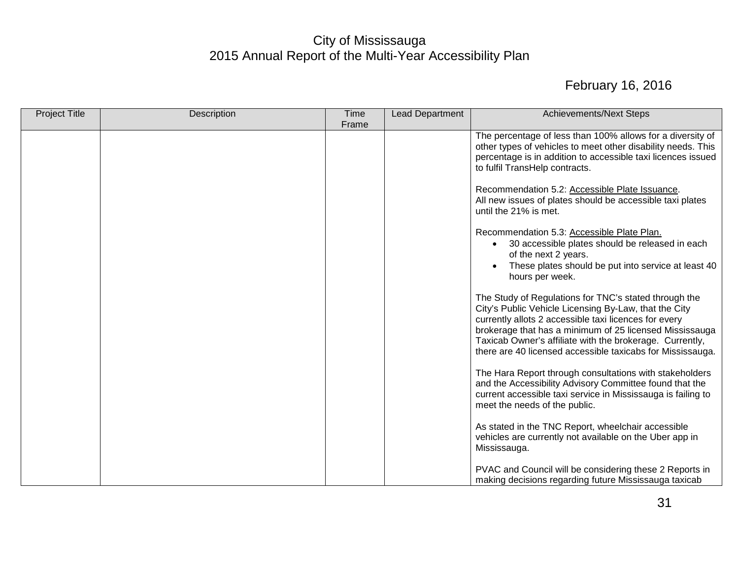# City of Mississauga
## 2015 Annual Report of the Multi-Year Accessibility Plan

February 16, 2016

| Project Title | Description | Time Frame | Lead Department | Achievements/Next Steps |
|---|---|---|---|---|
| | | | | The percentage of less than 100% allows for a diversity of other types of vehicles to meet other disability needs. This percentage is in addition to accessible taxi licences issued to fulfil TransHelp contracts.<br><br>Recommendation 5.2: <u>Accessible Plate Issuance</u>.<br>All new issues of plates should be accessible taxi plates until the 21% is met.<br><br>Recommendation 5.3: <u>Accessible Plate Plan.</u><br>• 30 accessible plates should be released in each of the next 2 years.<br>• These plates should be put into service at least 40 hours per week.<br><br>The Study of Regulations for TNC's stated through the City's Public Vehicle Licensing By-Law, that the City currently allots 2 accessible taxi licences for every brokerage that has a minimum of 25 licensed Mississauga Taxicab Owner's affiliate with the brokerage. Currently, there are 40 licensed accessible taxicabs for Mississauga.<br><br>The Hara Report through consultations with stakeholders and the Accessibility Advisory Committee found that the current accessible taxi service in Mississauga is failing to meet the needs of the public.<br><br>As stated in the TNC Report, wheelchair accessible vehicles are currently not available on the Uber app in Mississauga.<br><br>PVAC and Council will be considering these 2 Reports in making decisions regarding future Mississauga taxicab |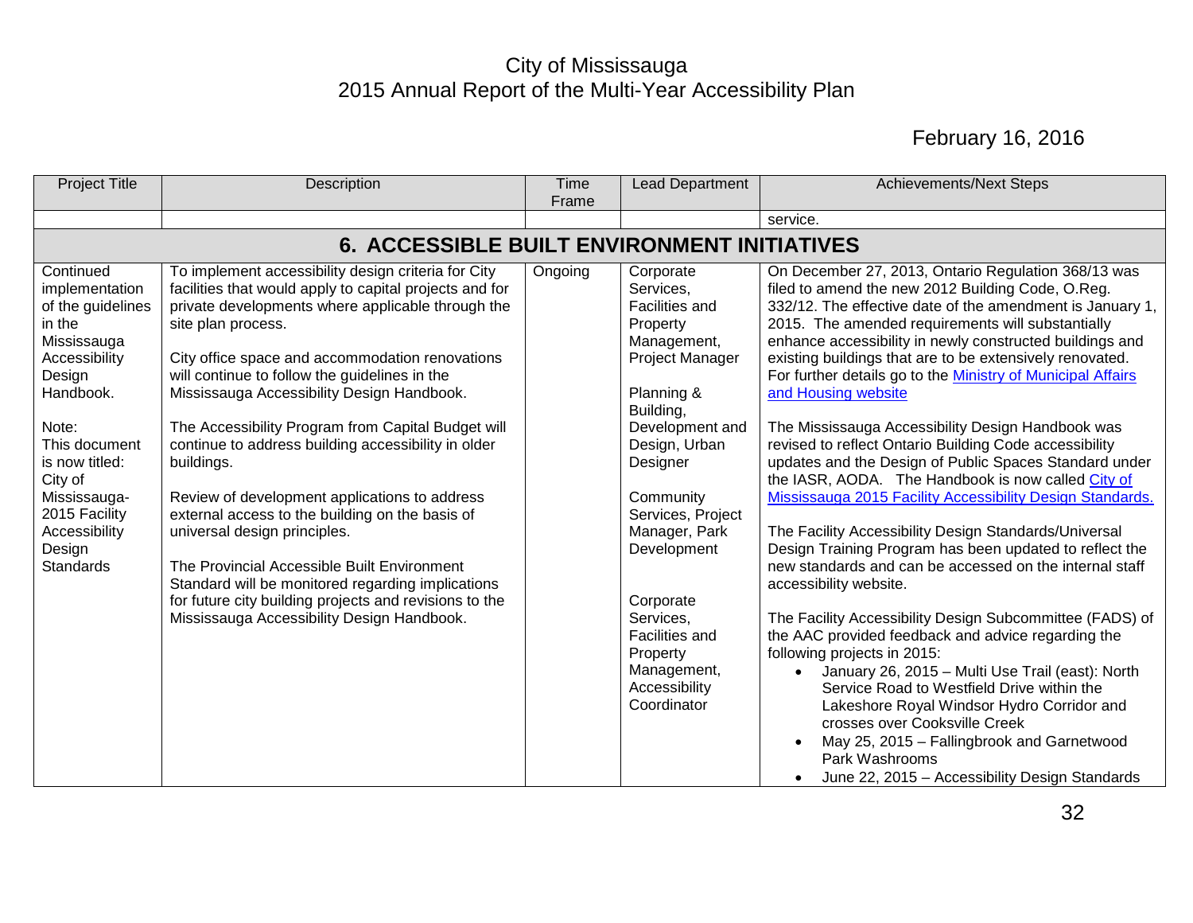City of Mississauga
2015 Annual Report of the Multi-Year Accessibility Plan

February 16, 2016

| Project Title | Description | Time Frame | Lead Department | Achievements/Next Steps |
|---|---|---|---|---|
| | | | | service. |
| **6. ACCESSIBLE BUILT ENVIRONMENT INITIATIVES** | | | | |
| Continued implementation of the guidelines in the Mississauga Accessibility Design Handbook.<br><br>Note:<br>This document is now titled: City of Mississauga-2015 Facility Accessibility Design Standards | To implement accessibility design criteria for City facilities that would apply to capital projects and for private developments where applicable through the site plan process.<br><br>City office space and accommodation renovations will continue to follow the guidelines in the Mississauga Accessibility Design Handbook.<br><br>The Accessibility Program from Capital Budget will continue to address building accessibility in older buildings.<br><br>Review of development applications to address external access to the building on the basis of universal design principles.<br><br>The Provincial Accessible Built Environment Standard will be monitored regarding implications for future city building projects and revisions to the Mississauga Accessibility Design Handbook. | Ongoing | Corporate Services, Facilities and Property Management, Project Manager<br><br>Planning & Building, Development and Design, Urban Designer<br><br>Community Services, Project Manager, Park Development<br><br>Corporate Services, Facilities and Property Management, Accessibility Coordinator | On December 27, 2013, Ontario Regulation 368/13 was filed to amend the new 2012 Building Code, O.Reg. 332/12. The effective date of the amendment is January 1, 2015. The amended requirements will substantially enhance accessibility in newly constructed buildings and existing buildings that are to be extensively renovated. For further details go to the Ministry of Municipal Affairs and Housing website<br><br>The Mississauga Accessibility Design Handbook was revised to reflect Ontario Building Code accessibility updates and the Design of Public Spaces Standard under the IASR, AODA. The Handbook is now called City of Mississauga 2015 Facility Accessibility Design Standards.<br><br>The Facility Accessibility Design Standards/Universal Design Training Program has been updated to reflect the new standards and can be accessed on the internal staff accessibility website.<br><br>The Facility Accessibility Design Subcommittee (FADS) of the AAC provided feedback and advice regarding the following projects in 2015:<br>• January 26, 2015 – Multi Use Trail (east): North Service Road to Westfield Drive within the Lakeshore Royal Windsor Hydro Corridor and crosses over Cooksville Creek<br>• May 25, 2015 – Fallingbrook and Garnetwood Park Washrooms<br>• June 22, 2015 – Accessibility Design Standards |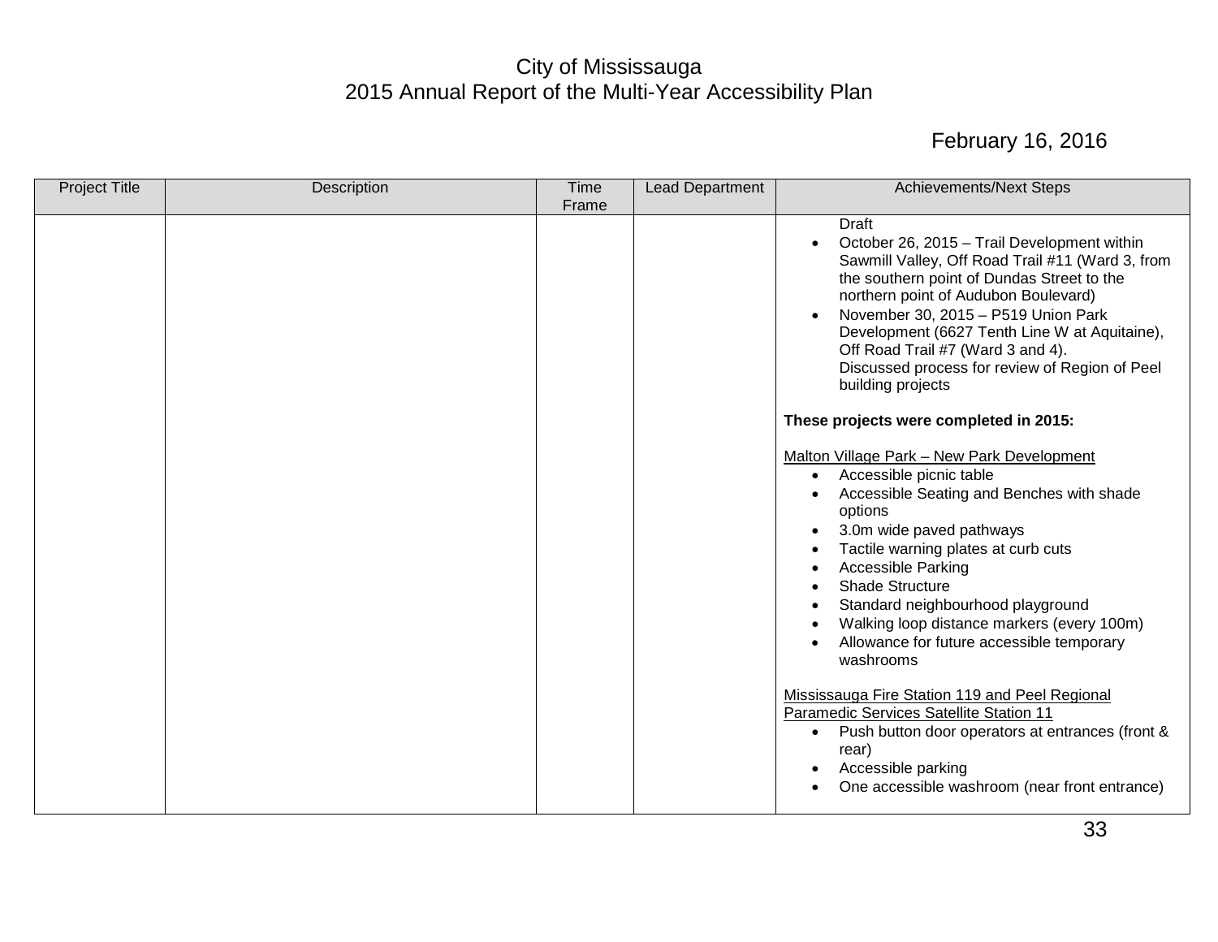City of Mississauga
2015 Annual Report of the Multi-Year Accessibility Plan

February 16, 2016

| Project Title | Description | Time Frame | Lead Department | Achievements/Next Steps |
|---|---|---|---|---|
| | | | | Draft<br>• October 26, 2015 – Trail Development within Sawmill Valley, Off Road Trail #11 (Ward 3, from the southern point of Dundas Street to the northern point of Audubon Boulevard)<br>• November 30, 2015 – P519 Union Park Development (6627 Tenth Line W at Aquitaine), Off Road Trail #7 (Ward 3 and 4). Discussed process for review of Region of Peel building projects<br><br>**These projects were completed in 2015:**<br><br><u>Malton Village Park – New Park Development</u><br>• Accessible picnic table<br>• Accessible Seating and Benches with shade options<br>• 3.0m wide paved pathways<br>• Tactile warning plates at curb cuts<br>• Accessible Parking<br>• Shade Structure<br>• Standard neighbourhood playground<br>• Walking loop distance markers (every 100m)<br>• Allowance for future accessible temporary washrooms<br><br><u>Mississauga Fire Station 119 and Peel Regional Paramedic Services Satellite Station 11</u><br>• Push button door operators at entrances (front & rear)<br>• Accessible parking<br>• One accessible washroom (near front entrance) |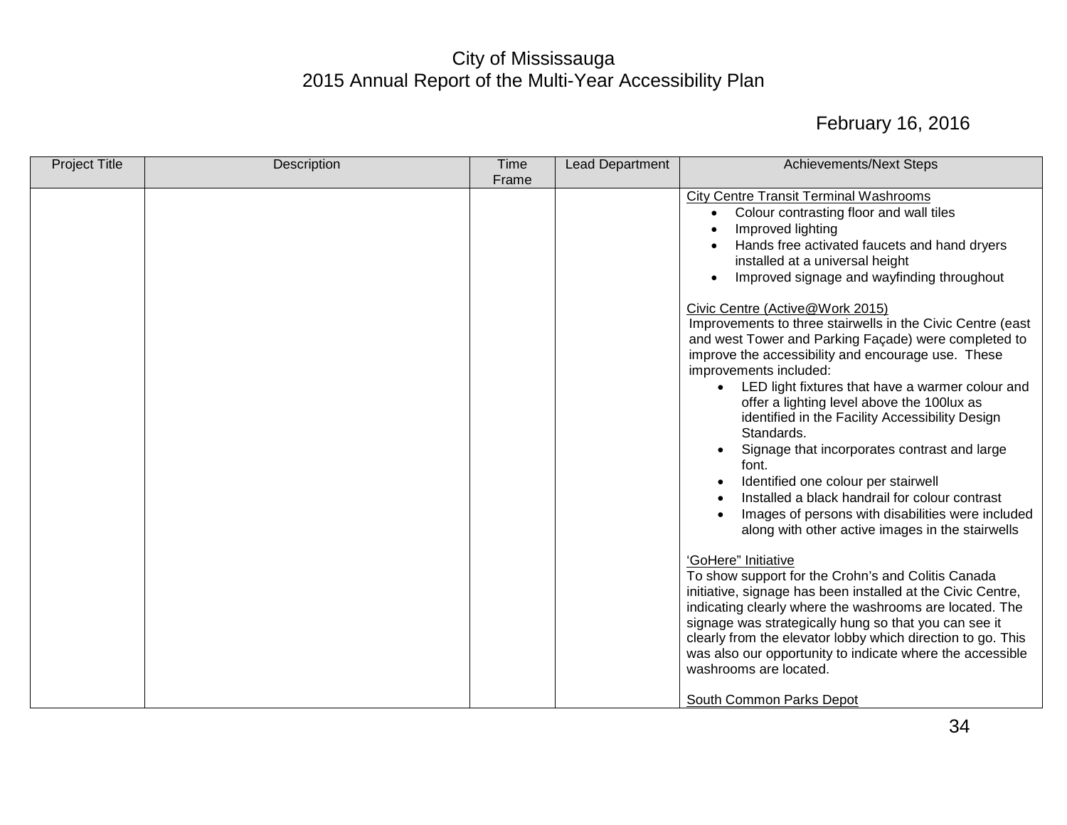City of Mississauga
2015 Annual Report of the Multi-Year Accessibility Plan

February 16, 2016

| Project Title | Description | Time Frame | Lead Department | Achievements/Next Steps |
|---|---|---|---|---|
| | | | | City Centre Transit Terminal Washrooms<br>• Colour contrasting floor and wall tiles<br>• Improved lighting<br>• Hands free activated faucets and hand dryers installed at a universal height<br>• Improved signage and wayfinding throughout<br><br>Civic Centre (Active@Work 2015)<br>Improvements to three stairwells in the Civic Centre (east and west Tower and Parking Façade) were completed to improve the accessibility and encourage use. These improvements included:<br>• LED light fixtures that have a warmer colour and offer a lighting level above the 100lux as identified in the Facility Accessibility Design Standards.<br>• Signage that incorporates contrast and large font.<br>• Identified one colour per stairwell<br>• Installed a black handrail for colour contrast<br>• Images of persons with disabilities were included along with other active images in the stairwells<br><br>'GoHere" Initiative<br>To show support for the Crohn's and Colitis Canada initiative, signage has been installed at the Civic Centre, indicating clearly where the washrooms are located. The signage was strategically hung so that you can see it clearly from the elevator lobby which direction to go. This was also our opportunity to indicate where the accessible washrooms are located.<br><br>South Common Parks Depot |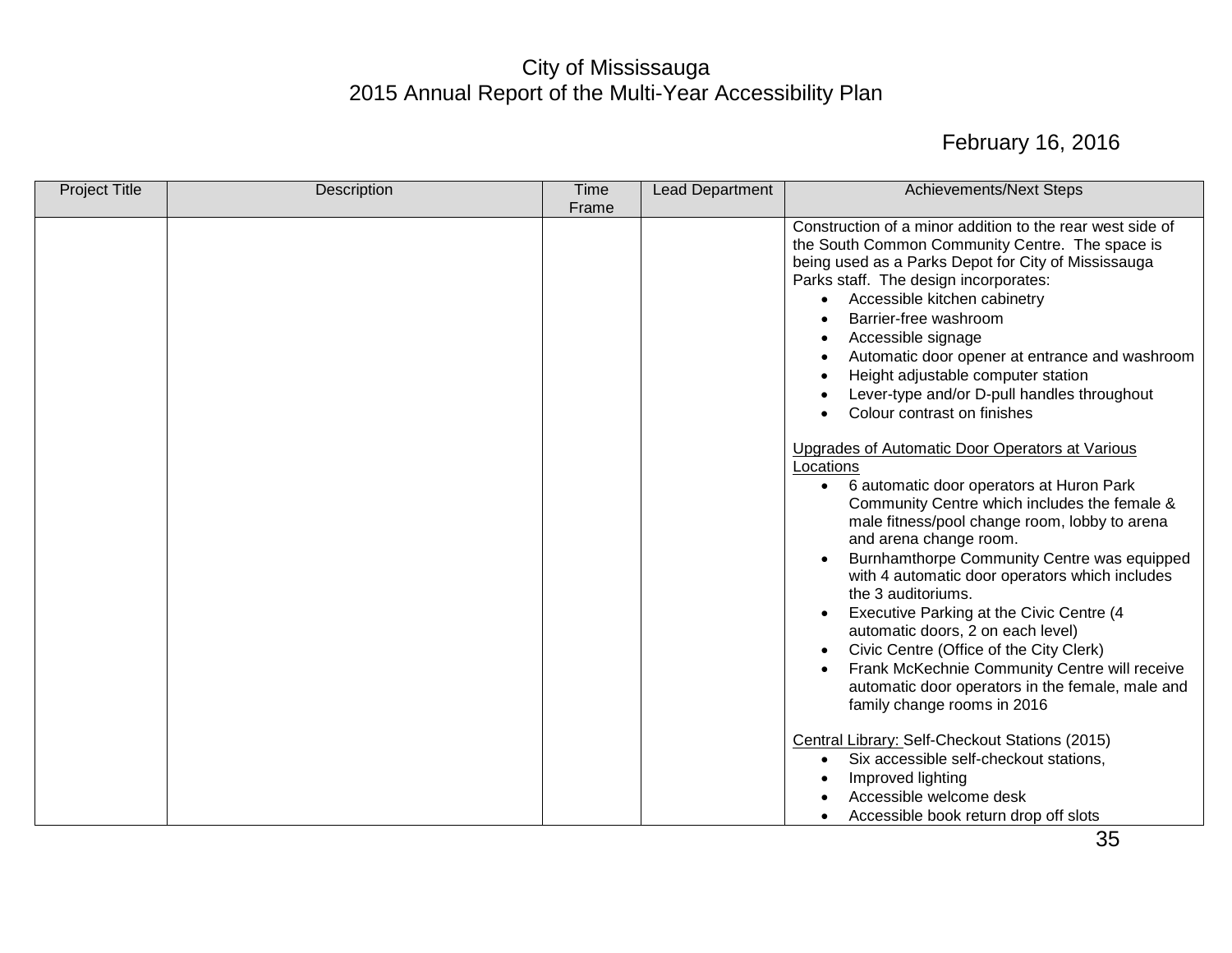| Project Title | Description | Time Frame | Lead Department | Achievements/Next Steps |
|---|---|---|---|---|
| | | | | Construction of a minor addition to the rear west side of the South Common Community Centre. The space is being used as a Parks Depot for City of Mississauga Parks staff. The design incorporates:<br>• Accessible kitchen cabinetry<br>• Barrier-free washroom<br>• Accessible signage<br>• Automatic door opener at entrance and washroom<br>• Height adjustable computer station<br>• Lever-type and/or D-pull handles throughout<br>• Colour contrast on finishes<br><br>Upgrades of Automatic Door Operators at Various Locations<br>• 6 automatic door operators at Huron Park Community Centre which includes the female & male fitness/pool change room, lobby to arena and arena change room.<br>• Burnhamthorpe Community Centre was equipped with 4 automatic door operators which includes the 3 auditoriums.<br>• Executive Parking at the Civic Centre (4 automatic doors, 2 on each level)<br>• Civic Centre (Office of the City Clerk)<br>• Frank McKechnie Community Centre will receive automatic door operators in the female, male and family change rooms in 2016<br><br>Central Library: Self-Checkout Stations (2015)<br>• Six accessible self-checkout stations,<br>• Improved lighting<br>• Accessible welcome desk<br>• Accessible book return drop off slots |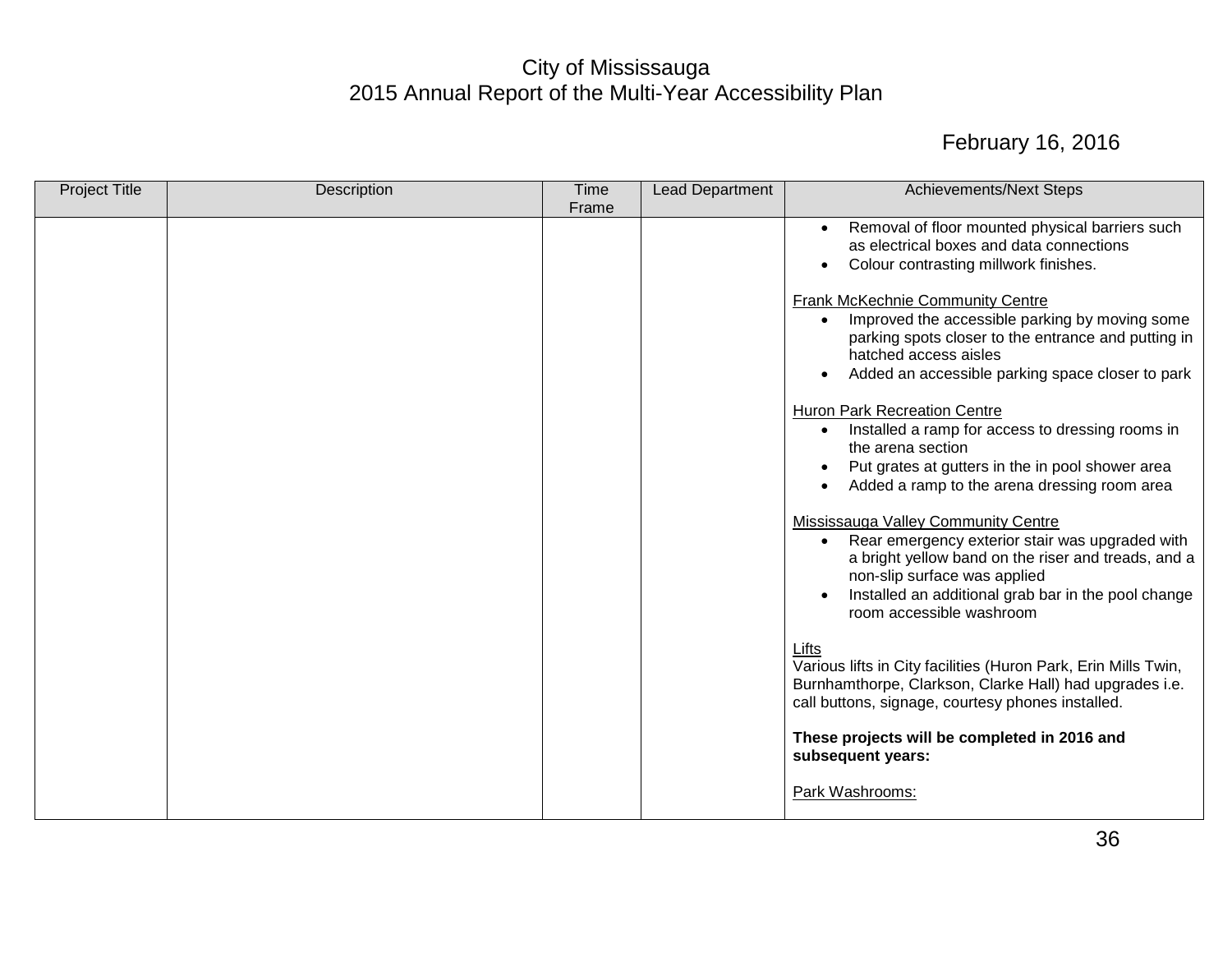| Project Title | Description | Time Frame | Lead Department | Achievements/Next Steps |
|---|---|---|---|---|
| | | | | • Removal of floor mounted physical barriers such as electrical boxes and data connections<br>• Colour contrasting millwork finishes.<br><br>Frank McKechnie Community Centre<br>• Improved the accessible parking by moving some parking spots closer to the entrance and putting in hatched access aisles<br>• Added an accessible parking space closer to park<br><br>Huron Park Recreation Centre<br>• Installed a ramp for access to dressing rooms in the arena section<br>• Put grates at gutters in the in pool shower area<br>• Added a ramp to the arena dressing room area<br><br>Mississauga Valley Community Centre<br>• Rear emergency exterior stair was upgraded with a bright yellow band on the riser and treads, and a non-slip surface was applied<br>• Installed an additional grab bar in the pool change room accessible washroom<br><br>Lifts<br>Various lifts in City facilities (Huron Park, Erin Mills Twin, Burnhamthorpe, Clarkson, Clarke Hall) had upgrades i.e. call buttons, signage, courtesy phones installed.<br><br>**These projects will be completed in 2016 and subsequent years:**<br><br>Park Washrooms: |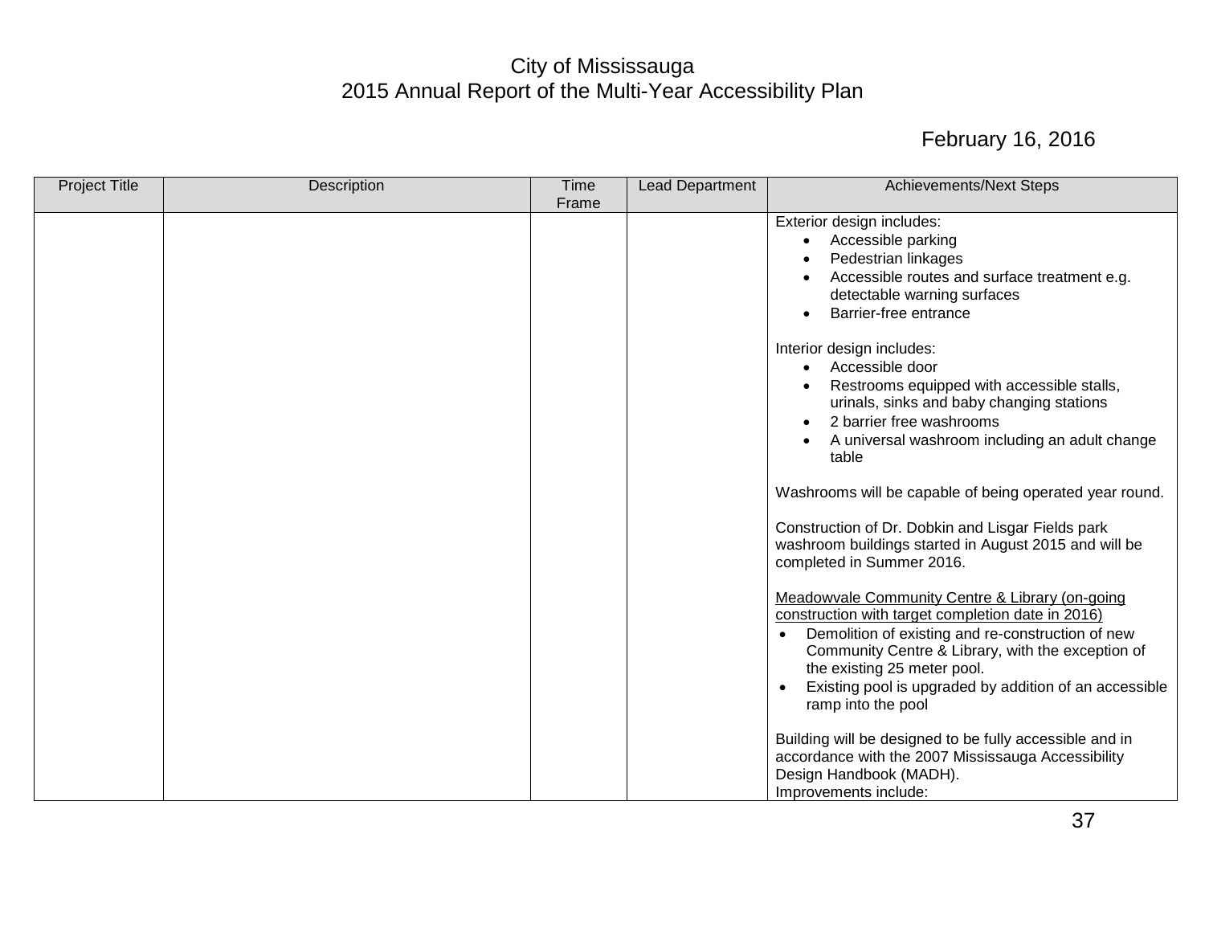| Project Title | Description | Time Frame | Lead Department | Achievements/Next Steps |
| --- | --- | --- | --- | --- |
| | | | | Exterior design includes:<br>• Accessible parking<br>• Pedestrian linkages<br>• Accessible routes and surface treatment e.g. detectable warning surfaces<br>• Barrier-free entrance<br><br>Interior design includes:<br>• Accessible door<br>• Restrooms equipped with accessible stalls, urinals, sinks and baby changing stations<br>• 2 barrier free washrooms<br>• A universal washroom including an adult change table<br><br>Washrooms will be capable of being operated year round.<br><br>Construction of Dr. Dobkin and Lisgar Fields park washroom buildings started in August 2015 and will be completed in Summer 2016.<br><br><u>Meadowvale Community Centre & Library (on-going construction with target completion date in 2016)</u><br>• Demolition of existing and re-construction of new Community Centre & Library, with the exception of the existing 25 meter pool.<br>• Existing pool is upgraded by addition of an accessible ramp into the pool<br><br>Building will be designed to be fully accessible and in accordance with the 2007 Mississauga Accessibility Design Handbook (MADH).<br>Improvements include: |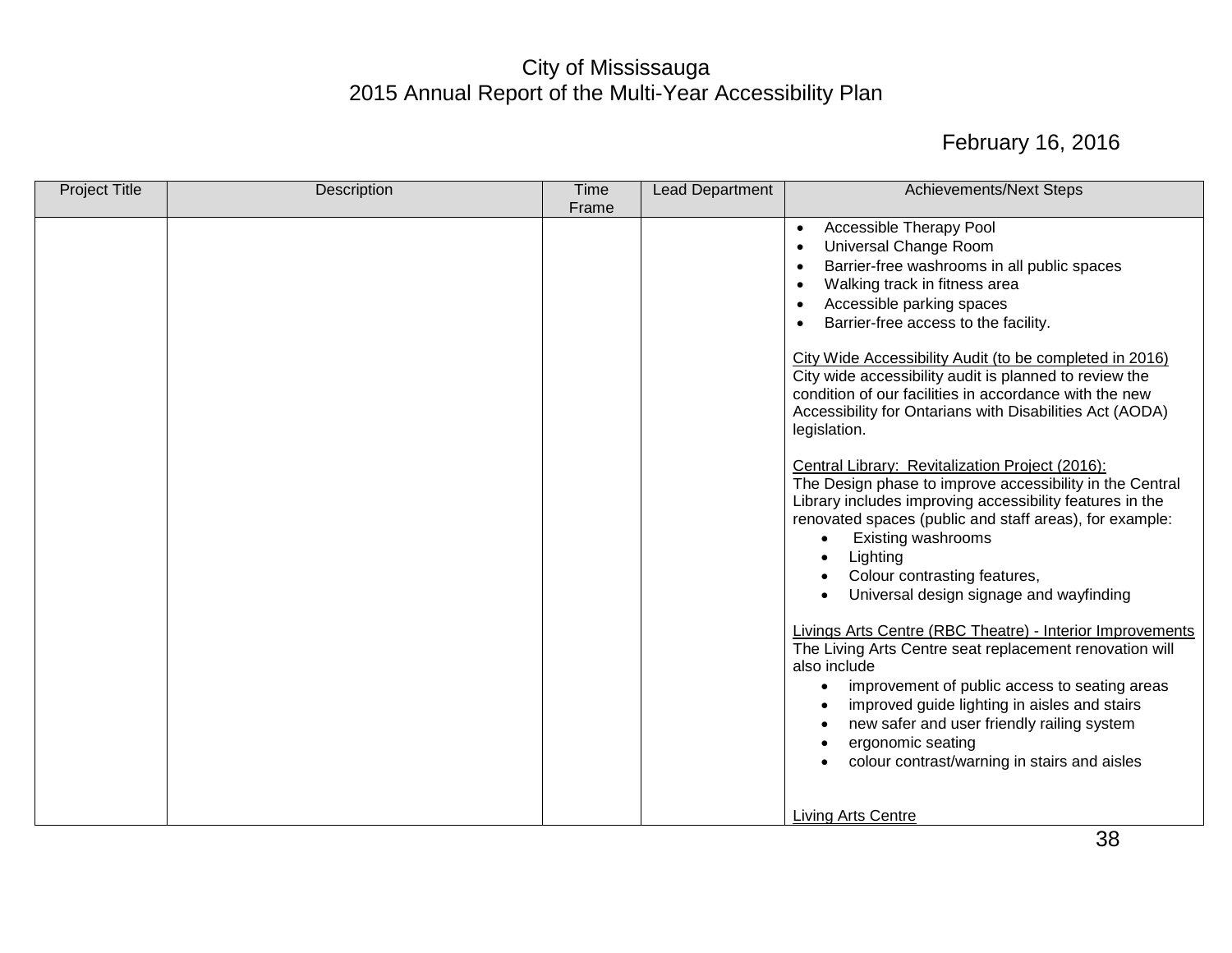# City of Mississauga
## 2015 Annual Report of the Multi-Year Accessibility Plan

February 16, 2016

| Project Title | Description | Time Frame | Lead Department | Achievements/Next Steps |
|---|---|---|---|---|
| | | | | • Accessible Therapy Pool<br>• Universal Change Room<br>• Barrier-free washrooms in all public spaces<br>• Walking track in fitness area<br>• Accessible parking spaces<br>• Barrier-free access to the facility.<br><br><u>City Wide Accessibility Audit (to be completed in 2016)</u><br>City wide accessibility audit is planned to review the condition of our facilities in accordance with the new Accessibility for Ontarians with Disabilities Act (AODA) legislation.<br><br><u>Central Library: Revitalization Project (2016):</u><br>The Design phase to improve accessibility in the Central Library includes improving accessibility features in the renovated spaces (public and staff areas), for example:<br>• Existing washrooms<br>• Lighting<br>• Colour contrasting features,<br>• Universal design signage and wayfinding<br><br><u>Livings Arts Centre (RBC Theatre) - Interior Improvements</u><br>The Living Arts Centre seat replacement renovation will also include<br>• improvement of public access to seating areas<br>• improved guide lighting in aisles and stairs<br>• new safer and user friendly railing system<br>• ergonomic seating<br>• colour contrast/warning in stairs and aisles<br><br><u>Living Arts Centre</u> |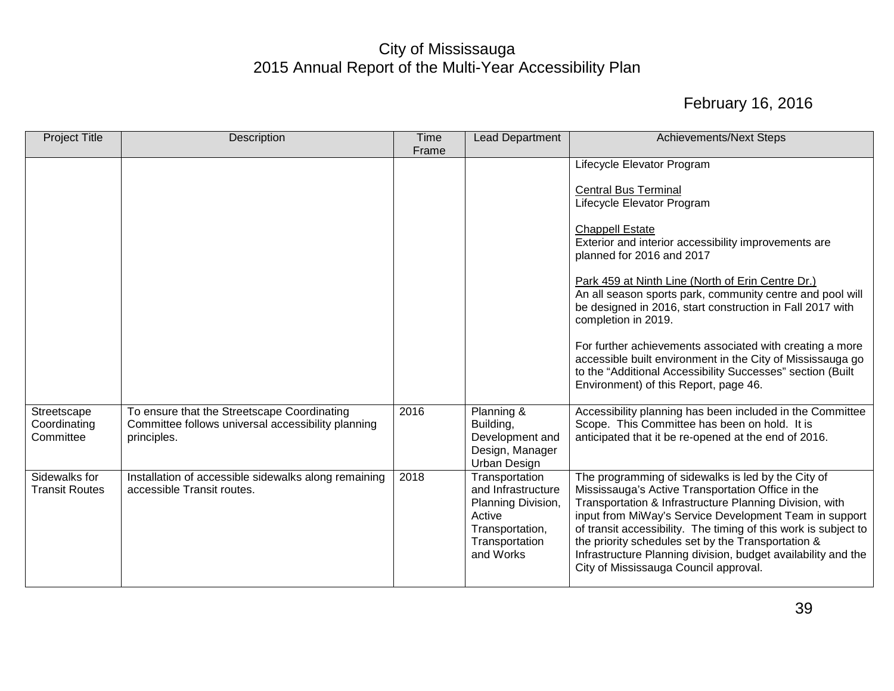City of Mississauga
2015 Annual Report of the Multi-Year Accessibility Plan

February 16, 2016

| Project Title | Description | Time Frame | Lead Department | Achievements/Next Steps |
|---|---|---|---|---|
| | | | | Lifecycle Elevator Program<br><br>Central Bus Terminal<br>Lifecycle Elevator Program<br><br>Chappell Estate<br>Exterior and interior accessibility improvements are planned for 2016 and 2017<br><br>Park 459 at Ninth Line (North of Erin Centre Dr.)<br>An all season sports park, community centre and pool will be designed in 2016, start construction in Fall 2017 with completion in 2019.<br><br>For further achievements associated with creating a more accessible built environment in the City of Mississauga go to the "Additional Accessibility Successes" section (Built Environment) of this Report, page 46. |
| Streetscape Coordinating Committee | To ensure that the Streetscape Coordinating Committee follows universal accessibility planning principles. | 2016 | Planning & Building, Development and Design, Manager Urban Design | Accessibility planning has been included in the Committee Scope. This Committee has been on hold. It is anticipated that it be re-opened at the end of 2016. |
| Sidewalks for Transit Routes | Installation of accessible sidewalks along remaining accessible Transit routes. | 2018 | Transportation and Infrastructure Planning Division, Active Transportation, Transportation and Works | The programming of sidewalks is led by the City of Mississauga's Active Transportation Office in the Transportation & Infrastructure Planning Division, with input from MiWay's Service Development Team in support of transit accessibility. The timing of this work is subject to the priority schedules set by the Transportation & Infrastructure Planning division, budget availability and the City of Mississauga Council approval. |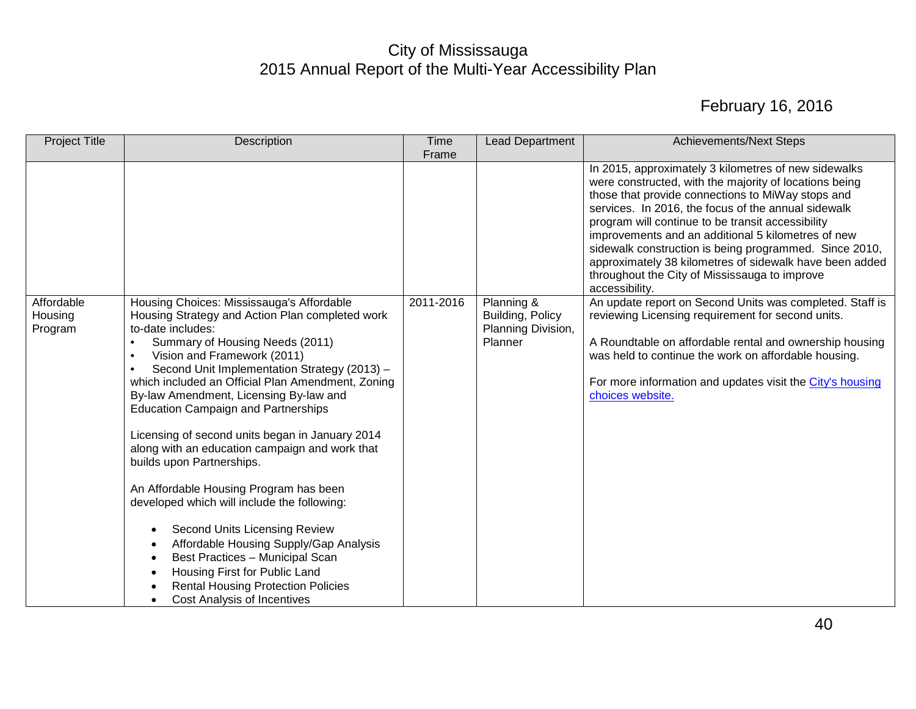City of Mississauga
2015 Annual Report of the Multi-Year Accessibility Plan

February 16, 2016

| Project Title | Description | Time Frame | Lead Department | Achievements/Next Steps |
|---|---|---|---|---|
| | | | | In 2015, approximately 3 kilometres of new sidewalks were constructed, with the majority of locations being those that provide connections to MiWay stops and services. In 2016, the focus of the annual sidewalk program will continue to be transit accessibility improvements and an additional 5 kilometres of new sidewalk construction is being programmed. Since 2010, approximately 38 kilometres of sidewalk have been added throughout the City of Mississauga to improve accessibility. |
| Affordable Housing Program | Housing Choices: Mississauga's Affordable Housing Strategy and Action Plan completed work to-date includes:<br>• Summary of Housing Needs (2011)<br>• Vision and Framework (2011)<br>• Second Unit Implementation Strategy (2013) – which included an Official Plan Amendment, Zoning By-law Amendment, Licensing By-law and Education Campaign and Partnerships<br><br>Licensing of second units began in January 2014 along with an education campaign and work that builds upon Partnerships.<br><br>An Affordable Housing Program has been developed which will include the following:<br>• Second Units Licensing Review<br>• Affordable Housing Supply/Gap Analysis<br>• Best Practices – Municipal Scan<br>• Housing First for Public Land<br>• Rental Housing Protection Policies<br>• Cost Analysis of Incentives | 2011-2016 | Planning & Building, Policy Planning Division, Planner | An update report on Second Units was completed. Staff is reviewing Licensing requirement for second units.<br><br>A Roundtable on affordable rental and ownership housing was held to continue the work on affordable housing.<br><br>For more information and updates visit the City's housing choices website. |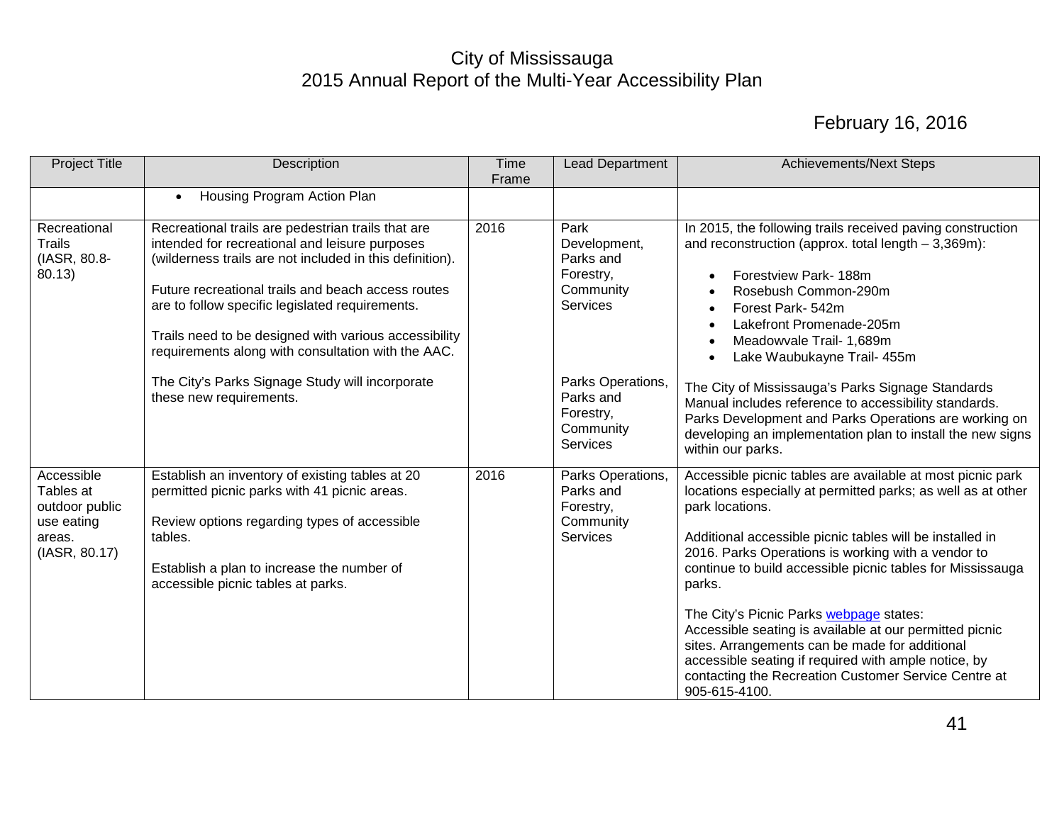# City of Mississauga
## 2015 Annual Report of the Multi-Year Accessibility Plan

February 16, 2016

| Project Title | Description | Time Frame | Lead Department | Achievements/Next Steps |
|---|---|---|---|---|
| | • Housing Program Action Plan | | | |
| Recreational Trails (IASR, 80.8-80.13) | Recreational trails are pedestrian trails that are intended for recreational and leisure purposes (wilderness trails are not included in this definition).<br><br>Future recreational trails and beach access routes are to follow specific legislated requirements.<br><br>Trails need to be designed with various accessibility requirements along with consultation with the AAC.<br><br>The City's Parks Signage Study will incorporate these new requirements. | 2016 | Park Development, Parks and Forestry, Community Services<br><br>Parks Operations, Parks and Forestry, Community Services | In 2015, the following trails received paving construction and reconstruction (approx. total length – 3,369m):<br>• Forestview Park- 188m<br>• Rosebush Common-290m<br>• Forest Park- 542m<br>• Lakefront Promenade-205m<br>• Meadowvale Trail- 1,689m<br>• Lake Waubukayne Trail- 455m<br><br>The City of Mississauga's Parks Signage Standards Manual includes reference to accessibility standards. Parks Development and Parks Operations are working on developing an implementation plan to install the new signs within our parks. |
| Accessible Tables at outdoor public use eating areas. (IASR, 80.17) | Establish an inventory of existing tables at 20 permitted picnic parks with 41 picnic areas.<br><br>Review options regarding types of accessible tables.<br><br>Establish a plan to increase the number of accessible picnic tables at parks. | 2016 | Parks Operations, Parks and Forestry, Community Services | Accessible picnic tables are available at most picnic park locations especially at permitted parks; as well as at other park locations.<br><br>Additional accessible picnic tables will be installed in 2016. Parks Operations is working with a vendor to continue to build accessible picnic tables for Mississauga parks.<br><br>The City's Picnic Parks webpage states:<br>Accessible seating is available at our permitted picnic sites. Arrangements can be made for additional accessible seating if required with ample notice, by contacting the Recreation Customer Service Centre at 905-615-4100. |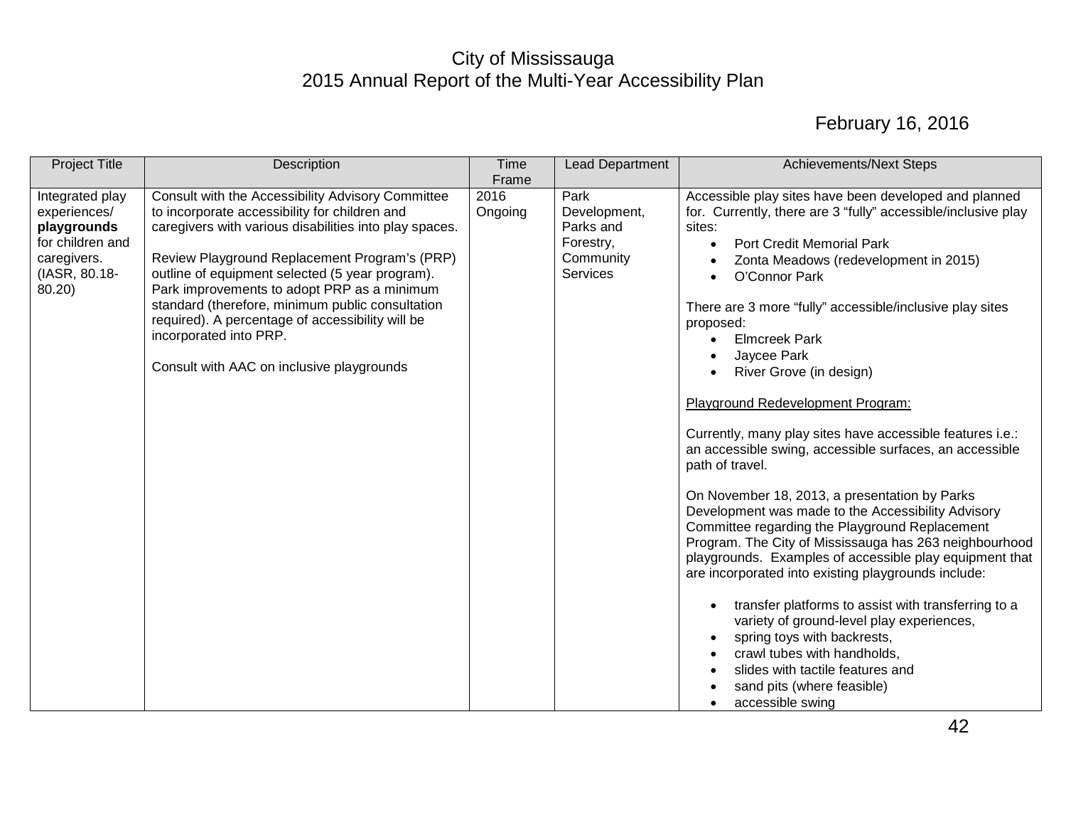City of Mississauga
2015 Annual Report of the Multi-Year Accessibility Plan

February 16, 2016

| Project Title | Description | Time Frame | Lead Department | Achievements/Next Steps |
|---|---|---|---|---|
| Integrated play experiences/ **playgrounds** for children and caregivers. (IASR, 80.18-80.20) | Consult with the Accessibility Advisory Committee to incorporate accessibility for children and caregivers with various disabilities into play spaces.<br><br>Review Playground Replacement Program's (PRP) outline of equipment selected (5 year program). Park improvements to adopt PRP as a minimum standard (therefore, minimum public consultation required). A percentage of accessibility will be incorporated into PRP.<br><br>Consult with AAC on inclusive playgrounds | 2016 Ongoing | Park Development, Parks and Forestry, Community Services | Accessible play sites have been developed and planned for. Currently, there are 3 "fully" accessible/inclusive play sites:<br>• Port Credit Memorial Park<br>• Zonta Meadows (redevelopment in 2015)<br>• O'Connor Park<br><br>There are 3 more "fully" accessible/inclusive play sites proposed:<br>• Elmcreek Park<br>• Jaycee Park<br>• River Grove (in design)<br><br>Playground Redevelopment Program:<br><br>Currently, many play sites have accessible features i.e.: an accessible swing, accessible surfaces, an accessible path of travel.<br><br>On November 18, 2013, a presentation by Parks Development was made to the Accessibility Advisory Committee regarding the Playground Replacement Program. The City of Mississauga has 263 neighbourhood playgrounds. Examples of accessible play equipment that are incorporated into existing playgrounds include:<br><br>• transfer platforms to assist with transferring to a variety of ground-level play experiences,<br>• spring toys with backrests,<br>• crawl tubes with handholds,<br>• slides with tactile features and<br>• sand pits (where feasible)<br>• accessible swing |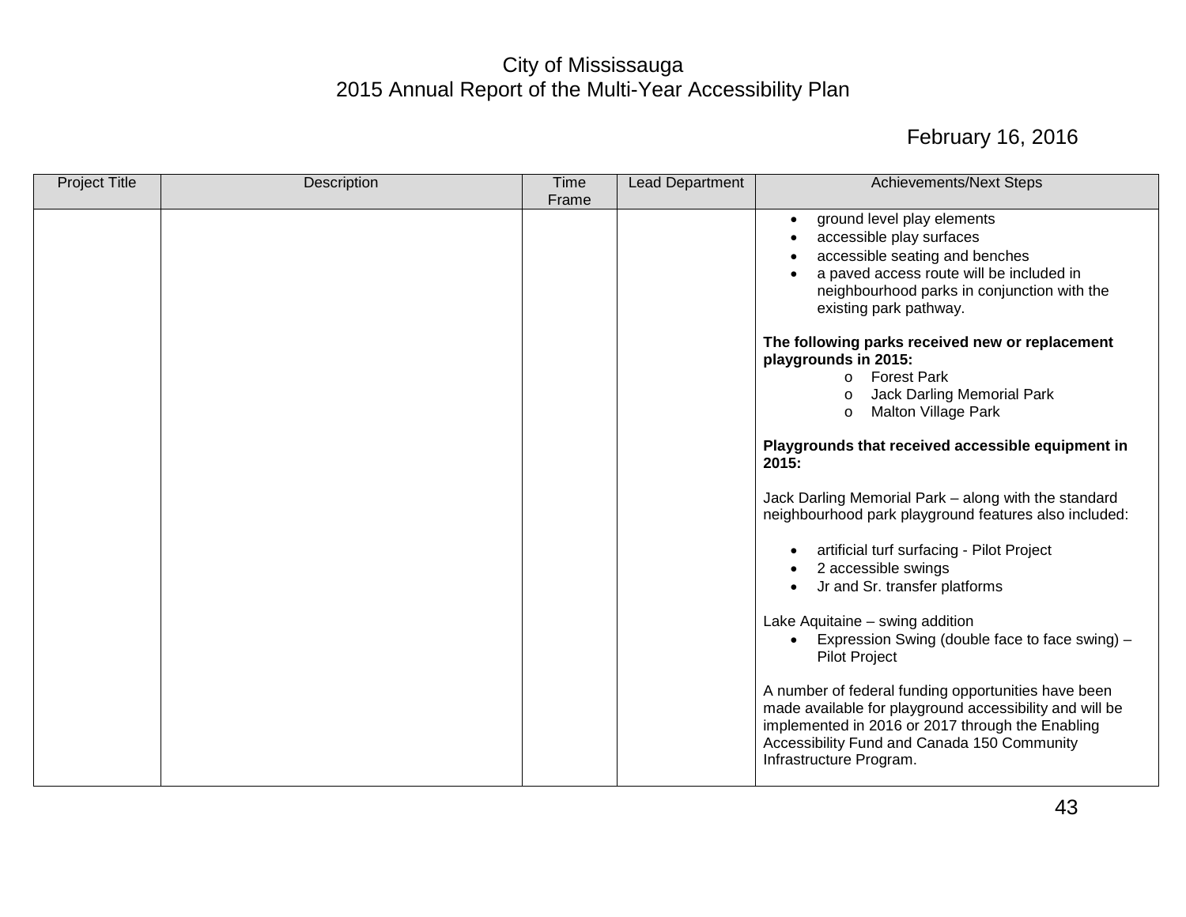City of Mississauga
2015 Annual Report of the Multi-Year Accessibility Plan

February 16, 2016

| Project Title | Description | Time Frame | Lead Department | Achievements/Next Steps |
|---|---|---|---|---|
| | | | | • ground level play elements<br>• accessible play surfaces<br>• accessible seating and benches<br>• a paved access route will be included in neighbourhood parks in conjunction with the existing park pathway.<br><br>**The following parks received new or replacement playgrounds in 2015:**<br>o Forest Park<br>o Jack Darling Memorial Park<br>o Malton Village Park<br><br>**Playgrounds that received accessible equipment in 2015:**<br><br>Jack Darling Memorial Park – along with the standard neighbourhood park playground features also included:<br><br>• artificial turf surfacing - Pilot Project<br>• 2 accessible swings<br>• Jr and Sr. transfer platforms<br><br>Lake Aquitaine – swing addition<br>• Expression Swing (double face to face swing) – Pilot Project<br><br>A number of federal funding opportunities have been made available for playground accessibility and will be implemented in 2016 or 2017 through the Enabling Accessibility Fund and Canada 150 Community Infrastructure Program. |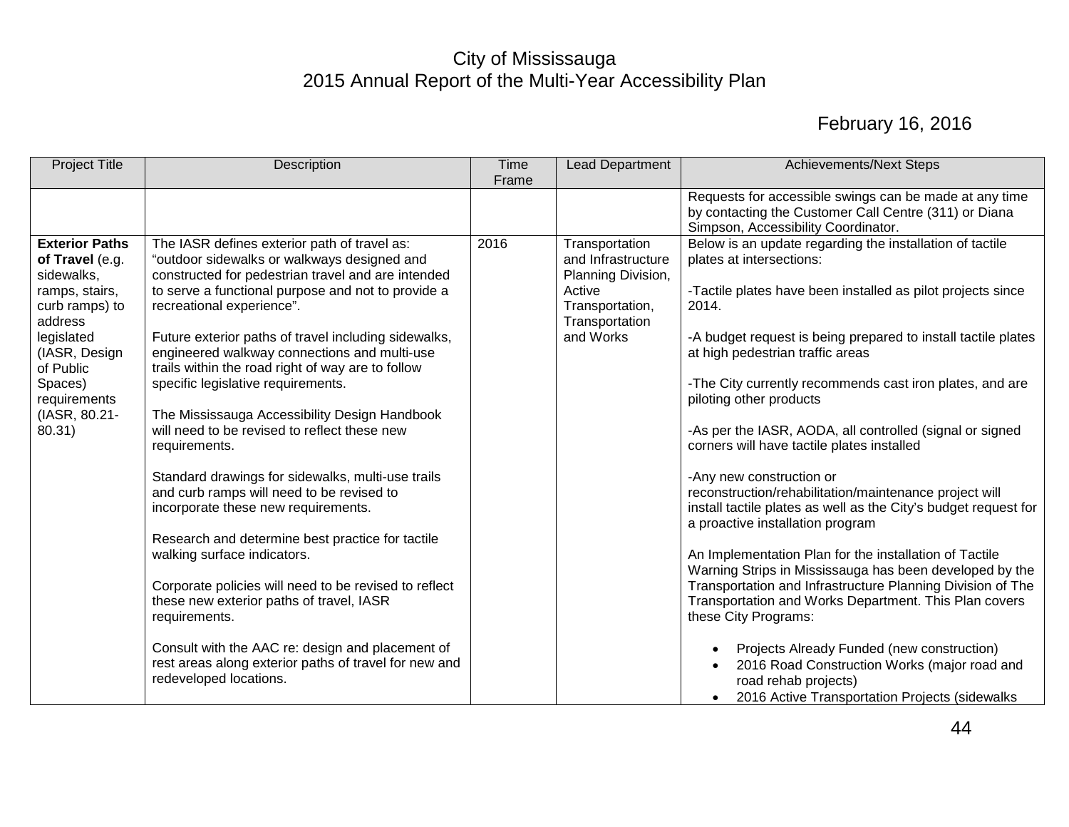City of Mississauga
2015 Annual Report of the Multi-Year Accessibility Plan

February 16, 2016

| Project Title | Description | Time Frame | Lead Department | Achievements/Next Steps |
|---|---|---|---|---|
| | | | | Requests for accessible swings can be made at any time by contacting the Customer Call Centre (311) or Diana Simpson, Accessibility Coordinator. |
| **Exterior Paths of Travel** (e.g. sidewalks, ramps, stairs, curb ramps) to address legislated (IASR, Design of Public Spaces) requirements (IASR, 80.21-80.31) | The IASR defines exterior path of travel as: "outdoor sidewalks or walkways designed and constructed for pedestrian travel and are intended to serve a functional purpose and not to provide a recreational experience".<br><br>Future exterior paths of travel including sidewalks, engineered walkway connections and multi-use trails within the road right of way are to follow specific legislative requirements.<br><br>The Mississauga Accessibility Design Handbook will need to be revised to reflect these new requirements.<br><br>Standard drawings for sidewalks, multi-use trails and curb ramps will need to be revised to incorporate these new requirements.<br><br>Research and determine best practice for tactile walking surface indicators.<br><br>Corporate policies will need to be revised to reflect these new exterior paths of travel, IASR requirements.<br><br>Consult with the AAC re: design and placement of rest areas along exterior paths of travel for new and redeveloped locations. | 2016 | Transportation and Infrastructure Planning Division, Active Transportation, Transportation and Works | Below is an update regarding the installation of tactile plates at intersections:<br><br>-Tactile plates have been installed as pilot projects since 2014.<br><br>-A budget request is being prepared to install tactile plates at high pedestrian traffic areas<br><br>-The City currently recommends cast iron plates, and are piloting other products<br><br>-As per the IASR, AODA, all controlled (signal or signed corners will have tactile plates installed<br><br>-Any new construction or reconstruction/rehabilitation/maintenance project will install tactile plates as well as the City's budget request for a proactive installation program<br><br>An Implementation Plan for the installation of Tactile Warning Strips in Mississauga has been developed by the Transportation and Infrastructure Planning Division of The Transportation and Works Department. This Plan covers these City Programs:<br><br>• Projects Already Funded (new construction)<br>• 2016 Road Construction Works (major road and road rehab projects)<br>• 2016 Active Transportation Projects (sidewalks |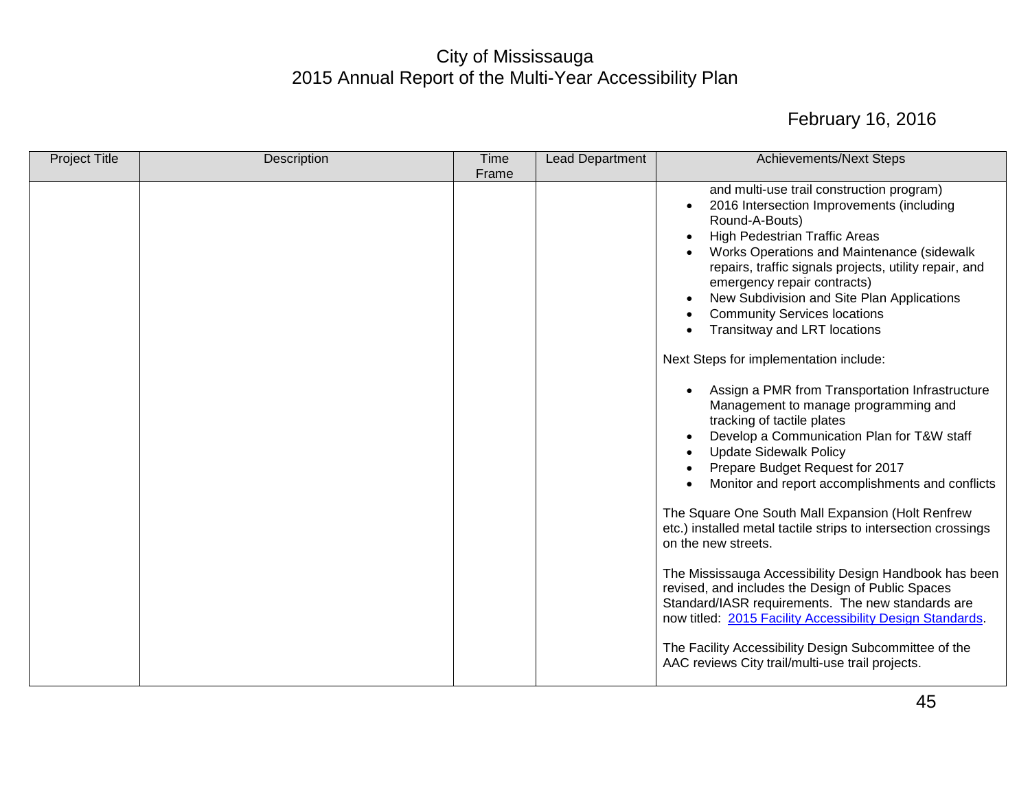| Project Title | Description | Time Frame | Lead Department | Achievements/Next Steps |
|---|---|---|---|---|
| | | | | and multi-use trail construction program)<br>• 2016 Intersection Improvements (including Round-A-Bouts)<br>• High Pedestrian Traffic Areas<br>• Works Operations and Maintenance (sidewalk repairs, traffic signals projects, utility repair, and emergency repair contracts)<br>• New Subdivision and Site Plan Applications<br>• Community Services locations<br>• Transitway and LRT locations<br><br>Next Steps for implementation include:<br><br>• Assign a PMR from Transportation Infrastructure Management to manage programming and tracking of tactile plates<br>• Develop a Communication Plan for T&W staff<br>• Update Sidewalk Policy<br>• Prepare Budget Request for 2017<br>• Monitor and report accomplishments and conflicts<br><br>The Square One South Mall Expansion (Holt Renfrew etc.) installed metal tactile strips to intersection crossings on the new streets.<br><br>The Mississauga Accessibility Design Handbook has been revised, and includes the Design of Public Spaces Standard/IASR requirements. The new standards are now titled: 2015 Facility Accessibility Design Standards.<br><br>The Facility Accessibility Design Subcommittee of the AAC reviews City trail/multi-use trail projects. |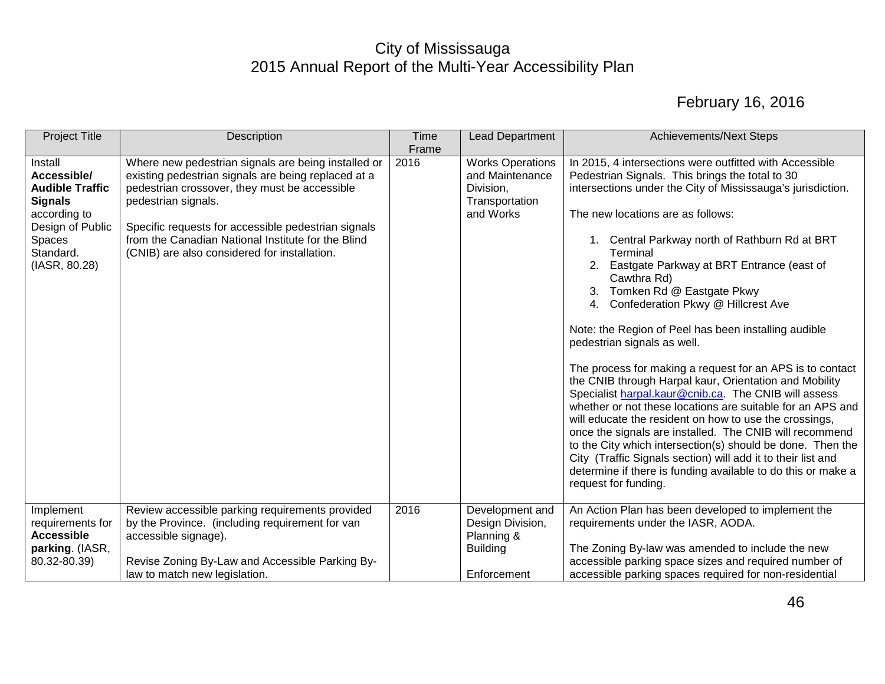City of Mississauga
2015 Annual Report of the Multi-Year Accessibility Plan

February 16, 2016

| Project Title | Description | Time Frame | Lead Department | Achievements/Next Steps |
|---|---|---|---|---|
| Install **Accessible/ Audible Traffic Signals** according to Design of Public Spaces Standard. (IASR, 80.28) | Where new pedestrian signals are being installed or existing pedestrian signals are being replaced at a pedestrian crossover, they must be accessible pedestrian signals.<br><br>Specific requests for accessible pedestrian signals from the Canadian National Institute for the Blind (CNIB) are also considered for installation. | 2016 | Works Operations and Maintenance Division, Transportation and Works | In 2015, 4 intersections were outfitted with Accessible Pedestrian Signals. This brings the total to 30 intersections under the City of Mississauga's jurisdiction.<br><br>The new locations are as follows:<br><br>1. Central Parkway north of Rathburn Rd at BRT Terminal<br>2. Eastgate Parkway at BRT Entrance (east of Cawthra Rd)<br>3. Tomken Rd @ Eastgate Pkwy<br>4. Confederation Pkwy @ Hillcrest Ave<br><br>Note: the Region of Peel has been installing audible pedestrian signals as well.<br><br>The process for making a request for an APS is to contact the CNIB through Harpal kaur, Orientation and Mobility Specialist harpal.kaur@cnib.ca. The CNIB will assess whether or not these locations are suitable for an APS and will educate the resident on how to use the crossings, once the signals are installed. The CNIB will recommend to the City which intersection(s) should be done. Then the City (Traffic Signals section) will add it to their list and determine if there is funding available to do this or make a request for funding. |
| Implement requirements for **Accessible parking**. (IASR, 80.32-80.39) | Review accessible parking requirements provided by the Province. (including requirement for van accessible signage).<br><br>Revise Zoning By-Law and Accessible Parking By-law to match new legislation. | 2016 | Development and Design Division, Planning & Building<br><br>Enforcement | An Action Plan has been developed to implement the requirements under the IASR, AODA.<br><br>The Zoning By-law was amended to include the new accessible parking space sizes and required number of accessible parking spaces required for non-residential |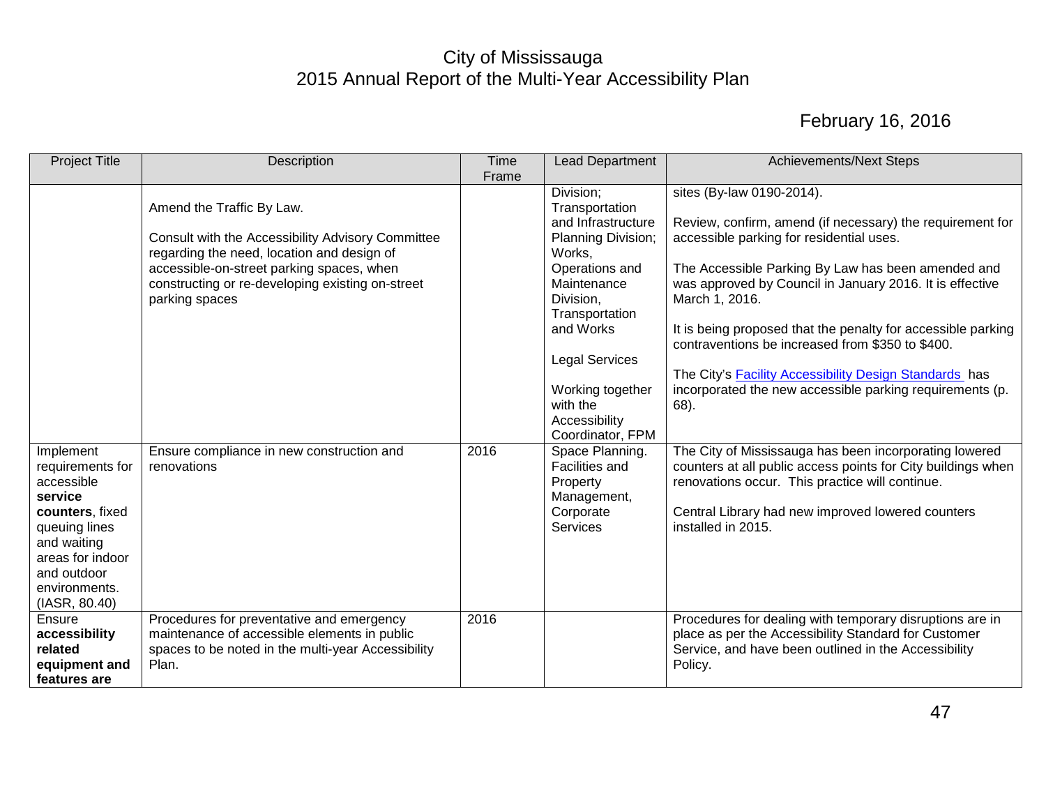# City of Mississauga
# 2015 Annual Report of the Multi-Year Accessibility Plan

February 16, 2016

| Project Title | Description | Time Frame | Lead Department | Achievements/Next Steps |
|---|---|---|---|---|
| | Amend the Traffic By Law.<br><br>Consult with the Accessibility Advisory Committee regarding the need, location and design of accessible-on-street parking spaces, when constructing or re-developing existing on-street parking spaces | | Division; Transportation and Infrastructure Planning Division; Works, Operations and Maintenance Division, Transportation and Works<br><br>Legal Services<br><br>Working together with the Accessibility Coordinator, FPM | sites (By-law 0190-2014).<br><br>Review, confirm, amend (if necessary) the requirement for accessible parking for residential uses.<br><br>The Accessible Parking By Law has been amended and was approved by Council in January 2016. It is effective March 1, 2016.<br><br>It is being proposed that the penalty for accessible parking contraventions be increased from $350 to $400.<br><br>The City's Facility Accessibility Design Standards has incorporated the new accessible parking requirements (p. 68). |
| Implement requirements for accessible **service counters**, fixed queuing lines and waiting areas for indoor and outdoor environments. (IASR, 80.40) | Ensure compliance in new construction and renovations | 2016 | Space Planning. Facilities and Property Management, Corporate Services | The City of Mississauga has been incorporating lowered counters at all public access points for City buildings when renovations occur. This practice will continue.<br><br>Central Library had new improved lowered counters installed in 2015. |
| Ensure **accessibility related equipment and features are** | Procedures for preventative and emergency maintenance of accessible elements in public spaces to be noted in the multi-year Accessibility Plan. | 2016 | | Procedures for dealing with temporary disruptions are in place as per the Accessibility Standard for Customer Service, and have been outlined in the Accessibility Policy. |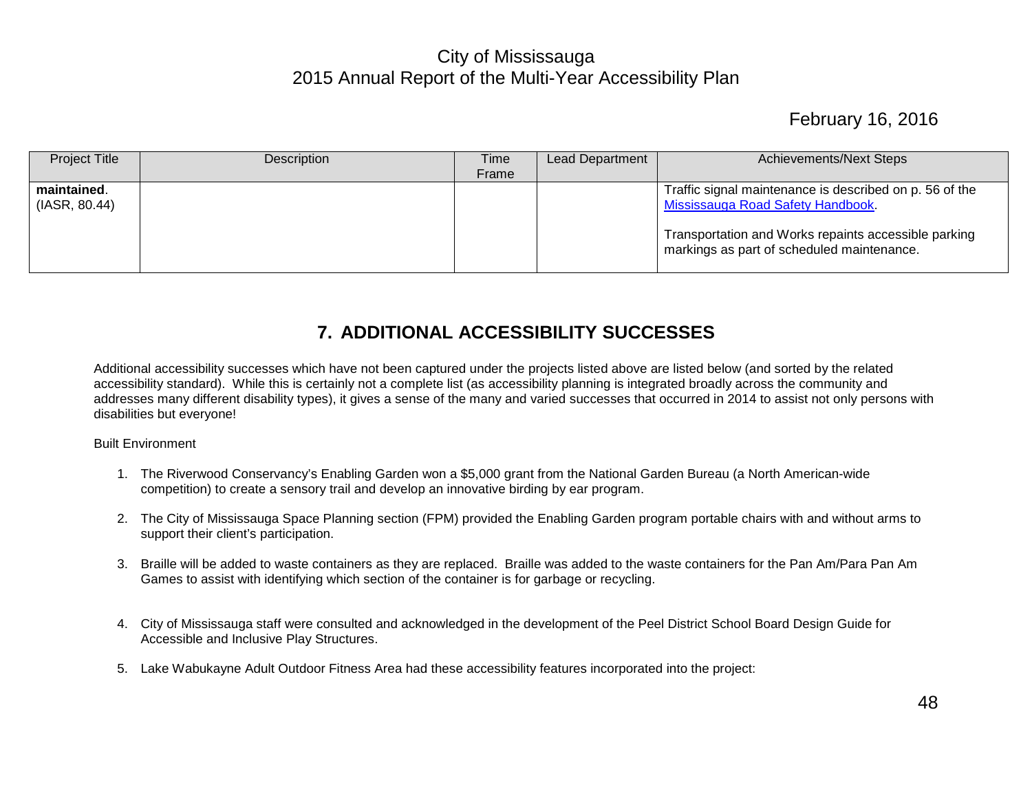| Project Title | Description | Time Frame | Lead Department | Achievements/Next Steps |
|---|---|---|---|---|
| **maintained**. (IASR, 80.44) | | | | Traffic signal maintenance is described on p. 56 of the [Mississauga Road Safety Handbook](). <br><br> Transportation and Works repaints accessible parking markings as part of scheduled maintenance. |

## 7. ADDITIONAL ACCESSIBILITY SUCCESSES

Additional accessibility successes which have not been captured under the projects listed above are listed below (and sorted by the related accessibility standard). While this is certainly not a complete list (as accessibility planning is integrated broadly across the community and addresses many different disability types), it gives a sense of the many and varied successes that occurred in 2014 to assist not only persons with disabilities but everyone!

Built Environment

1. The Riverwood Conservancy's Enabling Garden won a $5,000 grant from the National Garden Bureau (a North American-wide competition) to create a sensory trail and develop an innovative birding by ear program.

2. The City of Mississauga Space Planning section (FPM) provided the Enabling Garden program portable chairs with and without arms to support their client's participation.

3. Braille will be added to waste containers as they are replaced. Braille was added to the waste containers for the Pan Am/Para Pan Am Games to assist with identifying which section of the container is for garbage or recycling.

4. City of Mississauga staff were consulted and acknowledged in the development of the Peel District School Board Design Guide for Accessible and Inclusive Play Structures.

5. Lake Wabukayne Adult Outdoor Fitness Area had these accessibility features incorporated into the project: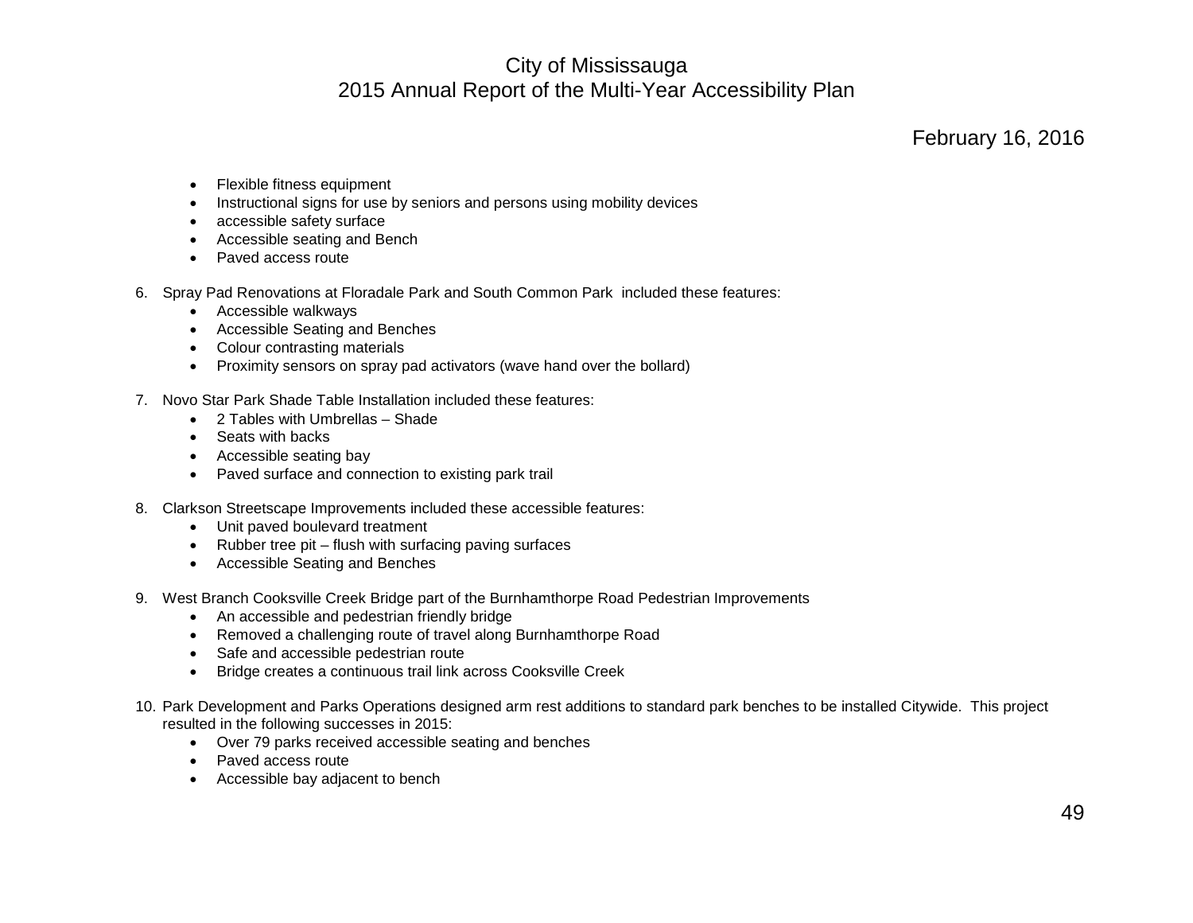- Flexible fitness equipment
- Instructional signs for use by seniors and persons using mobility devices
- accessible safety surface
- Accessible seating and Bench
- Paved access route

6. Spray Pad Renovations at Floradale Park and South Common Park included these features:
   - Accessible walkways
   - Accessible Seating and Benches
   - Colour contrasting materials
   - Proximity sensors on spray pad activators (wave hand over the bollard)

7. Novo Star Park Shade Table Installation included these features:
   - 2 Tables with Umbrellas – Shade
   - Seats with backs
   - Accessible seating bay
   - Paved surface and connection to existing park trail

8. Clarkson Streetscape Improvements included these accessible features:
   - Unit paved boulevard treatment
   - Rubber tree pit – flush with surfacing paving surfaces
   - Accessible Seating and Benches

9. West Branch Cooksville Creek Bridge part of the Burnhamthorpe Road Pedestrian Improvements
   - An accessible and pedestrian friendly bridge
   - Removed a challenging route of travel along Burnhamthorpe Road
   - Safe and accessible pedestrian route
   - Bridge creates a continuous trail link across Cooksville Creek

10. Park Development and Parks Operations designed arm rest additions to standard park benches to be installed Citywide. This project resulted in the following successes in 2015:
    - Over 79 parks received accessible seating and benches
    - Paved access route
    - Accessible bay adjacent to bench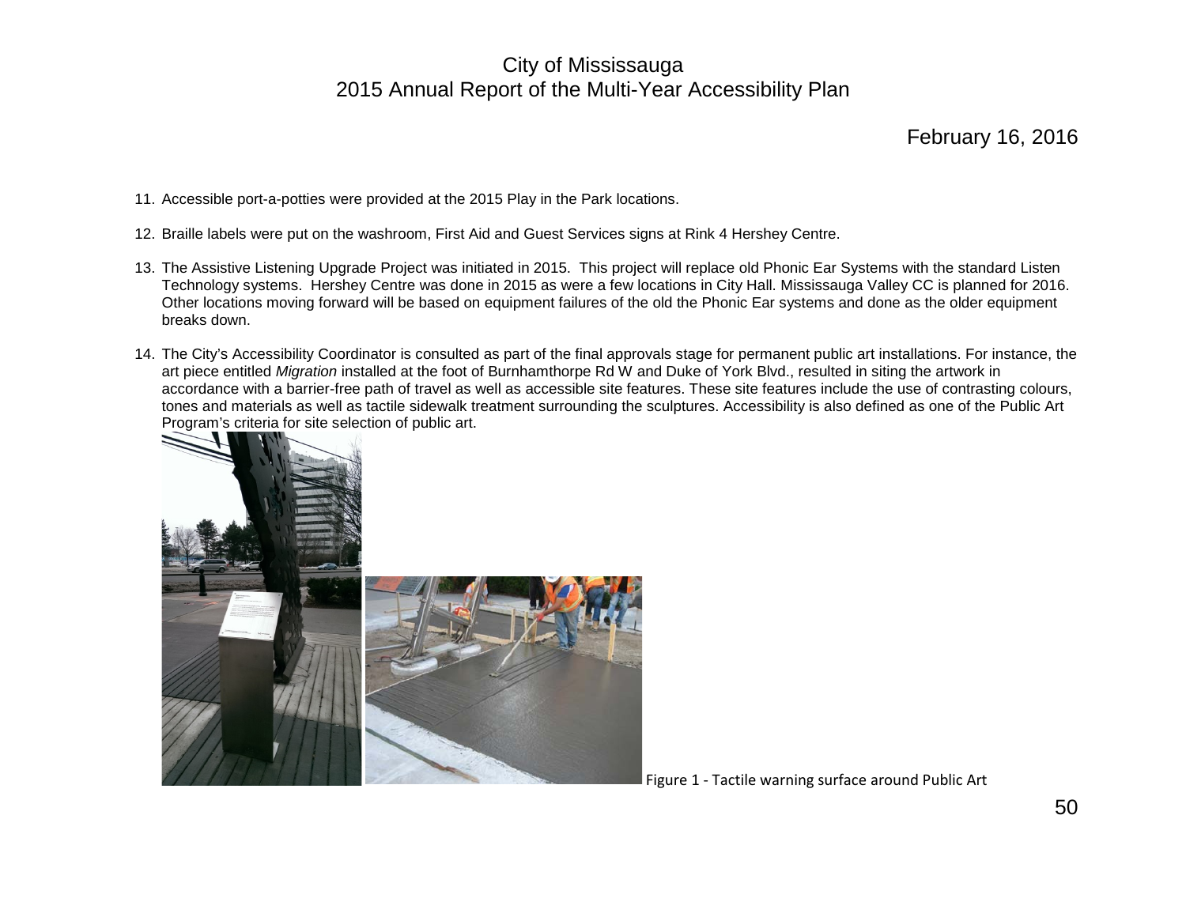11. Accessible port-a-potties were provided at the 2015 Play in the Park locations.

12. Braille labels were put on the washroom, First Aid and Guest Services signs at Rink 4 Hershey Centre.

13. The Assistive Listening Upgrade Project was initiated in 2015. This project will replace old Phonic Ear Systems with the standard Listen Technology systems. Hershey Centre was done in 2015 as were a few locations in City Hall. Mississauga Valley CC is planned for 2016. Other locations moving forward will be based on equipment failures of the old the Phonic Ear systems and done as the older equipment breaks down.

14. The City's Accessibility Coordinator is consulted as part of the final approvals stage for permanent public art installations. For instance, the art piece entitled *Migration* installed at the foot of Burnhamthorpe Rd W and Duke of York Blvd., resulted in siting the artwork in accordance with a barrier-free path of travel as well as accessible site features. These site features include the use of contrasting colours, tones and materials as well as tactile sidewalk treatment surrounding the sculptures. Accessibility is also defined as one of the Public Art Program's criteria for site selection of public art.

Figure 1 - Tactile warning surface around Public Art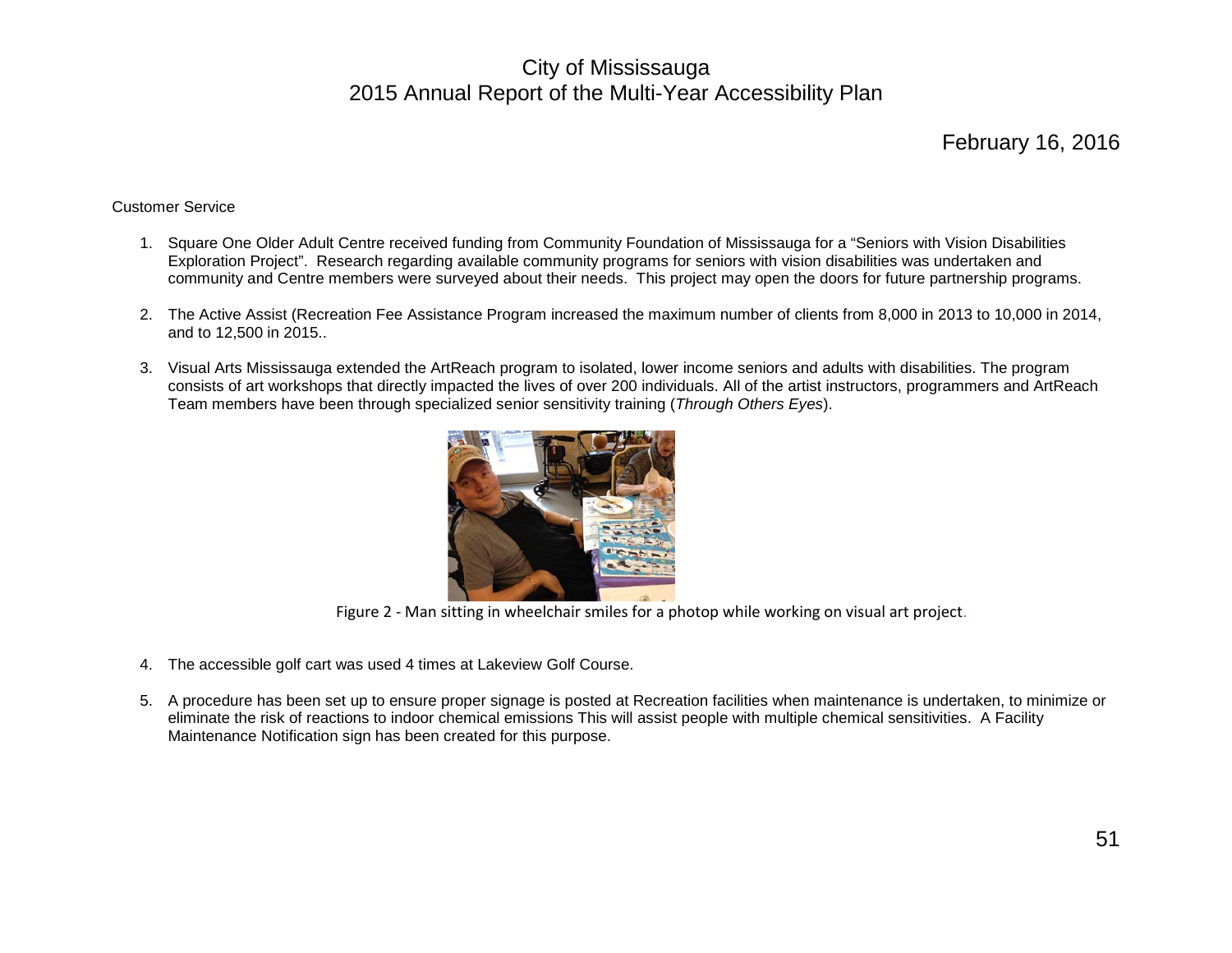February 16, 2016

Customer Service

1. Square One Older Adult Centre received funding from Community Foundation of Mississauga for a “Seniors with Vision Disabilities Exploration Project”. Research regarding available community programs for seniors with vision disabilities was undertaken and community and Centre members were surveyed about their needs. This project may open the doors for future partnership programs.

2. The Active Assist (Recreation Fee Assistance Program increased the maximum number of clients from 8,000 in 2013 to 10,000 in 2014, and to 12,500 in 2015..

3. Visual Arts Mississauga extended the ArtReach program to isolated, lower income seniors and adults with disabilities. The program consists of art workshops that directly impacted the lives of over 200 individuals. All of the artist instructors, programmers and ArtReach Team members have been through specialized senior sensitivity training (*Through Others Eyes*).

Figure 2 - Man sitting in wheelchair smiles for a photop while working on visual art project.

4. The accessible golf cart was used 4 times at Lakeview Golf Course.

5. A procedure has been set up to ensure proper signage is posted at Recreation facilities when maintenance is undertaken, to minimize or eliminate the risk of reactions to indoor chemical emissions This will assist people with multiple chemical sensitivities. A Facility Maintenance Notification sign has been created for this purpose.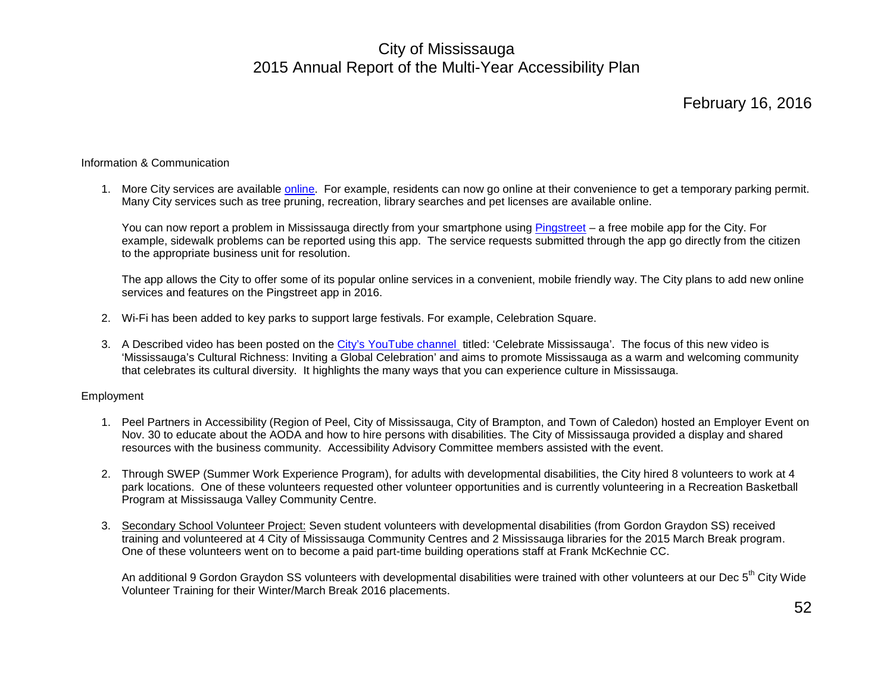# City of Mississauga
# 2015 Annual Report of the Multi-Year Accessibility Plan

February 16, 2016

Information & Communication

1. More City services are available online. For example, residents can now go online at their convenience to get a temporary parking permit. Many City services such as tree pruning, recreation, library searches and pet licenses are available online.

   You can now report a problem in Mississauga directly from your smartphone using Pingstreet – a free mobile app for the City. For example, sidewalk problems can be reported using this app. The service requests submitted through the app go directly from the citizen to the appropriate business unit for resolution.

   The app allows the City to offer some of its popular online services in a convenient, mobile friendly way. The City plans to add new online services and features on the Pingstreet app in 2016.

2. Wi-Fi has been added to key parks to support large festivals. For example, Celebration Square.

3. A Described video has been posted on the City's YouTube channel titled: 'Celebrate Mississauga'. The focus of this new video is 'Mississauga's Cultural Richness: Inviting a Global Celebration' and aims to promote Mississauga as a warm and welcoming community that celebrates its cultural diversity. It highlights the many ways that you can experience culture in Mississauga.

Employment

1. Peel Partners in Accessibility (Region of Peel, City of Mississauga, City of Brampton, and Town of Caledon) hosted an Employer Event on Nov. 30 to educate about the AODA and how to hire persons with disabilities. The City of Mississauga provided a display and shared resources with the business community. Accessibility Advisory Committee members assisted with the event.

2. Through SWEP (Summer Work Experience Program), for adults with developmental disabilities, the City hired 8 volunteers to work at 4 park locations. One of these volunteers requested other volunteer opportunities and is currently volunteering in a Recreation Basketball Program at Mississauga Valley Community Centre.

3. Secondary School Volunteer Project: Seven student volunteers with developmental disabilities (from Gordon Graydon SS) received training and volunteered at 4 City of Mississauga Community Centres and 2 Mississauga libraries for the 2015 March Break program. One of these volunteers went on to become a paid part-time building operations staff at Frank McKechnie CC.

   An additional 9 Gordon Graydon SS volunteers with developmental disabilities were trained with other volunteers at our Dec 5th City Wide Volunteer Training for their Winter/March Break 2016 placements.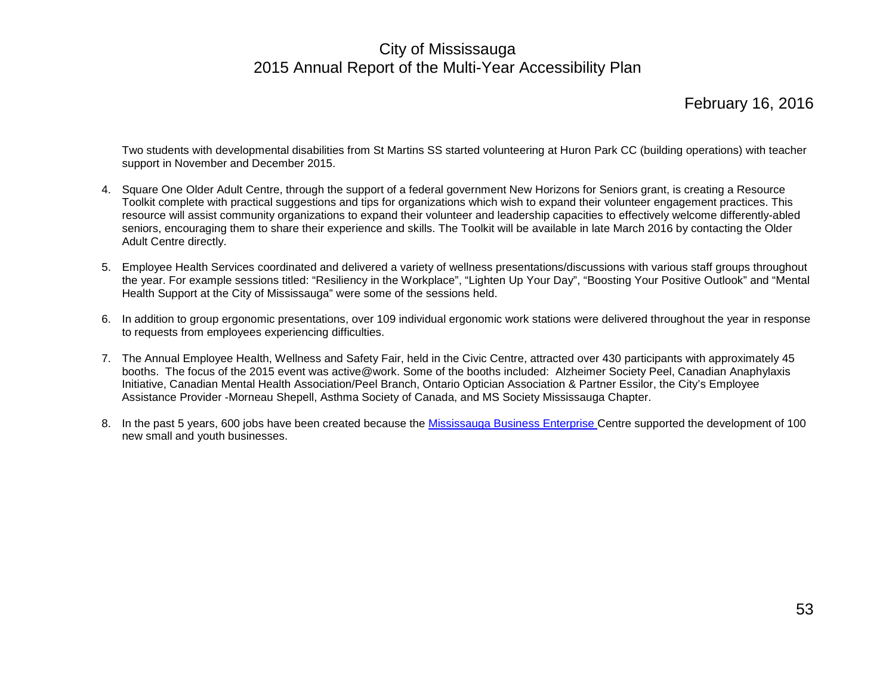Two students with developmental disabilities from St Martins SS started volunteering at Huron Park CC (building operations) with teacher support in November and December 2015.

4. Square One Older Adult Centre, through the support of a federal government New Horizons for Seniors grant, is creating a Resource Toolkit complete with practical suggestions and tips for organizations which wish to expand their volunteer engagement practices. This resource will assist community organizations to expand their volunteer and leadership capacities to effectively welcome differently-abled seniors, encouraging them to share their experience and skills. The Toolkit will be available in late March 2016 by contacting the Older Adult Centre directly.

5. Employee Health Services coordinated and delivered a variety of wellness presentations/discussions with various staff groups throughout the year. For example sessions titled: "Resiliency in the Workplace", "Lighten Up Your Day", "Boosting Your Positive Outlook" and "Mental Health Support at the City of Mississauga" were some of the sessions held.

6. In addition to group ergonomic presentations, over 109 individual ergonomic work stations were delivered throughout the year in response to requests from employees experiencing difficulties.

7. The Annual Employee Health, Wellness and Safety Fair, held in the Civic Centre, attracted over 430 participants with approximately 45 booths. The focus of the 2015 event was active@work. Some of the booths included: Alzheimer Society Peel, Canadian Anaphylaxis Initiative, Canadian Mental Health Association/Peel Branch, Ontario Optician Association & Partner Essilor, the City's Employee Assistance Provider -Morneau Shepell, Asthma Society of Canada, and MS Society Mississauga Chapter.

8. In the past 5 years, 600 jobs have been created because the Mississauga Business Enterprise Centre supported the development of 100 new small and youth businesses.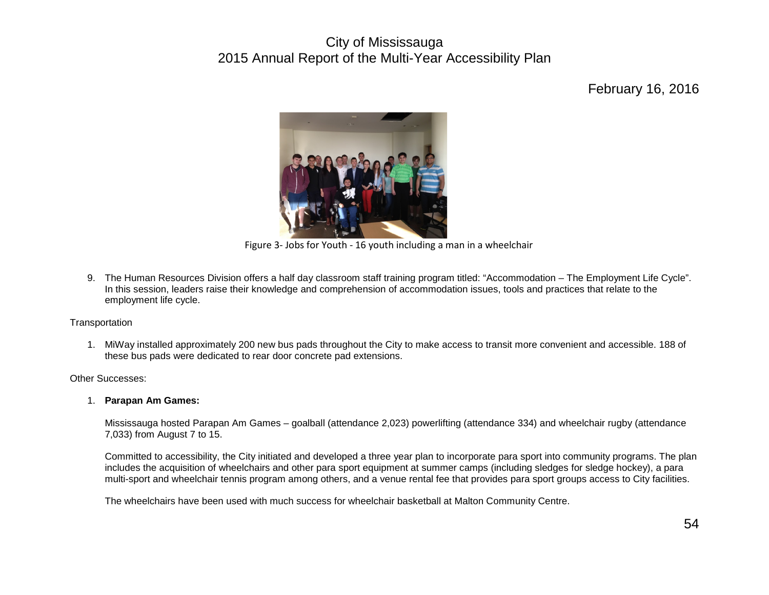Figure 3- Jobs for Youth - 16 youth including a man in a wheelchair

9. The Human Resources Division offers a half day classroom staff training program titled: "Accommodation – The Employment Life Cycle". In this session, leaders raise their knowledge and comprehension of accommodation issues, tools and practices that relate to the employment life cycle.

Transportation

1. MiWay installed approximately 200 new bus pads throughout the City to make access to transit more convenient and accessible. 188 of these bus pads were dedicated to rear door concrete pad extensions.

Other Successes:

1. **Parapan Am Games:**

   Mississauga hosted Parapan Am Games – goalball (attendance 2,023) powerlifting (attendance 334) and wheelchair rugby (attendance 7,033) from August 7 to 15.

   Committed to accessibility, the City initiated and developed a three year plan to incorporate para sport into community programs. The plan includes the acquisition of wheelchairs and other para sport equipment at summer camps (including sledges for sledge hockey), a para multi-sport and wheelchair tennis program among others, and a venue rental fee that provides para sport groups access to City facilities.

   The wheelchairs have been used with much success for wheelchair basketball at Malton Community Centre.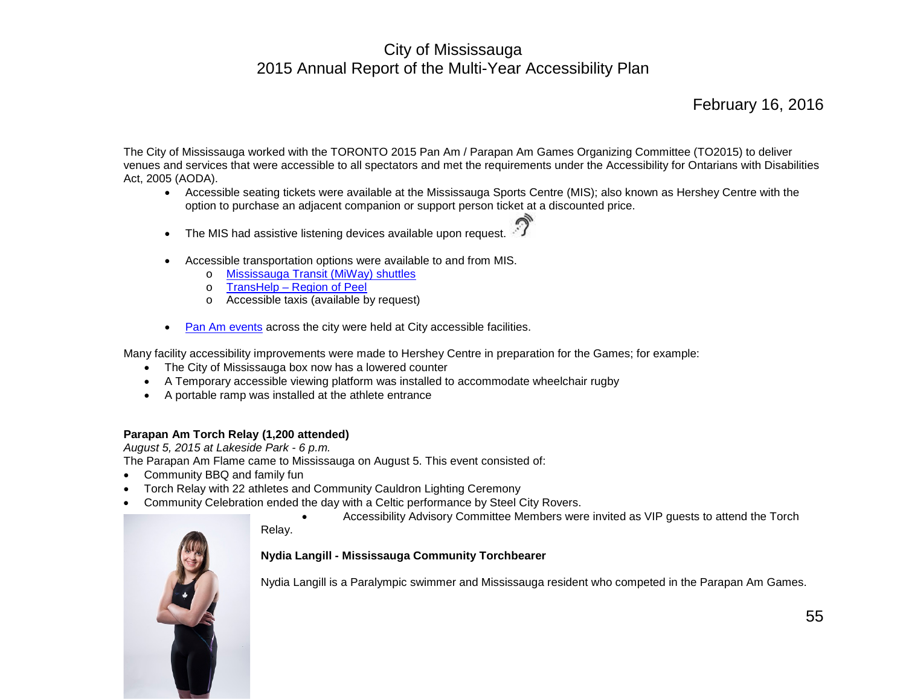The City of Mississauga worked with the TORONTO 2015 Pan Am / Parapan Am Games Organizing Committee (TO2015) to deliver venues and services that were accessible to all spectators and met the requirements under the Accessibility for Ontarians with Disabilities Act, 2005 (AODA).

- Accessible seating tickets were available at the Mississauga Sports Centre (MIS); also known as Hershey Centre with the option to purchase an adjacent companion or support person ticket at a discounted price.
- The MIS had assistive listening devices available upon request.
- Accessible transportation options were available to and from MIS.
  - Mississauga Transit (MiWay) shuttles
  - TransHelp – Region of Peel
  - Accessible taxis (available by request)
- Pan Am events across the city were held at City accessible facilities.

Many facility accessibility improvements were made to Hershey Centre in preparation for the Games; for example:

- The City of Mississauga box now has a lowered counter
- A Temporary accessible viewing platform was installed to accommodate wheelchair rugby
- A portable ramp was installed at the athlete entrance

**Parapan Am Torch Relay (1,200 attended)**

*August 5, 2015 at Lakeside Park - 6 p.m.*

The Parapan Am Flame came to Mississauga on August 5. This event consisted of:

- Community BBQ and family fun
- Torch Relay with 22 athletes and Community Cauldron Lighting Ceremony
- Community Celebration ended the day with a Celtic performance by Steel City Rovers.
- Accessibility Advisory Committee Members were invited as VIP guests to attend the Torch Relay.

**Nydia Langill - Mississauga Community Torchbearer**

Nydia Langill is a Paralympic swimmer and Mississauga resident who competed in the Parapan Am Games.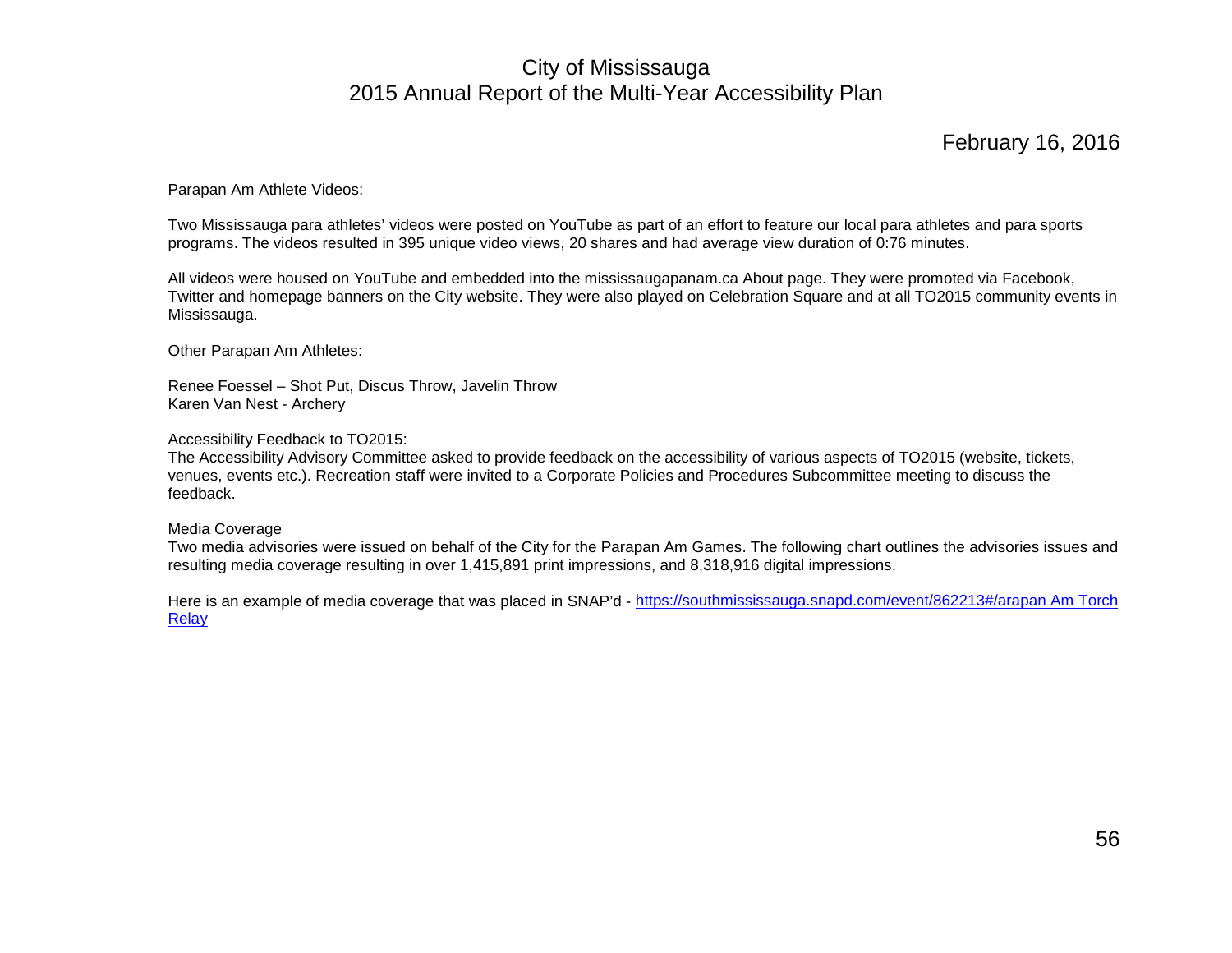Parapan Am Athlete Videos:

Two Mississauga para athletes' videos were posted on YouTube as part of an effort to feature our local para athletes and para sports programs. The videos resulted in 395 unique video views, 20 shares and had average view duration of 0:76 minutes.

All videos were housed on YouTube and embedded into the mississaugapanam.ca About page. They were promoted via Facebook, Twitter and homepage banners on the City website. They were also played on Celebration Square and at all TO2015 community events in Mississauga.

Other Parapan Am Athletes:

Renee Foessel – Shot Put, Discus Throw, Javelin Throw
Karen Van Nest - Archery

Accessibility Feedback to TO2015:
The Accessibility Advisory Committee asked to provide feedback on the accessibility of various aspects of TO2015 (website, tickets, venues, events etc.). Recreation staff were invited to a Corporate Policies and Procedures Subcommittee meeting to discuss the feedback.

Media Coverage
Two media advisories were issued on behalf of the City for the Parapan Am Games. The following chart outlines the advisories issues and resulting media coverage resulting in over 1,415,891 print impressions, and 8,318,916 digital impressions.

Here is an example of media coverage that was placed in SNAP'd - [https://southmississauga.snapd.com/event/862213#/arapan Am Torch Relay](https://southmississauga.snapd.com/event/862213#/arapan Am Torch Relay)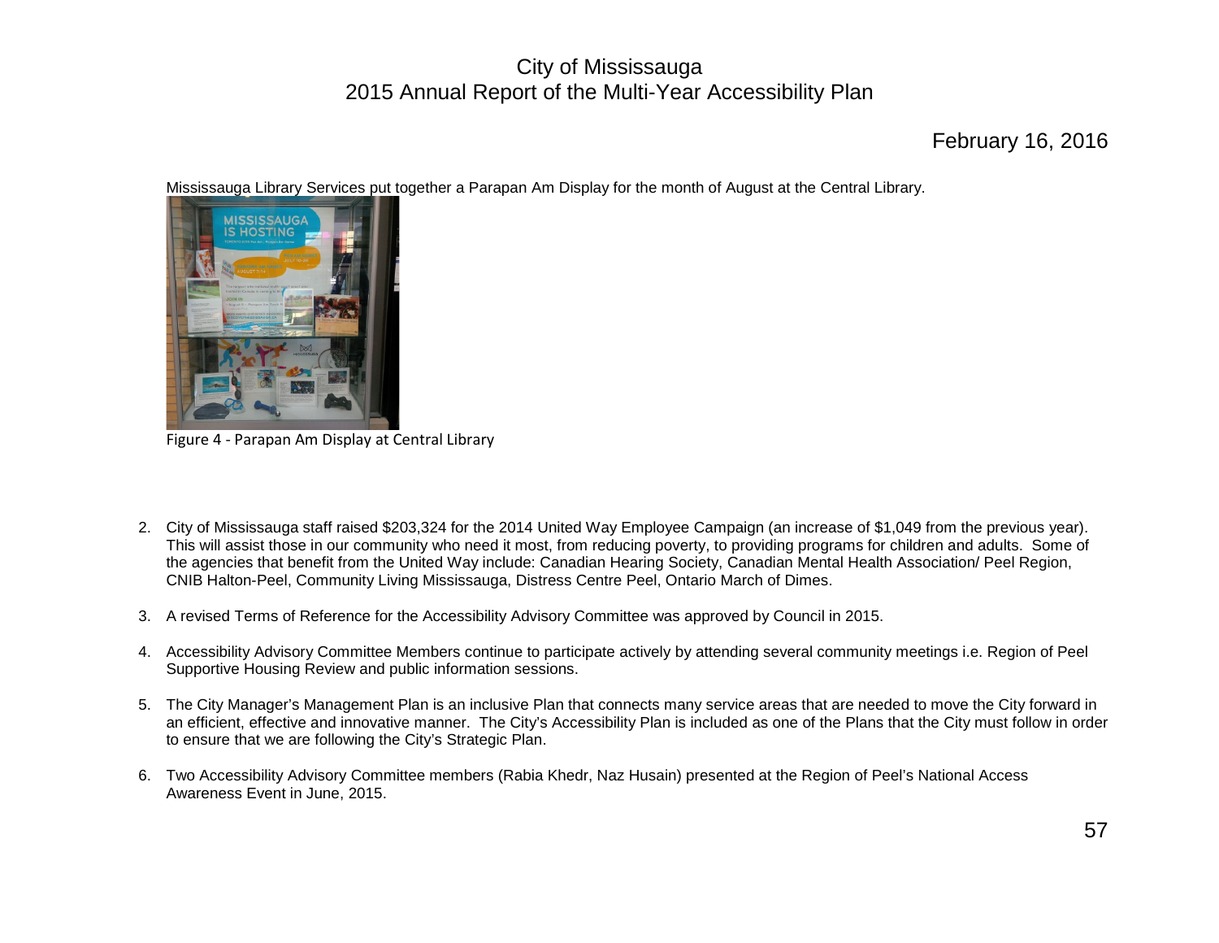Mississauga Library Services put together a Parapan Am Display for the month of August at the Central Library.

Figure 4 - Parapan Am Display at Central Library

2. City of Mississauga staff raised $203,324 for the 2014 United Way Employee Campaign (an increase of $1,049 from the previous year). This will assist those in our community who need it most, from reducing poverty, to providing programs for children and adults. Some of the agencies that benefit from the United Way include: Canadian Hearing Society, Canadian Mental Health Association/ Peel Region, CNIB Halton-Peel, Community Living Mississauga, Distress Centre Peel, Ontario March of Dimes.

3. A revised Terms of Reference for the Accessibility Advisory Committee was approved by Council in 2015.

4. Accessibility Advisory Committee Members continue to participate actively by attending several community meetings i.e. Region of Peel Supportive Housing Review and public information sessions.

5. The City Manager's Management Plan is an inclusive Plan that connects many service areas that are needed to move the City forward in an efficient, effective and innovative manner. The City's Accessibility Plan is included as one of the Plans that the City must follow in order to ensure that we are following the City's Strategic Plan.

6. Two Accessibility Advisory Committee members (Rabia Khedr, Naz Husain) presented at the Region of Peel's National Access Awareness Event in June, 2015.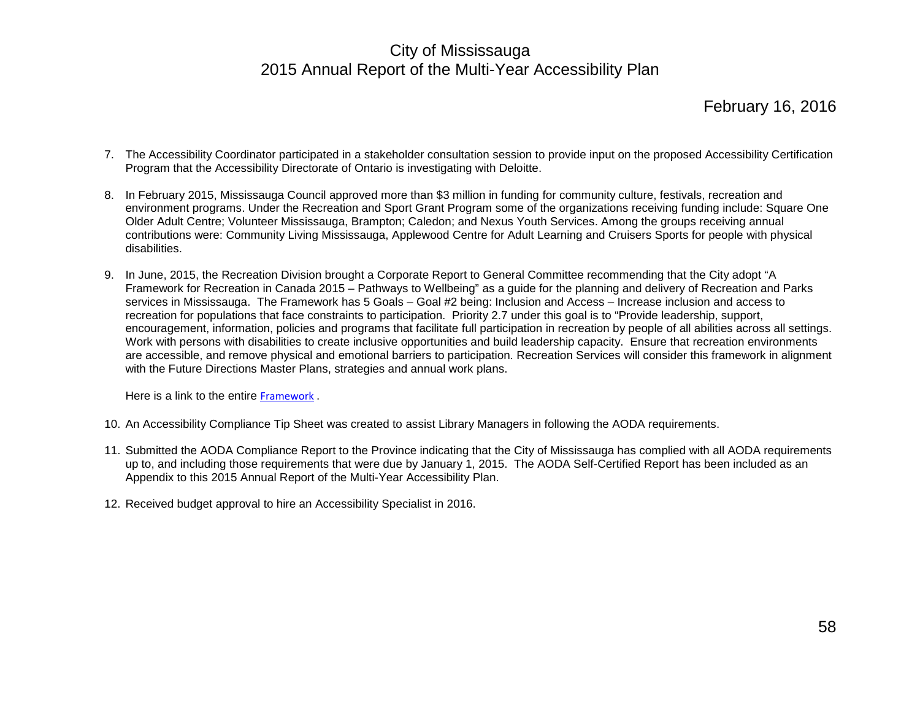7. The Accessibility Coordinator participated in a stakeholder consultation session to provide input on the proposed Accessibility Certification Program that the Accessibility Directorate of Ontario is investigating with Deloitte.

8. In February 2015, Mississauga Council approved more than $3 million in funding for community culture, festivals, recreation and environment programs. Under the Recreation and Sport Grant Program some of the organizations receiving funding include: Square One Older Adult Centre; Volunteer Mississauga, Brampton; Caledon; and Nexus Youth Services. Among the groups receiving annual contributions were: Community Living Mississauga, Applewood Centre for Adult Learning and Cruisers Sports for people with physical disabilities.

9. In June, 2015, the Recreation Division brought a Corporate Report to General Committee recommending that the City adopt "A Framework for Recreation in Canada 2015 – Pathways to Wellbeing" as a guide for the planning and delivery of Recreation and Parks services in Mississauga. The Framework has 5 Goals – Goal #2 being: Inclusion and Access – Increase inclusion and access to recreation for populations that face constraints to participation. Priority 2.7 under this goal is to "Provide leadership, support, encouragement, information, policies and programs that facilitate full participation in recreation by people of all abilities across all settings. Work with persons with disabilities to create inclusive opportunities and build leadership capacity. Ensure that recreation environments are accessible, and remove physical and emotional barriers to participation. Recreation Services will consider this framework in alignment with the Future Directions Master Plans, strategies and annual work plans.

   Here is a link to the entire Framework .

10. An Accessibility Compliance Tip Sheet was created to assist Library Managers in following the AODA requirements.

11. Submitted the AODA Compliance Report to the Province indicating that the City of Mississauga has complied with all AODA requirements up to, and including those requirements that were due by January 1, 2015. The AODA Self-Certified Report has been included as an Appendix to this 2015 Annual Report of the Multi-Year Accessibility Plan.

12. Received budget approval to hire an Accessibility Specialist in 2016.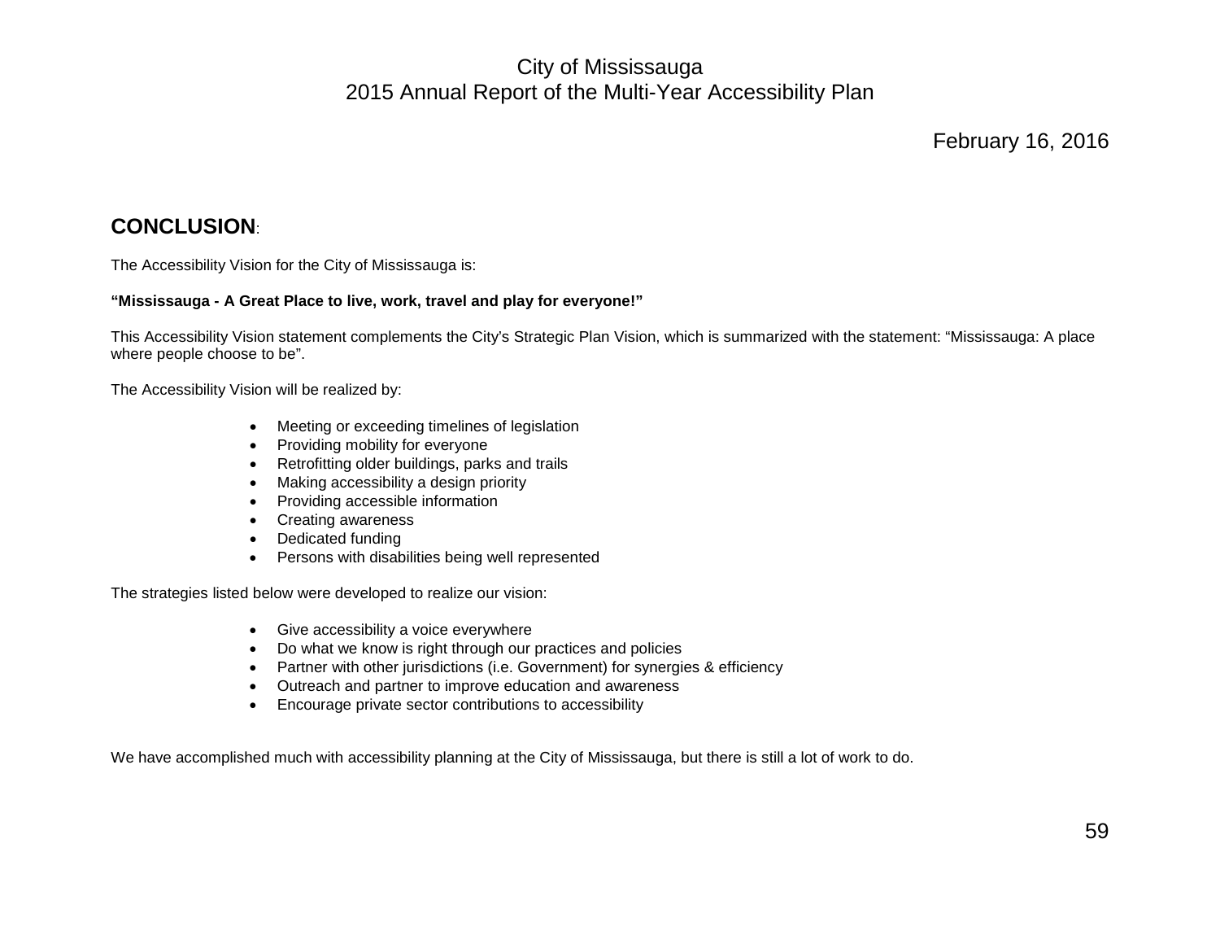## CONCLUSION:

The Accessibility Vision for the City of Mississauga is:

**"Mississauga - A Great Place to live, work, travel and play for everyone!"**

This Accessibility Vision statement complements the City's Strategic Plan Vision, which is summarized with the statement: "Mississauga: A place where people choose to be".

The Accessibility Vision will be realized by:

- Meeting or exceeding timelines of legislation
- Providing mobility for everyone
- Retrofitting older buildings, parks and trails
- Making accessibility a design priority
- Providing accessible information
- Creating awareness
- Dedicated funding
- Persons with disabilities being well represented

The strategies listed below were developed to realize our vision:

- Give accessibility a voice everywhere
- Do what we know is right through our practices and policies
- Partner with other jurisdictions (i.e. Government) for synergies & efficiency
- Outreach and partner to improve education and awareness
- Encourage private sector contributions to accessibility

We have accomplished much with accessibility planning at the City of Mississauga, but there is still a lot of work to do.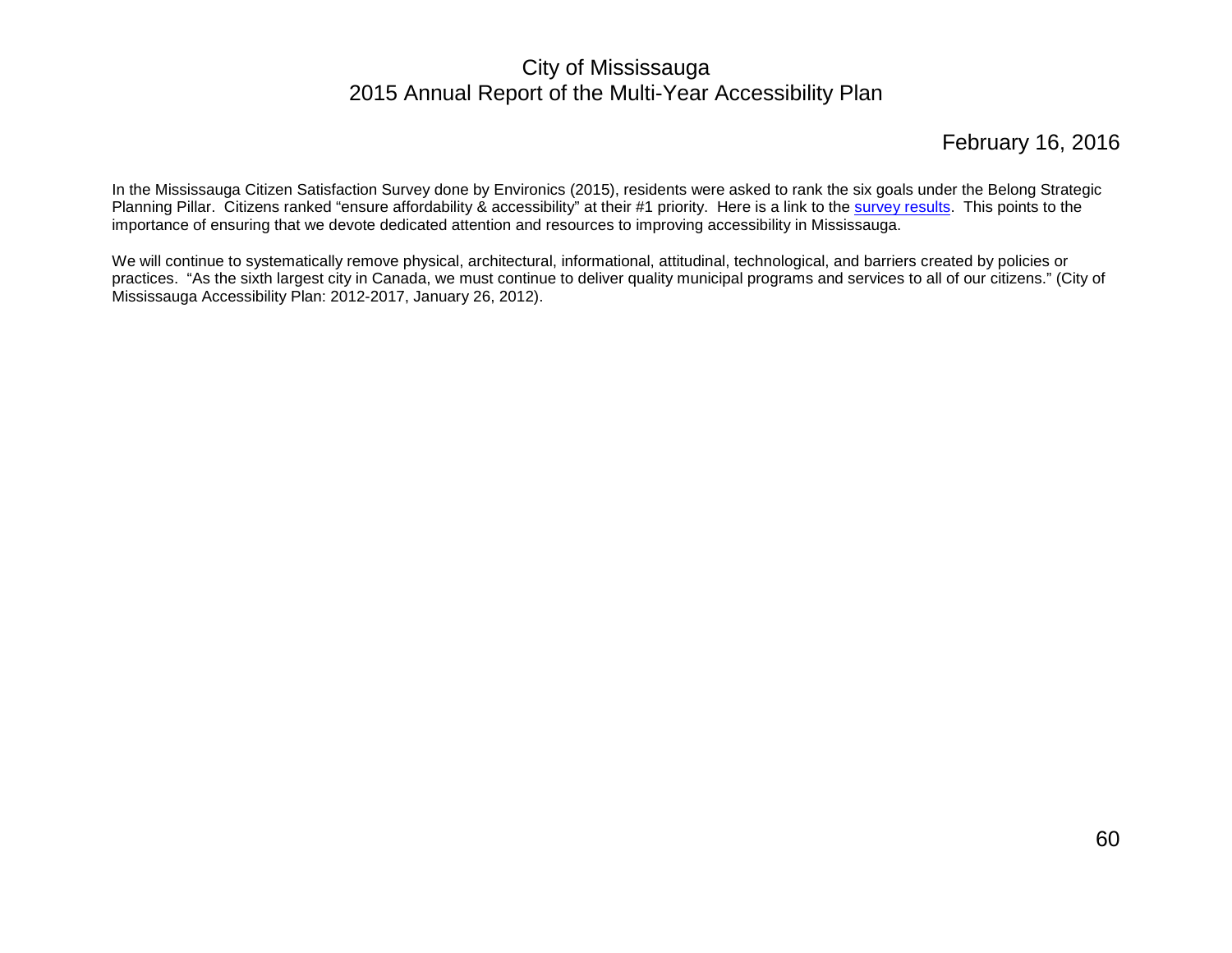February 16, 2016

In the Mississauga Citizen Satisfaction Survey done by Environics (2015), residents were asked to rank the six goals under the Belong Strategic Planning Pillar. Citizens ranked "ensure affordability & accessibility" at their #1 priority. Here is a link to the survey results. This points to the importance of ensuring that we devote dedicated attention and resources to improving accessibility in Mississauga.

We will continue to systematically remove physical, architectural, informational, attitudinal, technological, and barriers created by policies or practices. "As the sixth largest city in Canada, we must continue to deliver quality municipal programs and services to all of our citizens." (City of Mississauga Accessibility Plan: 2012-2017, January 26, 2012).